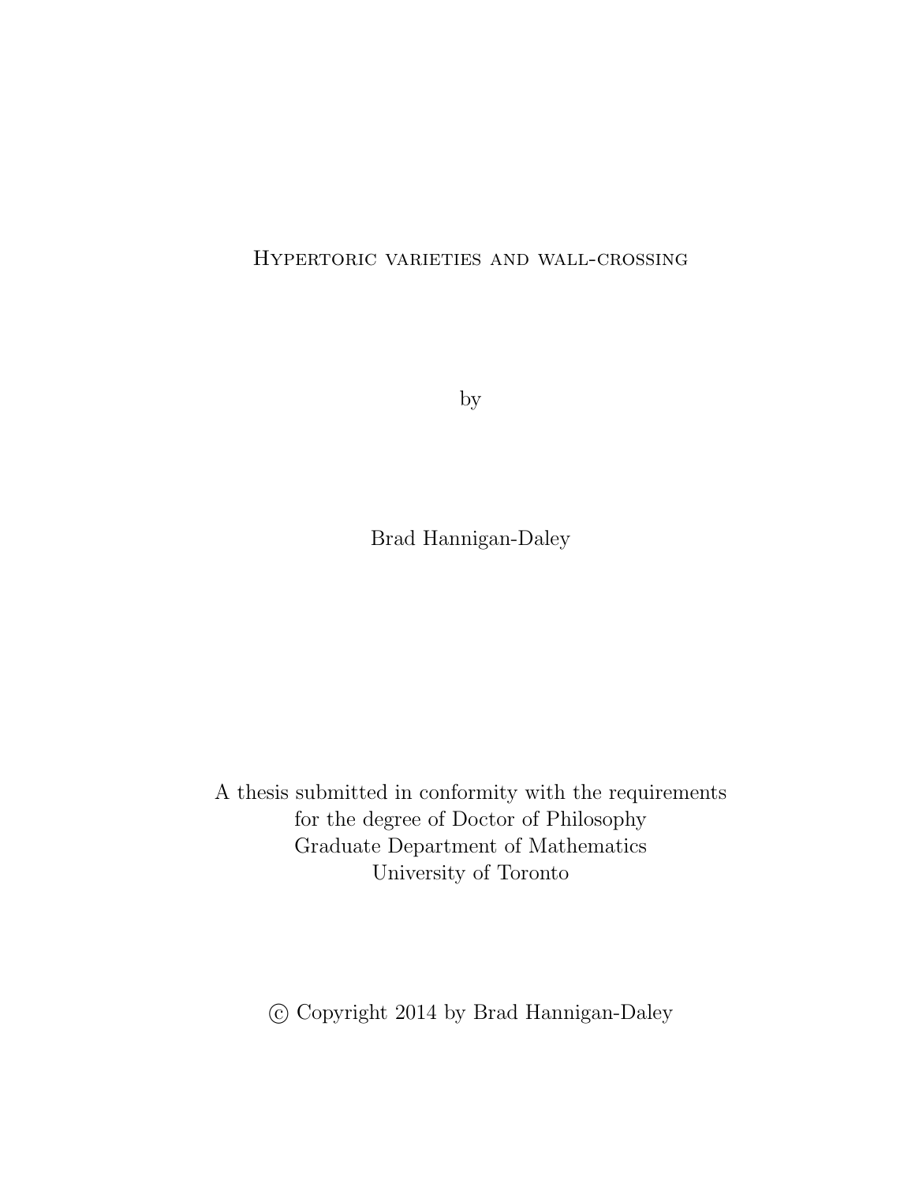# Hypertoric varieties and wall-crossing

by

Brad Hannigan-Daley

A thesis submitted in conformity with the requirements
for the degree of Doctor of Philosophy
Graduate Department of Mathematics
University of Toronto

© Copyright 2014 by Brad Hannigan-Daley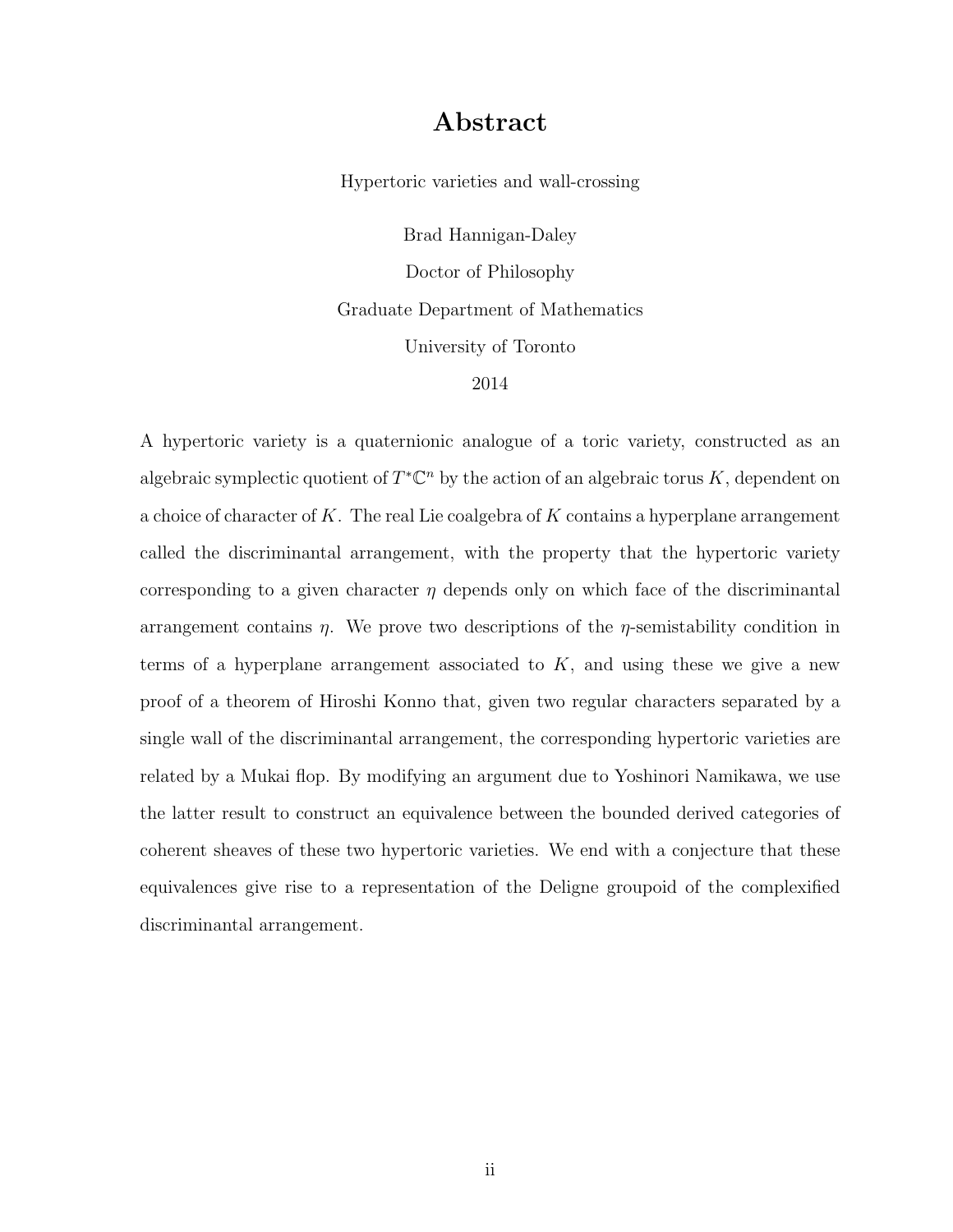# Abstract

Hypertoric varieties and wall-crossing

Brad Hannigan-Daley

Doctor of Philosophy

Graduate Department of Mathematics

University of Toronto

2014

A hypertoric variety is a quaternionic analogue of a toric variety, constructed as an algebraic symplectic quotient of $T^*\mathbb{C}^n$ by the action of an algebraic torus $K$, dependent on a choice of character of $K$. The real Lie coalgebra of $K$ contains a hyperplane arrangement called the discriminantal arrangement, with the property that the hypertoric variety corresponding to a given character $\eta$ depends only on which face of the discriminantal arrangement contains $\eta$. We prove two descriptions of the $\eta$-semistability condition in terms of a hyperplane arrangement associated to $K$, and using these we give a new proof of a theorem of Hiroshi Konno that, given two regular characters separated by a single wall of the discriminantal arrangement, the corresponding hypertoric varieties are related by a Mukai flop. By modifying an argument due to Yoshinori Namikawa, we use the latter result to construct an equivalence between the bounded derived categories of coherent sheaves of these two hypertoric varieties. We end with a conjecture that these equivalences give rise to a representation of the Deligne groupoid of the complexified discriminantal arrangement.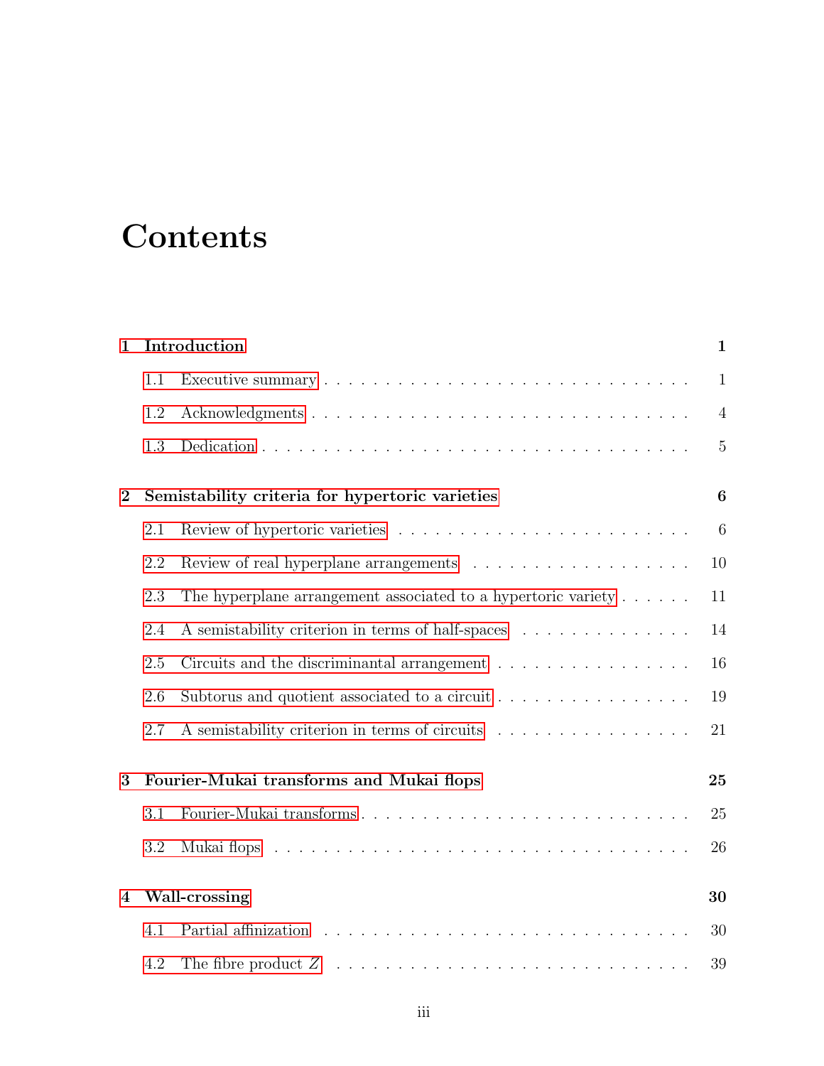# Contents

**1 Introduction** — **1**

- 1.1 Executive summary — 1
- 1.2 Acknowledgments — 4
- 1.3 Dedication — 5

**2 Semistability criteria for hypertoric varieties** — **6**

- 2.1 Review of hypertoric varieties — 6
- 2.2 Review of real hyperplane arrangements — 10
- 2.3 The hyperplane arrangement associated to a hypertoric variety — 11
- 2.4 A semistability criterion in terms of half-spaces — 14
- 2.5 Circuits and the discriminantal arrangement — 16
- 2.6 Subtorus and quotient associated to a circuit — 19
- 2.7 A semistability criterion in terms of circuits — 21

**3 Fourier-Mukai transforms and Mukai flops** — **25**

- 3.1 Fourier-Mukai transforms — 25
- 3.2 Mukai flops — 26

**4 Wall-crossing** — **30**

- 4.1 Partial affinization — 30
- 4.2 The fibre product $Z$ — 39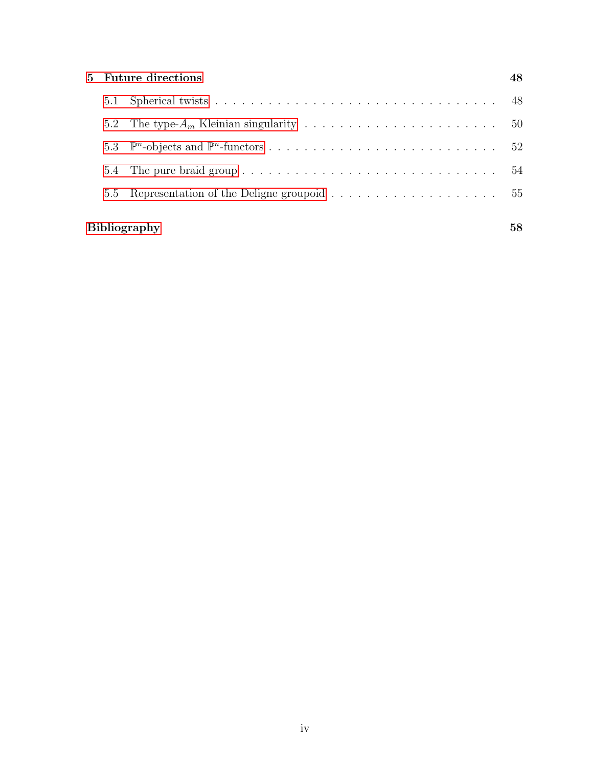**5 Future directions** **48**

5.1 Spherical twists . . . . . . . . . . . . . . . . . . . . . . . . . . . . . . . . . 48

5.2 The type-$A_m$ Kleinian singularity . . . . . . . . . . . . . . . . . . . . . . 50

5.3 $\mathbb{P}^n$-objects and $\mathbb{P}^n$-functors . . . . . . . . . . . . . . . . . . . . . . . . . . . 52

5.4 The pure braid group . . . . . . . . . . . . . . . . . . . . . . . . . . . . . . 54

5.5 Representation of the Deligne groupoid . . . . . . . . . . . . . . . . . . . . 55

**Bibliography** **58**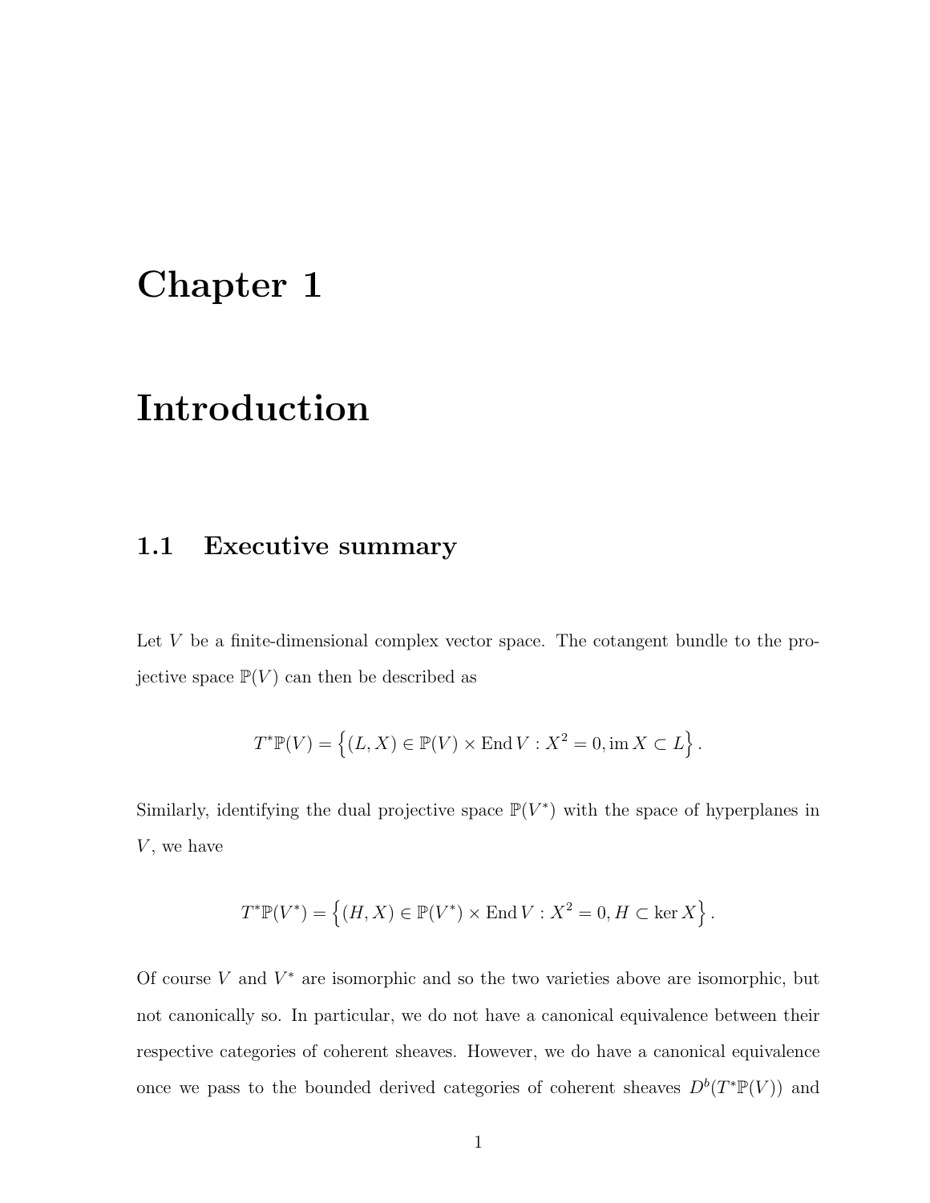# Chapter 1

# Introduction

## 1.1 Executive summary

Let $V$ be a finite-dimensional complex vector space. The cotangent bundle to the projective space $\mathbb{P}(V)$ can then be described as

$$T^*\mathbb{P}(V) = \Big\{(L, X) \in \mathbb{P}(V) \times \operatorname{End} V : X^2 = 0, \operatorname{im} X \subset L\Big\}.$$

Similarly, identifying the dual projective space $\mathbb{P}(V^*)$ with the space of hyperplanes in $V$, we have

$$T^*\mathbb{P}(V^*) = \Big\{(H, X) \in \mathbb{P}(V^*) \times \operatorname{End} V : X^2 = 0, H \subset \ker X\Big\}.$$

Of course $V$ and $V^*$ are isomorphic and so the two varieties above are isomorphic, but not canonically so. In particular, we do not have a canonical equivalence between their respective categories of coherent sheaves. However, we do have a canonical equivalence once we pass to the bounded derived categories of coherent sheaves $D^b(T^*\mathbb{P}(V))$ and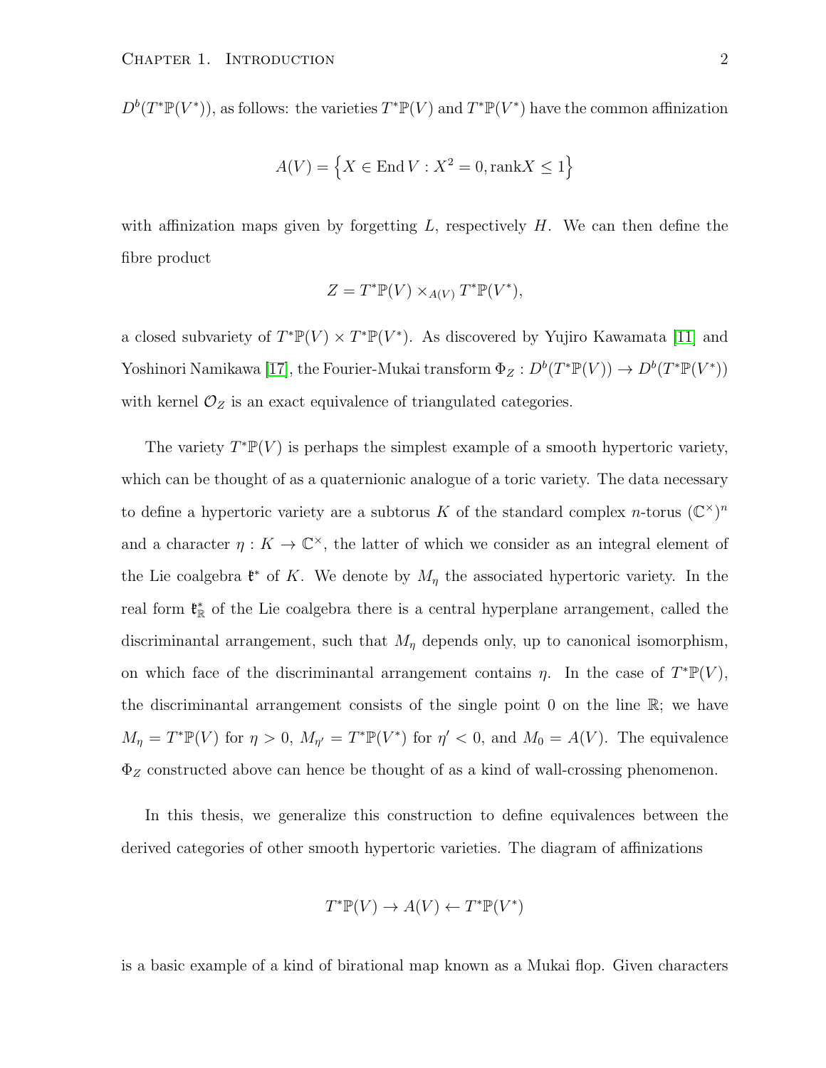$D^b(T^*\mathbb{P}(V^*))$, as follows: the varieties $T^*\mathbb{P}(V)$ and $T^*\mathbb{P}(V^*)$ have the common affinization

$$A(V) = \Big\{X \in \operatorname{End} V : X^2 = 0, \operatorname{rank} X \leq 1\Big\}$$

with affinization maps given by forgetting $L$, respectively $H$. We can then define the fibre product

$$Z = T^*\mathbb{P}(V) \times_{A(V)} T^*\mathbb{P}(V^*),$$

a closed subvariety of $T^*\mathbb{P}(V) \times T^*\mathbb{P}(V^*)$. As discovered by Yujiro Kawamata [11] and Yoshinori Namikawa [17], the Fourier-Mukai transform $\Phi_Z : D^b(T^*\mathbb{P}(V)) \to D^b(T^*\mathbb{P}(V^*))$ with kernel $\mathcal{O}_Z$ is an exact equivalence of triangulated categories.

The variety $T^*\mathbb{P}(V)$ is perhaps the simplest example of a smooth hypertoric variety, which can be thought of as a quaternionic analogue of a toric variety. The data necessary to define a hypertoric variety are a subtorus $K$ of the standard complex $n$-torus $(\mathbb{C}^\times)^n$ and a character $\eta : K \to \mathbb{C}^\times$, the latter of which we consider as an integral element of the Lie coalgebra $\mathfrak{k}^*$ of $K$. We denote by $M_\eta$ the associated hypertoric variety. In the real form $\mathfrak{k}^*_{\mathbb{R}}$ of the Lie coalgebra there is a central hyperplane arrangement, called the discriminantal arrangement, such that $M_\eta$ depends only, up to canonical isomorphism, on which face of the discriminantal arrangement contains $\eta$. In the case of $T^*\mathbb{P}(V)$, the discriminantal arrangement consists of the single point 0 on the line $\mathbb{R}$; we have $M_\eta = T^*\mathbb{P}(V)$ for $\eta > 0$, $M_{\eta'} = T^*\mathbb{P}(V^*)$ for $\eta' < 0$, and $M_0 = A(V)$. The equivalence $\Phi_Z$ constructed above can hence be thought of as a kind of wall-crossing phenomenon.

In this thesis, we generalize this construction to define equivalences between the derived categories of other smooth hypertoric varieties. The diagram of affinizations

$$T^*\mathbb{P}(V) \to A(V) \leftarrow T^*\mathbb{P}(V^*)$$

is a basic example of a kind of birational map known as a Mukai flop. Given characters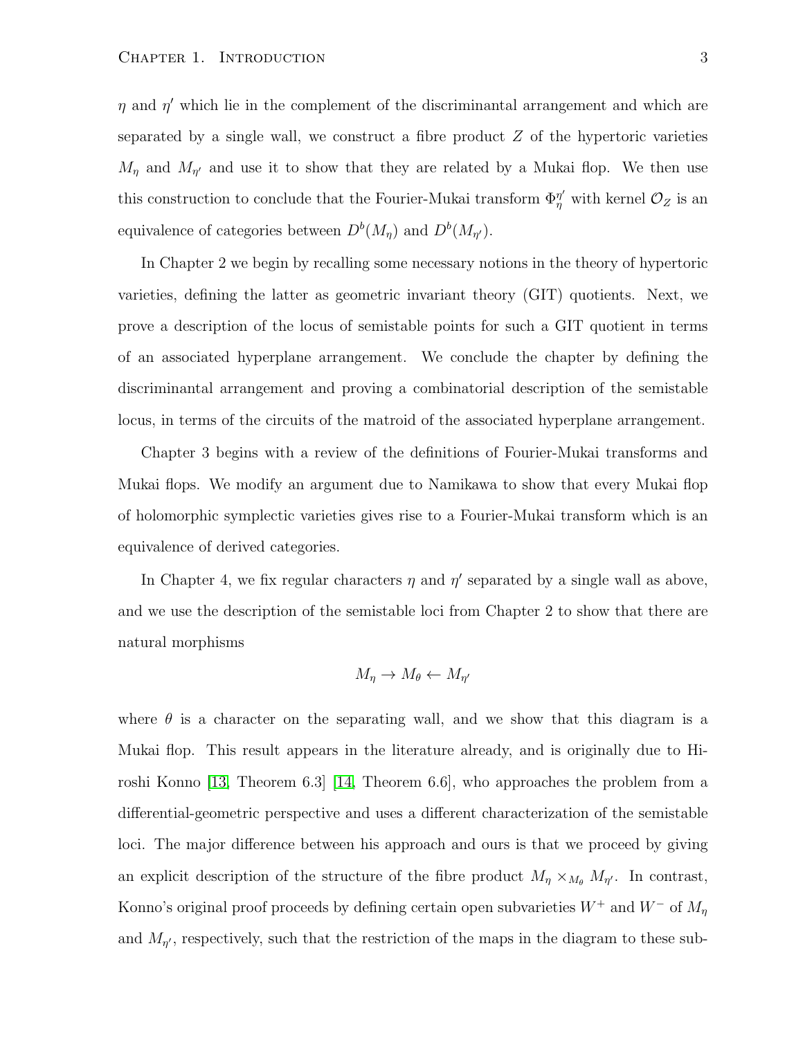$\eta$ and $\eta'$ which lie in the complement of the discriminantal arrangement and which are separated by a single wall, we construct a fibre product $Z$ of the hypertoric varieties $M_\eta$ and $M_{\eta'}$ and use it to show that they are related by a Mukai flop. We then use this construction to conclude that the Fourier-Mukai transform $\Phi_\eta^{\eta'}$ with kernel $\mathcal{O}_Z$ is an equivalence of categories between $D^b(M_\eta)$ and $D^b(M_{\eta'})$.

In Chapter 2 we begin by recalling some necessary notions in the theory of hypertoric varieties, defining the latter as geometric invariant theory (GIT) quotients. Next, we prove a description of the locus of semistable points for such a GIT quotient in terms of an associated hyperplane arrangement. We conclude the chapter by defining the discriminantal arrangement and proving a combinatorial description of the semistable locus, in terms of the circuits of the matroid of the associated hyperplane arrangement.

Chapter 3 begins with a review of the definitions of Fourier-Mukai transforms and Mukai flops. We modify an argument due to Namikawa to show that every Mukai flop of holomorphic symplectic varieties gives rise to a Fourier-Mukai transform which is an equivalence of derived categories.

In Chapter 4, we fix regular characters $\eta$ and $\eta'$ separated by a single wall as above, and we use the description of the semistable loci from Chapter 2 to show that there are natural morphisms

$$M_\eta \to M_\theta \leftarrow M_{\eta'}$$

where $\theta$ is a character on the separating wall, and we show that this diagram is a Mukai flop. This result appears in the literature already, and is originally due to Hiroshi Konno [13, Theorem 6.3] [14, Theorem 6.6], who approaches the problem from a differential-geometric perspective and uses a different characterization of the semistable loci. The major difference between his approach and ours is that we proceed by giving an explicit description of the structure of the fibre product $M_\eta \times_{M_\theta} M_{\eta'}$. In contrast, Konno's original proof proceeds by defining certain open subvarieties $W^+$ and $W^-$ of $M_\eta$ and $M_{\eta'}$, respectively, such that the restriction of the maps in the diagram to these sub-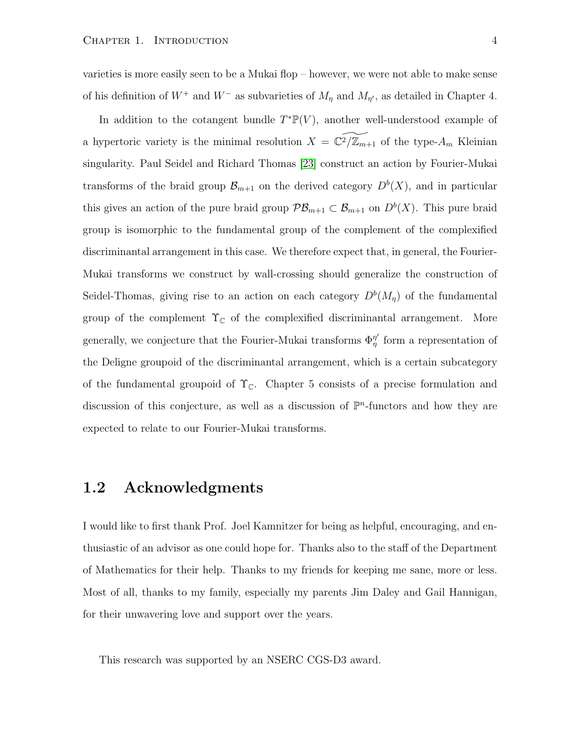varieties is more easily seen to be a Mukai flop – however, we were not able to make sense of his definition of $W^+$ and $W^-$ as subvarieties of $M_\eta$ and $M_{\eta'}$, as detailed in Chapter 4.

In addition to the cotangent bundle $T^*\mathbb{P}(V)$, another well-understood example of a hypertoric variety is the minimal resolution $X = \widetilde{\mathbb{C}^2/\mathbb{Z}_{m+1}}$ of the type-$A_m$ Kleinian singularity. Paul Seidel and Richard Thomas [23] construct an action by Fourier-Mukai transforms of the braid group $\mathcal{B}_{m+1}$ on the derived category $D^b(X)$, and in particular this gives an action of the pure braid group $\mathcal{PB}_{m+1} \subset \mathcal{B}_{m+1}$ on $D^b(X)$. This pure braid group is isomorphic to the fundamental group of the complement of the complexified discriminantal arrangement in this case. We therefore expect that, in general, the Fourier-Mukai transforms we construct by wall-crossing should generalize the construction of Seidel-Thomas, giving rise to an action on each category $D^b(M_\eta)$ of the fundamental group of the complement $\Upsilon_\mathbb{C}$ of the complexified discriminantal arrangement. More generally, we conjecture that the Fourier-Mukai transforms $\Phi_\eta^{\eta'}$ form a representation of the Deligne groupoid of the discriminantal arrangement, which is a certain subcategory of the fundamental groupoid of $\Upsilon_\mathbb{C}$. Chapter 5 consists of a precise formulation and discussion of this conjecture, as well as a discussion of $\mathbb{P}^n$-functors and how they are expected to relate to our Fourier-Mukai transforms.

## 1.2 Acknowledgments

I would like to first thank Prof. Joel Kamnitzer for being as helpful, encouraging, and enthusiastic of an advisor as one could hope for. Thanks also to the staff of the Department of Mathematics for their help. Thanks to my friends for keeping me sane, more or less. Most of all, thanks to my family, especially my parents Jim Daley and Gail Hannigan, for their unwavering love and support over the years.

This research was supported by an NSERC CGS-D3 award.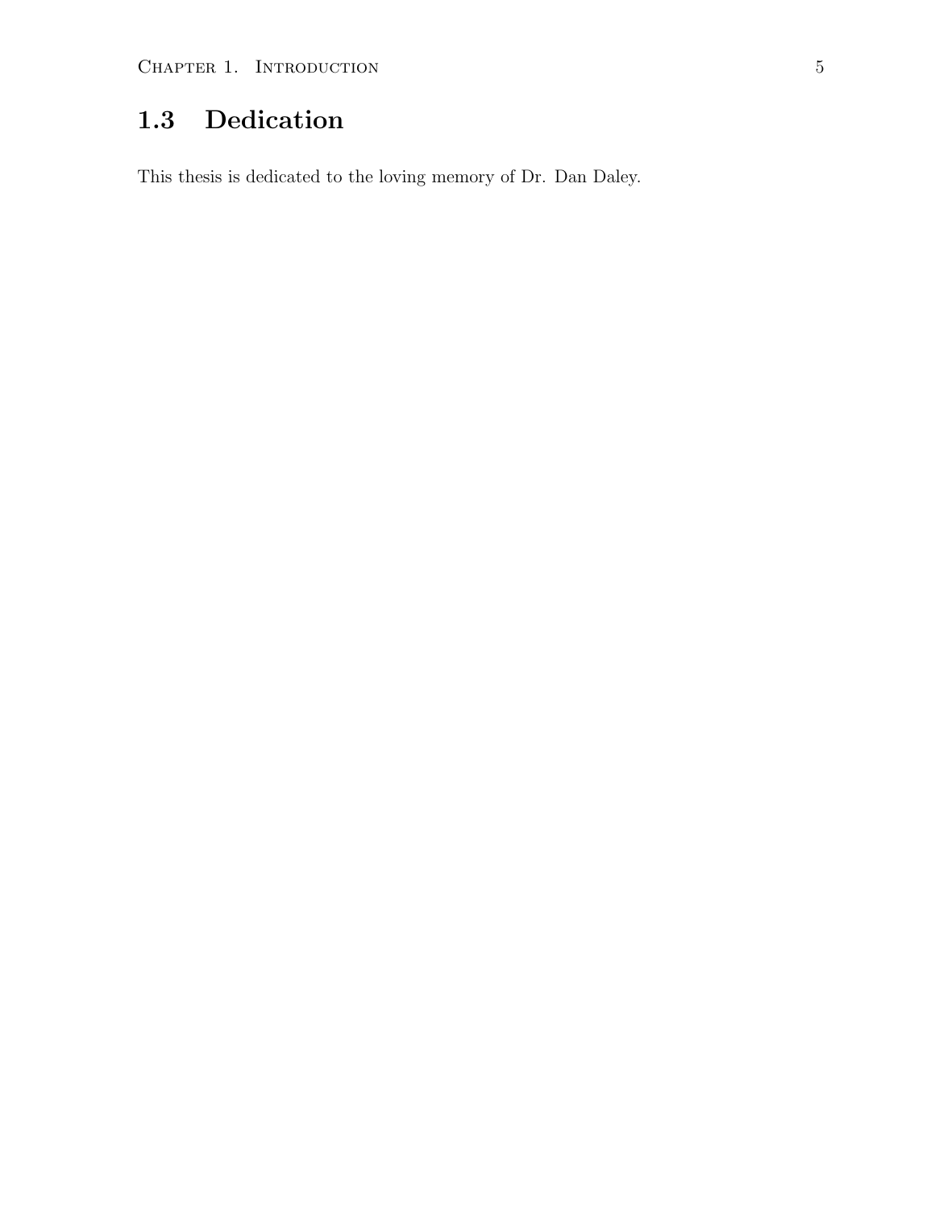## 1.3 Dedication

This thesis is dedicated to the loving memory of Dr. Dan Daley.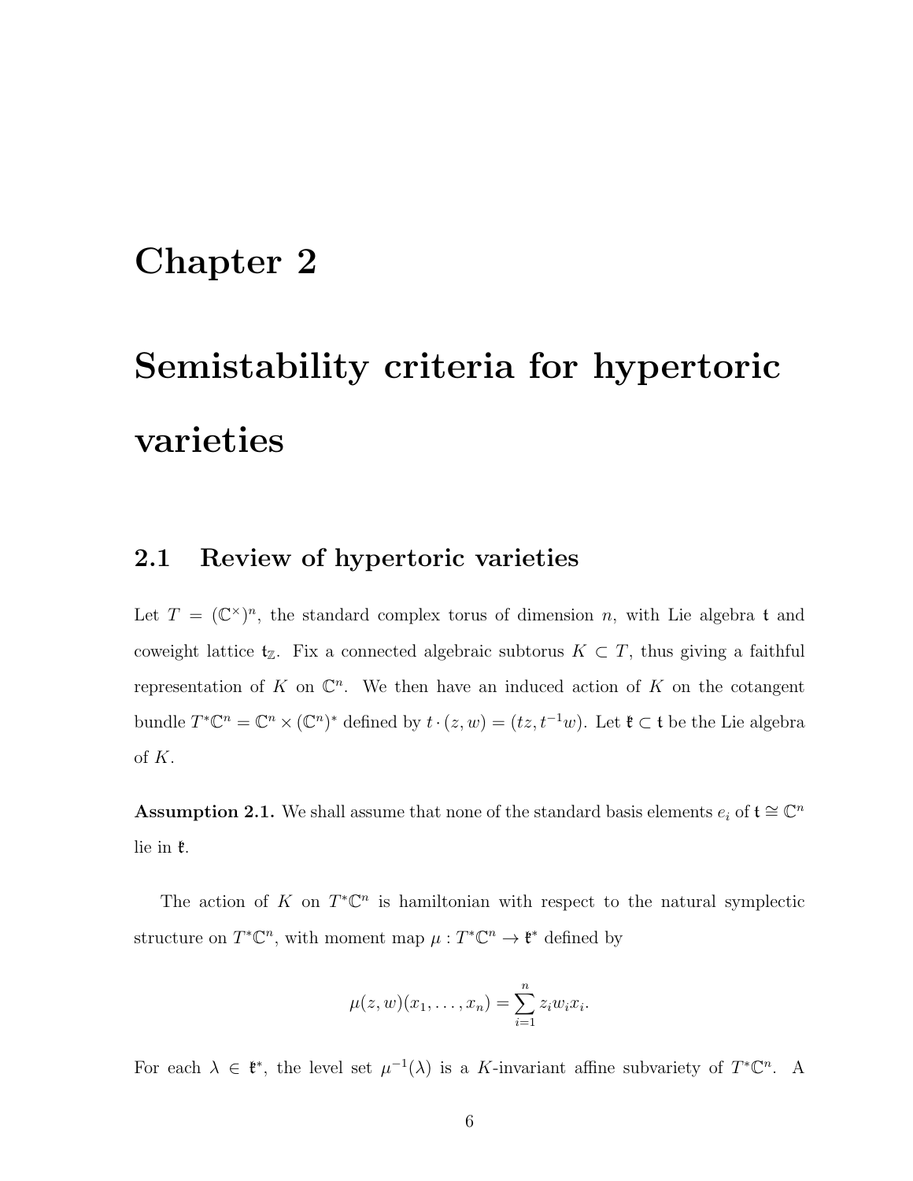# Chapter 2

# Semistability criteria for hypertoric varieties

## 2.1 Review of hypertoric varieties

Let $T = (\mathbb{C}^\times)^n$, the standard complex torus of dimension $n$, with Lie algebra $\mathfrak{t}$ and coweight lattice $\mathfrak{t}_\mathbb{Z}$. Fix a connected algebraic subtorus $K \subset T$, thus giving a faithful representation of $K$ on $\mathbb{C}^n$. We then have an induced action of $K$ on the cotangent bundle $T^*\mathbb{C}^n = \mathbb{C}^n \times (\mathbb{C}^n)^*$ defined by $t \cdot (z, w) = (tz, t^{-1}w)$. Let $\mathfrak{k} \subset \mathfrak{t}$ be the Lie algebra of $K$.

**Assumption 2.1.** We shall assume that none of the standard basis elements $e_i$ of $\mathfrak{t} \cong \mathbb{C}^n$ lie in $\mathfrak{k}$.

The action of $K$ on $T^*\mathbb{C}^n$ is hamiltonian with respect to the natural symplectic structure on $T^*\mathbb{C}^n$, with moment map $\mu : T^*\mathbb{C}^n \to \mathfrak{k}^*$ defined by

$$\mu(z, w)(x_1, \ldots, x_n) = \sum_{i=1}^{n} z_i w_i x_i.$$

For each $\lambda \in \mathfrak{k}^*$, the level set $\mu^{-1}(\lambda)$ is a $K$-invariant affine subvariety of $T^*\mathbb{C}^n$. A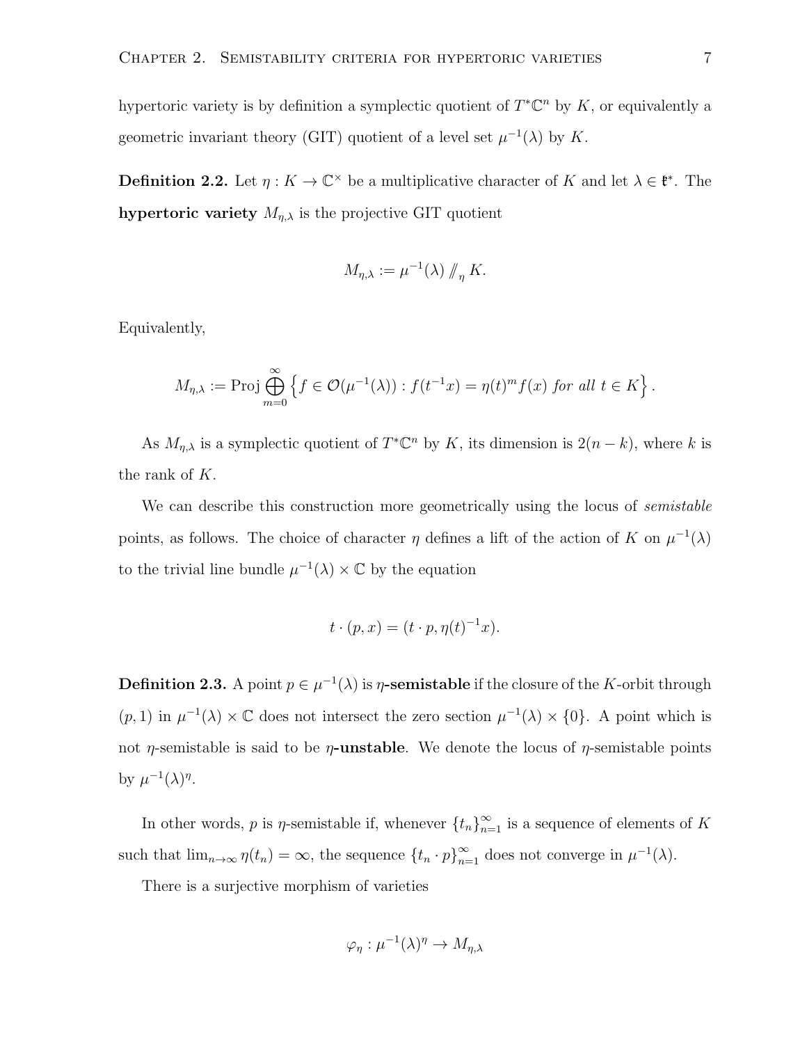hypertoric variety is by definition a symplectic quotient of $T^*\mathbb{C}^n$ by $K$, or equivalently a geometric invariant theory (GIT) quotient of a level set $\mu^{-1}(\lambda)$ by $K$.

**Definition 2.2.** Let $\eta : K \to \mathbb{C}^\times$ be a multiplicative character of $K$ and let $\lambda \in \mathfrak{k}^*$. The **hypertoric variety** $M_{\eta,\lambda}$ is the projective GIT quotient

$$M_{\eta,\lambda} := \mu^{-1}(\lambda) \mathbin{/\!\!/}_\eta K.$$

Equivalently,

$$M_{\eta,\lambda} := \operatorname{Proj} \bigoplus_{m=0}^{\infty} \left\{ f \in \mathcal{O}(\mu^{-1}(\lambda)) : f(t^{-1}x) = \eta(t)^m f(x) \textit{ for all } t \in K \right\}.$$

As $M_{\eta,\lambda}$ is a symplectic quotient of $T^*\mathbb{C}^n$ by $K$, its dimension is $2(n-k)$, where $k$ is the rank of $K$.

We can describe this construction more geometrically using the locus of *semistable* points, as follows. The choice of character $\eta$ defines a lift of the action of $K$ on $\mu^{-1}(\lambda)$ to the trivial line bundle $\mu^{-1}(\lambda) \times \mathbb{C}$ by the equation

$$t \cdot (p, x) = (t \cdot p, \eta(t)^{-1} x).$$

**Definition 2.3.** A point $p \in \mu^{-1}(\lambda)$ is $\eta$**-semistable** if the closure of the $K$-orbit through $(p, 1)$ in $\mu^{-1}(\lambda) \times \mathbb{C}$ does not intersect the zero section $\mu^{-1}(\lambda) \times \{0\}$. A point which is not $\eta$-semistable is said to be $\eta$**-unstable**. We denote the locus of $\eta$-semistable points by $\mu^{-1}(\lambda)^\eta$.

In other words, $p$ is $\eta$-semistable if, whenever $\{t_n\}_{n=1}^\infty$ is a sequence of elements of $K$ such that $\lim_{n\to\infty} \eta(t_n) = \infty$, the sequence $\{t_n \cdot p\}_{n=1}^\infty$ does not converge in $\mu^{-1}(\lambda)$.

There is a surjective morphism of varieties

$$\varphi_\eta : \mu^{-1}(\lambda)^\eta \to M_{\eta,\lambda}$$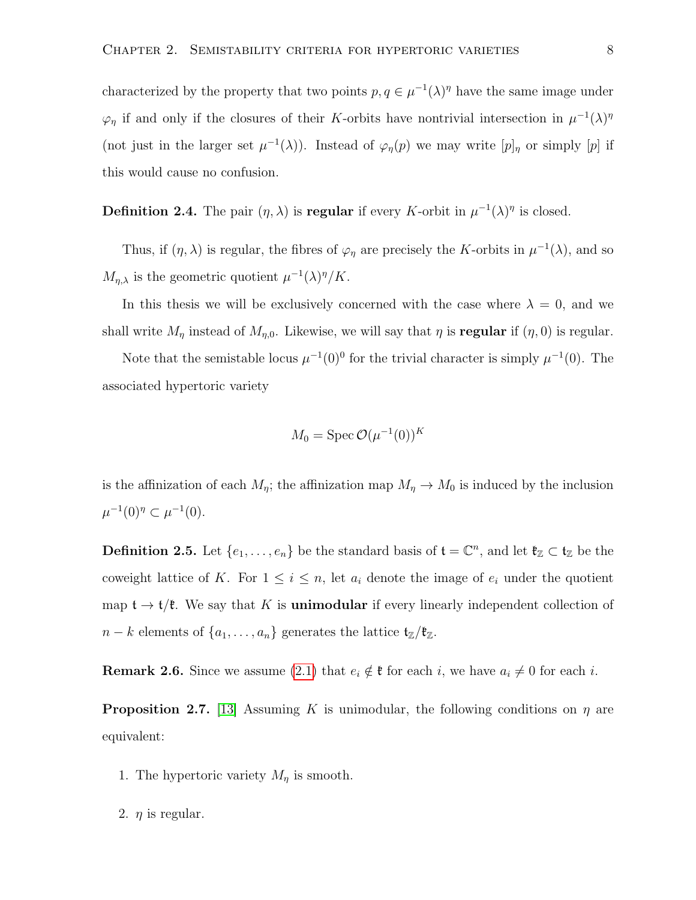characterized by the property that two points $p, q \in \mu^{-1}(\lambda)^\eta$ have the same image under $\varphi_\eta$ if and only if the closures of their $K$-orbits have nontrivial intersection in $\mu^{-1}(\lambda)^\eta$ (not just in the larger set $\mu^{-1}(\lambda)$). Instead of $\varphi_\eta(p)$ we may write $[p]_\eta$ or simply $[p]$ if this would cause no confusion.

**Definition 2.4.** The pair $(\eta, \lambda)$ is **regular** if every $K$-orbit in $\mu^{-1}(\lambda)^\eta$ is closed.

Thus, if $(\eta, \lambda)$ is regular, the fibres of $\varphi_\eta$ are precisely the $K$-orbits in $\mu^{-1}(\lambda)$, and so $M_{\eta,\lambda}$ is the geometric quotient $\mu^{-1}(\lambda)^\eta / K$.

In this thesis we will be exclusively concerned with the case where $\lambda = 0$, and we shall write $M_\eta$ instead of $M_{\eta,0}$. Likewise, we will say that $\eta$ is **regular** if $(\eta, 0)$ is regular.

Note that the semistable locus $\mu^{-1}(0)^0$ for the trivial character is simply $\mu^{-1}(0)$. The associated hypertoric variety

$$M_0 = \operatorname{Spec} \mathcal{O}(\mu^{-1}(0))^K$$

is the affinization of each $M_\eta$; the affinization map $M_\eta \to M_0$ is induced by the inclusion $\mu^{-1}(0)^\eta \subset \mu^{-1}(0)$.

**Definition 2.5.** Let $\{e_1, \ldots, e_n\}$ be the standard basis of $\mathfrak{t} = \mathbb{C}^n$, and let $\mathfrak{k}_\mathbb{Z} \subset \mathfrak{t}_\mathbb{Z}$ be the coweight lattice of $K$. For $1 \leq i \leq n$, let $a_i$ denote the image of $e_i$ under the quotient map $\mathfrak{t} \to \mathfrak{t}/\mathfrak{k}$. We say that $K$ is **unimodular** if every linearly independent collection of $n - k$ elements of $\{a_1, \ldots, a_n\}$ generates the lattice $\mathfrak{t}_\mathbb{Z}/\mathfrak{k}_\mathbb{Z}$.

**Remark 2.6.** Since we assume (2.1) that $e_i \notin \mathfrak{k}$ for each $i$, we have $a_i \neq 0$ for each $i$.

**Proposition 2.7.** [13] Assuming $K$ is unimodular, the following conditions on $\eta$ are equivalent:

1. The hypertoric variety $M_\eta$ is smooth.

2. $\eta$ is regular.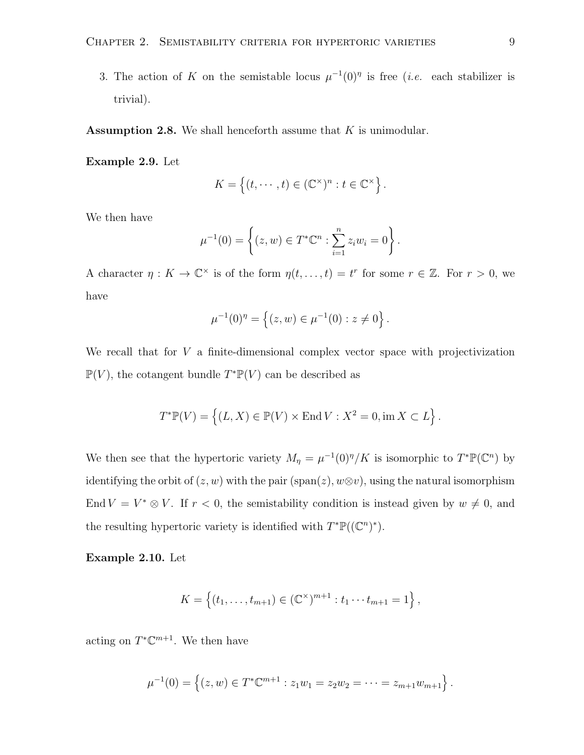3. The action of $K$ on the semistable locus $\mu^{-1}(0)^\eta$ is free (*i.e.* each stabilizer is trivial).

**Assumption 2.8.** We shall henceforth assume that $K$ is unimodular.

**Example 2.9.** Let

$$K = \left\{(t, \cdots, t) \in (\mathbb{C}^\times)^n : t \in \mathbb{C}^\times\right\}.$$

We then have

$$\mu^{-1}(0) = \left\{(z, w) \in T^*\mathbb{C}^n : \sum_{i=1}^n z_i w_i = 0\right\}.$$

A character $\eta : K \to \mathbb{C}^\times$ is of the form $\eta(t, \ldots, t) = t^r$ for some $r \in \mathbb{Z}$. For $r > 0$, we have

$$\mu^{-1}(0)^\eta = \left\{(z, w) \in \mu^{-1}(0) : z \neq 0\right\}.$$

We recall that for $V$ a finite-dimensional complex vector space with projectivization $\mathbb{P}(V)$, the cotangent bundle $T^*\mathbb{P}(V)$ can be described as

$$T^*\mathbb{P}(V) = \left\{(L, X) \in \mathbb{P}(V) \times \operatorname{End} V : X^2 = 0, \operatorname{im} X \subset L\right\}.$$

We then see that the hypertoric variety $M_\eta = \mu^{-1}(0)^\eta / K$ is isomorphic to $T^*\mathbb{P}(\mathbb{C}^n)$ by identifying the orbit of $(z, w)$ with the pair $(\operatorname{span}(z), w \otimes v)$, using the natural isomorphism $\operatorname{End} V = V^* \otimes V$. If $r < 0$, the semistability condition is instead given by $w \neq 0$, and the resulting hypertoric variety is identified with $T^*\mathbb{P}((\mathbb{C}^n)^*)$.

**Example 2.10.** Let

$$K = \left\{(t_1, \ldots, t_{m+1}) \in (\mathbb{C}^\times)^{m+1} : t_1 \cdots t_{m+1} = 1\right\},$$

acting on $T^*\mathbb{C}^{m+1}$. We then have

$$\mu^{-1}(0) = \left\{(z, w) \in T^*\mathbb{C}^{m+1} : z_1 w_1 = z_2 w_2 = \cdots = z_{m+1} w_{m+1}\right\}.$$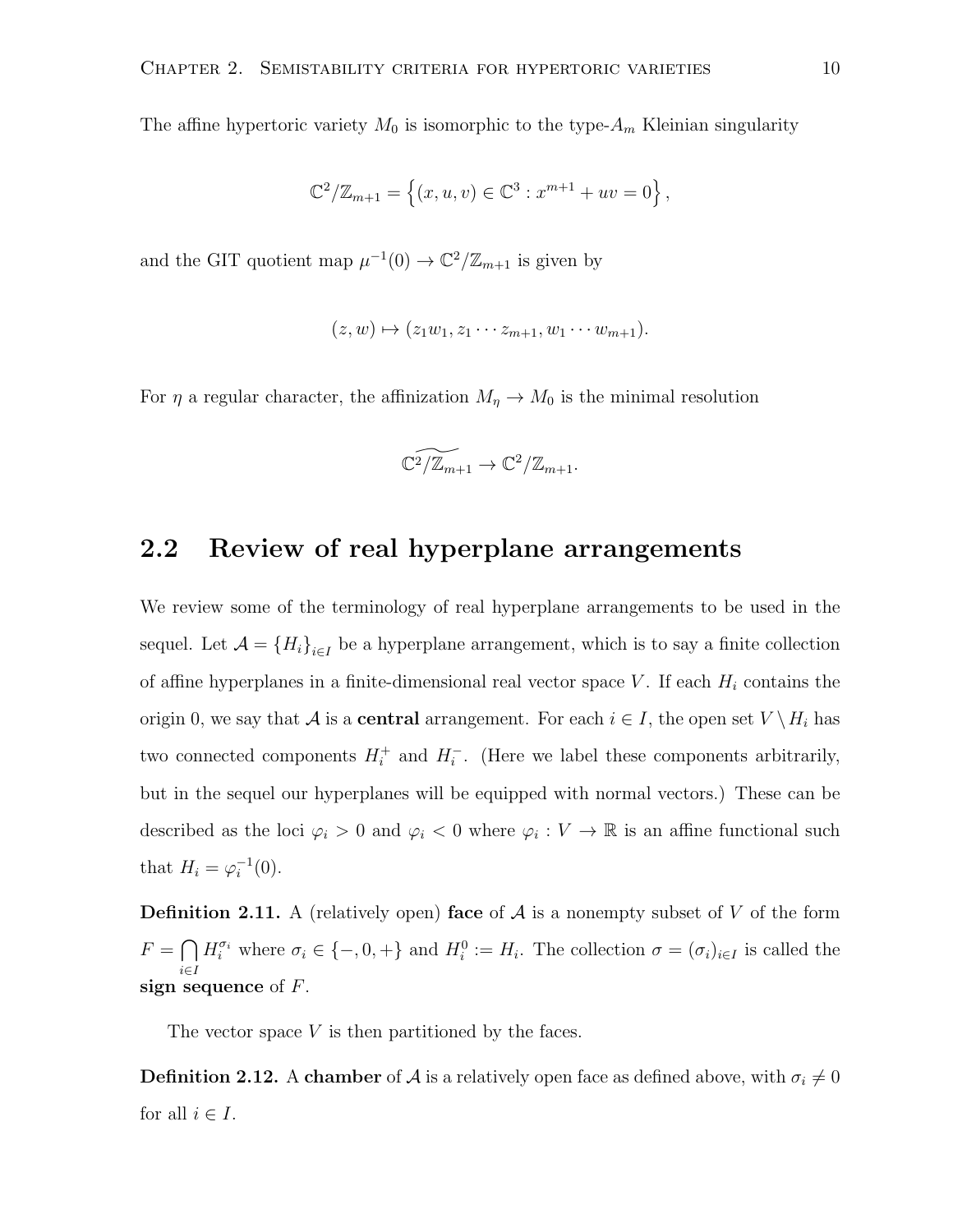The affine hypertoric variety $M_0$ is isomorphic to the type-$A_m$ Kleinian singularity

$$\mathbb{C}^2/\mathbb{Z}_{m+1} = \left\{(x, u, v) \in \mathbb{C}^3 : x^{m+1} + uv = 0\right\},$$

and the GIT quotient map $\mu^{-1}(0) \to \mathbb{C}^2/\mathbb{Z}_{m+1}$ is given by

$$(z, w) \mapsto (z_1 w_1, z_1 \cdots z_{m+1}, w_1 \cdots w_{m+1}).$$

For $\eta$ a regular character, the affinization $M_\eta \to M_0$ is the minimal resolution

$$\widetilde{\mathbb{C}^2/\mathbb{Z}_{m+1}} \to \mathbb{C}^2/\mathbb{Z}_{m+1}.$$

## 2.2 Review of real hyperplane arrangements

We review some of the terminology of real hyperplane arrangements to be used in the sequel. Let $\mathcal{A} = \{H_i\}_{i \in I}$ be a hyperplane arrangement, which is to say a finite collection of affine hyperplanes in a finite-dimensional real vector space $V$. If each $H_i$ contains the origin 0, we say that $\mathcal{A}$ is a **central** arrangement. For each $i \in I$, the open set $V \setminus H_i$ has two connected components $H_i^+$ and $H_i^-$. (Here we label these components arbitrarily, but in the sequel our hyperplanes will be equipped with normal vectors.) These can be described as the loci $\varphi_i > 0$ and $\varphi_i < 0$ where $\varphi_i : V \to \mathbb{R}$ is an affine functional such that $H_i = \varphi_i^{-1}(0)$.

**Definition 2.11.** A (relatively open) **face** of $\mathcal{A}$ is a nonempty subset of $V$ of the form $F = \bigcap_{i \in I} H_i^{\sigma_i}$ where $\sigma_i \in \{-, 0, +\}$ and $H_i^0 := H_i$. The collection $\sigma = (\sigma_i)_{i \in I}$ is called the **sign sequence** of $F$.

The vector space $V$ is then partitioned by the faces.

**Definition 2.12.** A **chamber** of $\mathcal{A}$ is a relatively open face as defined above, with $\sigma_i \neq 0$ for all $i \in I$.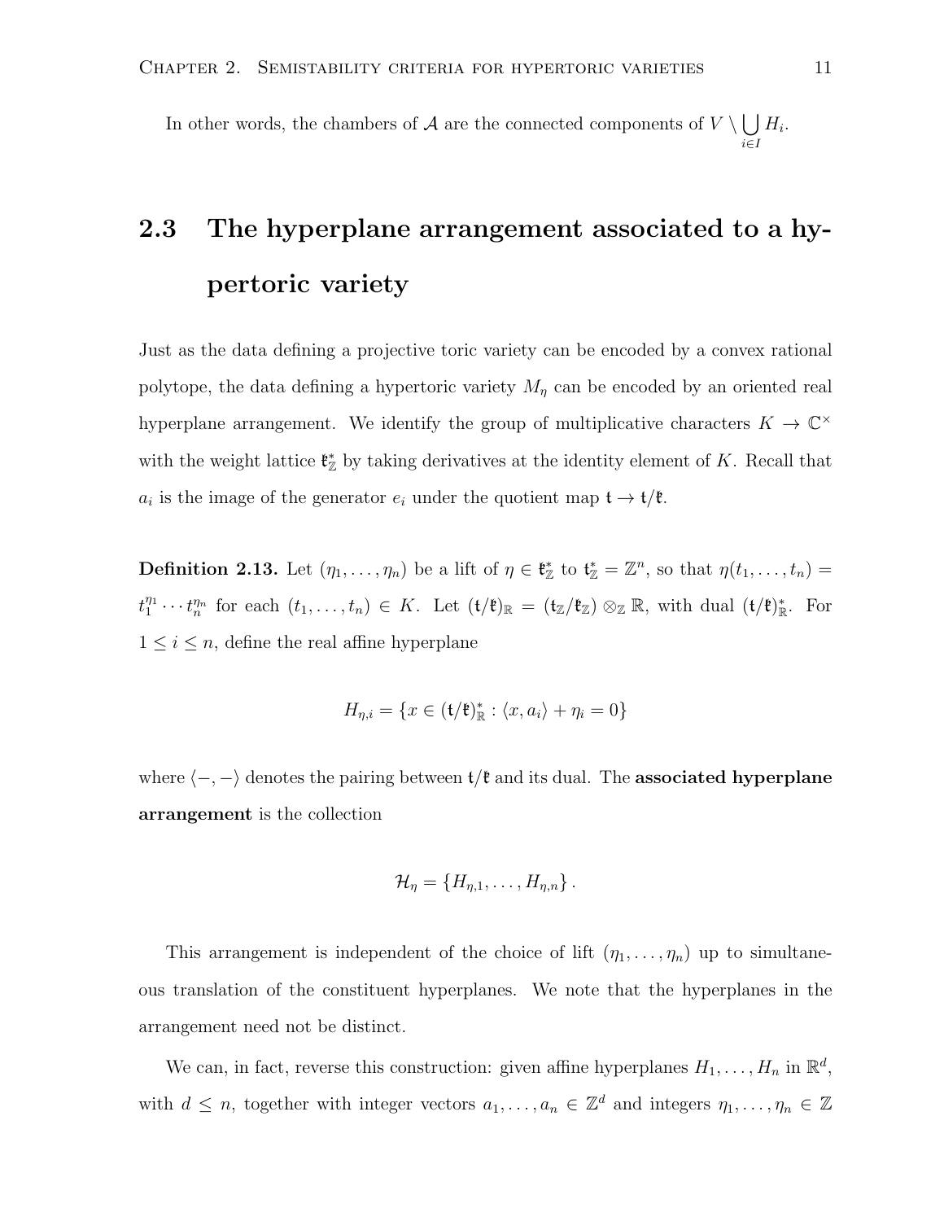In other words, the chambers of $\mathcal{A}$ are the connected components of $V \setminus \bigcup_{i \in I} H_i$.

## 2.3 The hyperplane arrangement associated to a hypertoric variety

Just as the data defining a projective toric variety can be encoded by a convex rational polytope, the data defining a hypertoric variety $M_\eta$ can be encoded by an oriented real hyperplane arrangement. We identify the group of multiplicative characters $K \to \mathbb{C}^\times$ with the weight lattice $\mathfrak{k}^*_\mathbb{Z}$ by taking derivatives at the identity element of $K$. Recall that $a_i$ is the image of the generator $e_i$ under the quotient map $\mathfrak{t} \to \mathfrak{t}/\mathfrak{k}$.

**Definition 2.13.** Let $(\eta_1, \ldots, \eta_n)$ be a lift of $\eta \in \mathfrak{k}^*_\mathbb{Z}$ to $\mathfrak{t}^*_\mathbb{Z} = \mathbb{Z}^n$, so that $\eta(t_1, \ldots, t_n) = t_1^{\eta_1} \cdots t_n^{\eta_n}$ for each $(t_1, \ldots, t_n) \in K$. Let $(\mathfrak{t}/\mathfrak{k})_\mathbb{R} = (\mathfrak{t}_\mathbb{Z}/\mathfrak{k}_\mathbb{Z}) \otimes_\mathbb{Z} \mathbb{R}$, with dual $(\mathfrak{t}/\mathfrak{k})^*_\mathbb{R}$. For $1 \leq i \leq n$, define the real affine hyperplane

$$H_{\eta,i} = \{x \in (\mathfrak{t}/\mathfrak{k})^*_\mathbb{R} : \langle x, a_i \rangle + \eta_i = 0\}$$

where $\langle -, - \rangle$ denotes the pairing between $\mathfrak{t}/\mathfrak{k}$ and its dual. The **associated hyperplane arrangement** is the collection

$$\mathcal{H}_\eta = \{H_{\eta,1}, \ldots, H_{\eta,n}\}.$$

This arrangement is independent of the choice of lift $(\eta_1, \ldots, \eta_n)$ up to simultaneous translation of the constituent hyperplanes. We note that the hyperplanes in the arrangement need not be distinct.

We can, in fact, reverse this construction: given affine hyperplanes $H_1, \ldots, H_n$ in $\mathbb{R}^d$, with $d \leq n$, together with integer vectors $a_1, \ldots, a_n \in \mathbb{Z}^d$ and integers $\eta_1, \ldots, \eta_n \in \mathbb{Z}$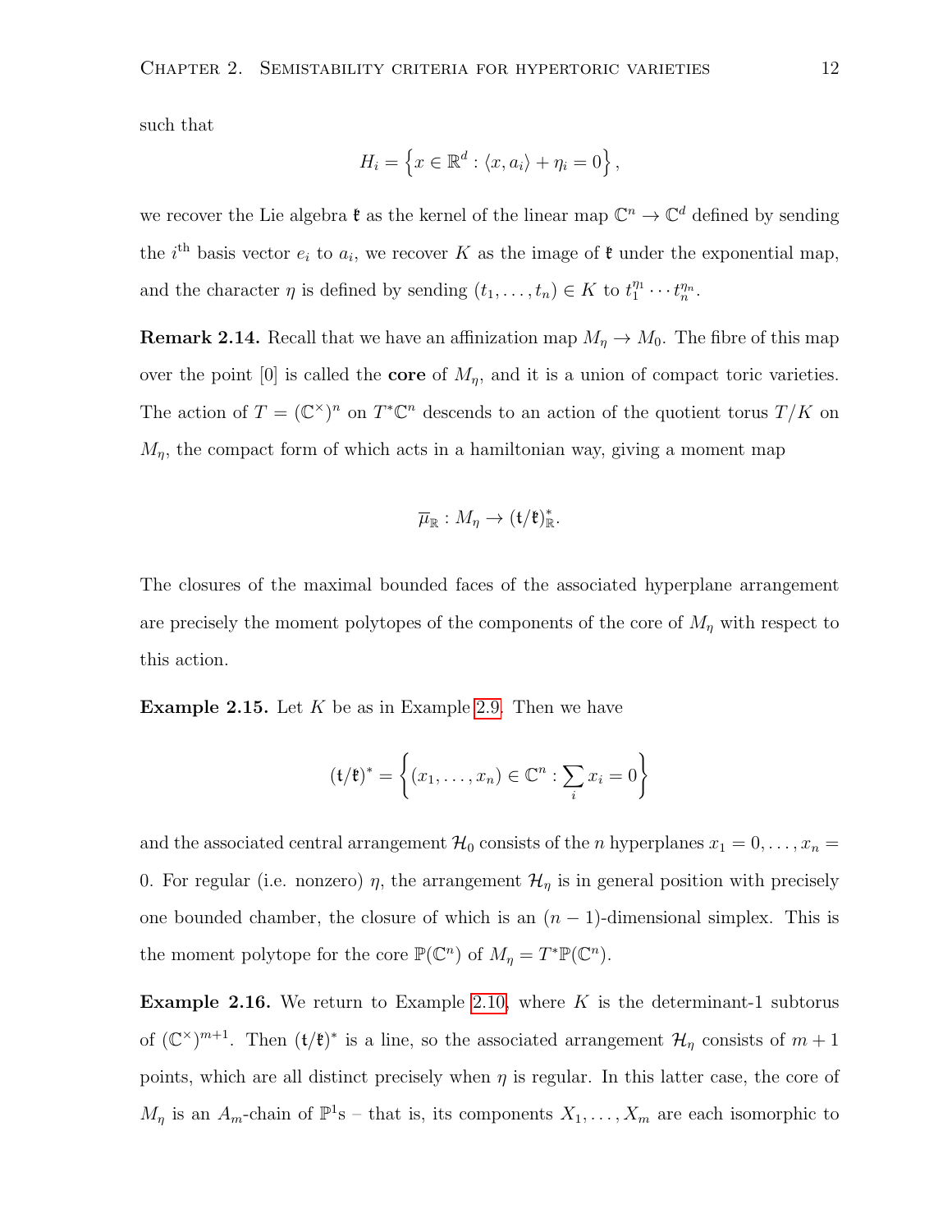such that

$$H_i = \left\{ x \in \mathbb{R}^d : \langle x, a_i \rangle + \eta_i = 0 \right\},$$

we recover the Lie algebra $\mathfrak{k}$ as the kernel of the linear map $\mathbb{C}^n \to \mathbb{C}^d$ defined by sending the $i^{\text{th}}$ basis vector $e_i$ to $a_i$, we recover $K$ as the image of $\mathfrak{k}$ under the exponential map, and the character $\eta$ is defined by sending $(t_1, \ldots, t_n) \in K$ to $t_1^{\eta_1} \cdots t_n^{\eta_n}$.

**Remark 2.14.** Recall that we have an affinization map $M_\eta \to M_0$. The fibre of this map over the point $[0]$ is called the **core** of $M_\eta$, and it is a union of compact toric varieties. The action of $T = (\mathbb{C}^\times)^n$ on $T^*\mathbb{C}^n$ descends to an action of the quotient torus $T/K$ on $M_\eta$, the compact form of which acts in a hamiltonian way, giving a moment map

$$\overline{\mu}_{\mathbb{R}} : M_\eta \to (\mathfrak{t}/\mathfrak{k})^*_{\mathbb{R}}.$$

The closures of the maximal bounded faces of the associated hyperplane arrangement are precisely the moment polytopes of the components of the core of $M_\eta$ with respect to this action.

**Example 2.15.** Let $K$ be as in Example 2.9. Then we have

$$(\mathfrak{t}/\mathfrak{k})^* = \left\{ (x_1, \ldots, x_n) \in \mathbb{C}^n : \sum_i x_i = 0 \right\}$$

and the associated central arrangement $\mathcal{H}_0$ consists of the $n$ hyperplanes $x_1 = 0, \ldots, x_n = 0$. For regular (i.e. nonzero) $\eta$, the arrangement $\mathcal{H}_\eta$ is in general position with precisely one bounded chamber, the closure of which is an $(n-1)$-dimensional simplex. This is the moment polytope for the core $\mathbb{P}(\mathbb{C}^n)$ of $M_\eta = T^*\mathbb{P}(\mathbb{C}^n)$.

**Example 2.16.** We return to Example 2.10, where $K$ is the determinant-1 subtorus of $(\mathbb{C}^\times)^{m+1}$. Then $(\mathfrak{t}/\mathfrak{k})^*$ is a line, so the associated arrangement $\mathcal{H}_\eta$ consists of $m+1$ points, which are all distinct precisely when $\eta$ is regular. In this latter case, the core of $M_\eta$ is an $A_m$-chain of $\mathbb{P}^1$s – that is, its components $X_1, \ldots, X_m$ are each isomorphic to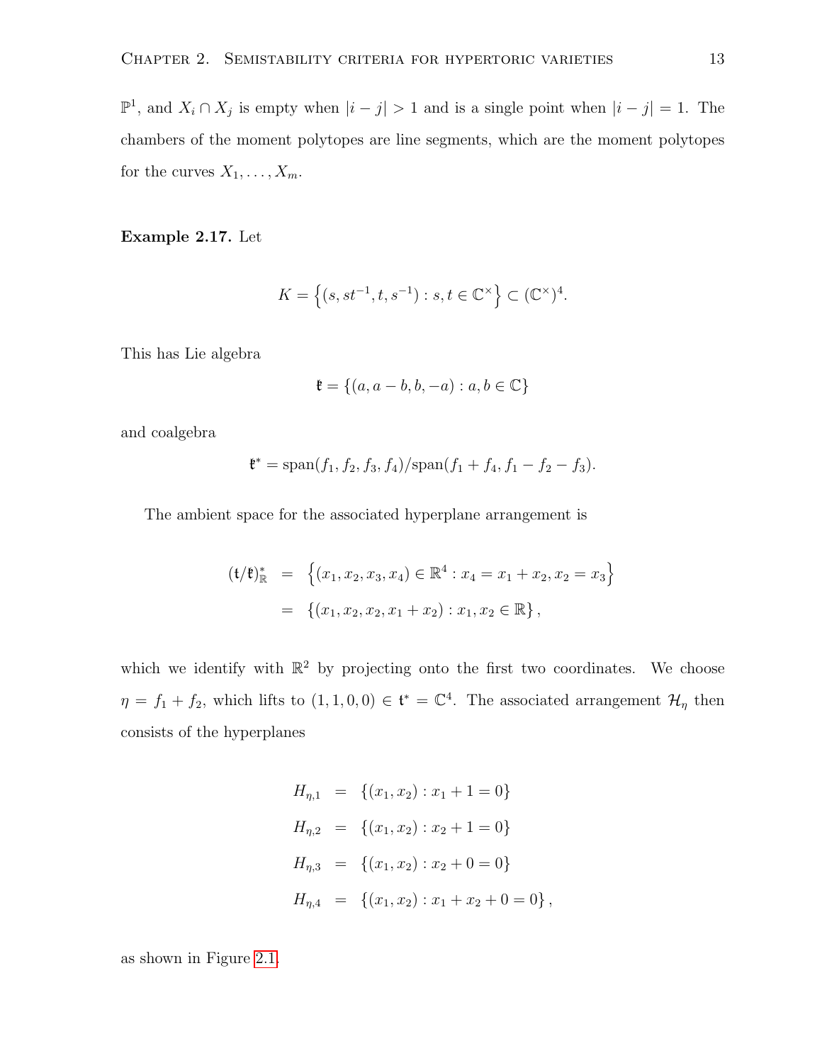$\mathbb{P}^1$, and $X_i \cap X_j$ is empty when $|i-j| > 1$ and is a single point when $|i-j| = 1$. The chambers of the moment polytopes are line segments, which are the moment polytopes for the curves $X_1, \ldots, X_m$.

**Example 2.17.** Let

$$K = \left\{ (s, st^{-1}, t, s^{-1}) : s, t \in \mathbb{C}^\times \right\} \subset (\mathbb{C}^\times)^4.$$

This has Lie algebra

$$\mathfrak{k} = \{(a, a-b, b, -a) : a, b \in \mathbb{C}\}$$

and coalgebra

$$\mathfrak{k}^* = \operatorname{span}(f_1, f_2, f_3, f_4)/\operatorname{span}(f_1 + f_4, f_1 - f_2 - f_3).$$

The ambient space for the associated hyperplane arrangement is

$$\begin{aligned} (\mathfrak{t}/\mathfrak{k})^*_{\mathbb{R}} &= \left\{ (x_1, x_2, x_3, x_4) \in \mathbb{R}^4 : x_4 = x_1 + x_2, x_2 = x_3 \right\} \\ &= \left\{ (x_1, x_2, x_2, x_1 + x_2) : x_1, x_2 \in \mathbb{R} \right\}, \end{aligned}$$

which we identify with $\mathbb{R}^2$ by projecting onto the first two coordinates. We choose $\eta = f_1 + f_2$, which lifts to $(1, 1, 0, 0) \in \mathfrak{t}^* = \mathbb{C}^4$. The associated arrangement $\mathcal{H}_\eta$ then consists of the hyperplanes

$$\begin{aligned} H_{\eta,1} &= \{(x_1, x_2) : x_1 + 1 = 0\} \\ H_{\eta,2} &= \{(x_1, x_2) : x_2 + 1 = 0\} \\ H_{\eta,3} &= \{(x_1, x_2) : x_2 + 0 = 0\} \\ H_{\eta,4} &= \{(x_1, x_2) : x_1 + x_2 + 0 = 0\}, \end{aligned}$$

as shown in Figure 2.1.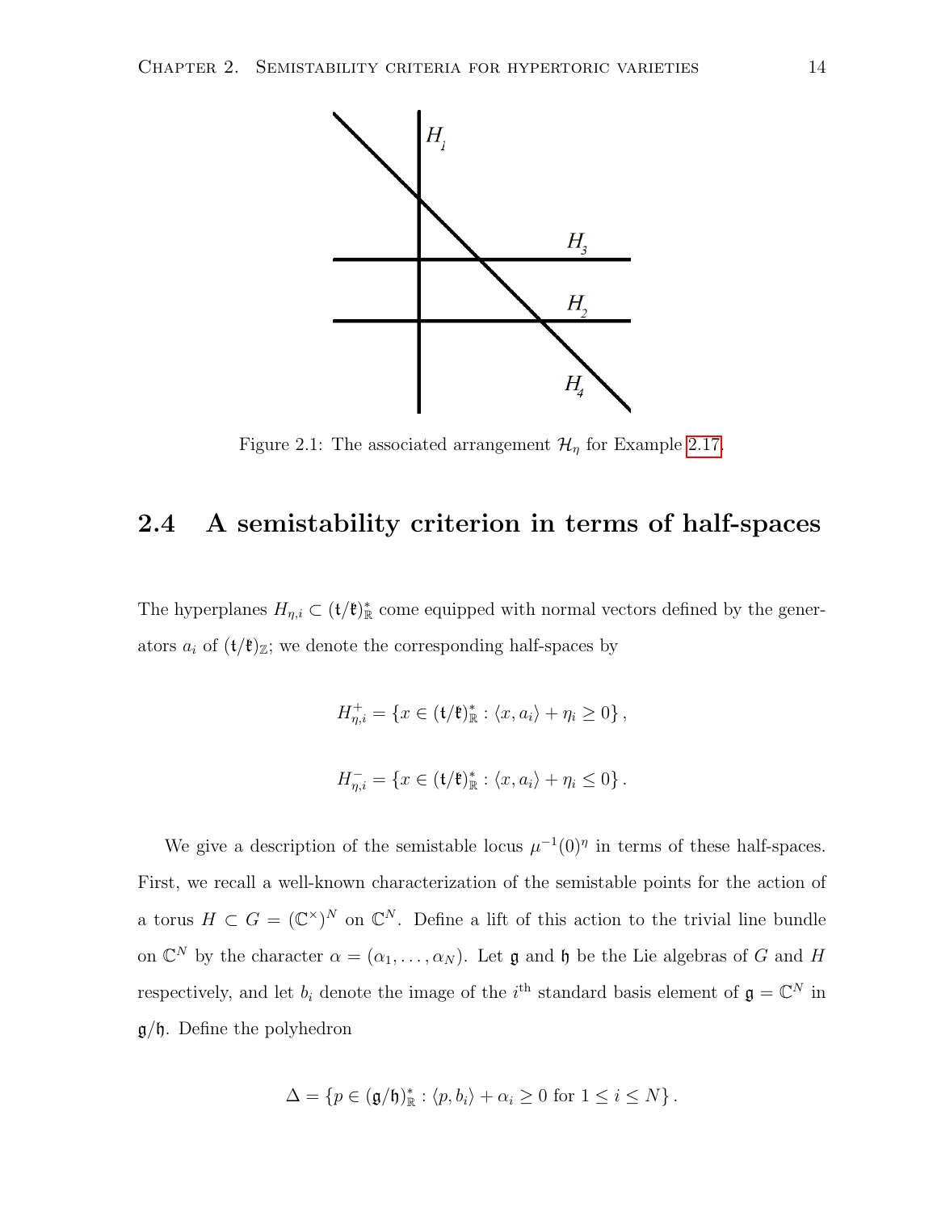Figure 2.1: The associated arrangement $\mathcal{H}_\eta$ for Example 2.17.

## 2.4 A semistability criterion in terms of half-spaces

The hyperplanes $H_{\eta,i} \subset (\mathfrak{t}/\mathfrak{k})^*_{\mathbb{R}}$ come equipped with normal vectors defined by the generators $a_i$ of $(\mathfrak{t}/\mathfrak{k})_{\mathbb{Z}}$; we denote the corresponding half-spaces by

$$H^+_{\eta,i} = \{x \in (\mathfrak{t}/\mathfrak{k})^*_{\mathbb{R}} : \langle x, a_i \rangle + \eta_i \geq 0\},$$

$$H^-_{\eta,i} = \{x \in (\mathfrak{t}/\mathfrak{k})^*_{\mathbb{R}} : \langle x, a_i \rangle + \eta_i \leq 0\}.$$

We give a description of the semistable locus $\mu^{-1}(0)^\eta$ in terms of these half-spaces. First, we recall a well-known characterization of the semistable points for the action of a torus $H \subset G = (\mathbb{C}^\times)^N$ on $\mathbb{C}^N$. Define a lift of this action to the trivial line bundle on $\mathbb{C}^N$ by the character $\alpha = (\alpha_1, \ldots, \alpha_N)$. Let $\mathfrak{g}$ and $\mathfrak{h}$ be the Lie algebras of $G$ and $H$ respectively, and let $b_i$ denote the image of the $i^{\text{th}}$ standard basis element of $\mathfrak{g} = \mathbb{C}^N$ in $\mathfrak{g}/\mathfrak{h}$. Define the polyhedron

$$\Delta = \{p \in (\mathfrak{g}/\mathfrak{h})^*_{\mathbb{R}} : \langle p, b_i \rangle + \alpha_i \geq 0 \text{ for } 1 \leq i \leq N\}.$$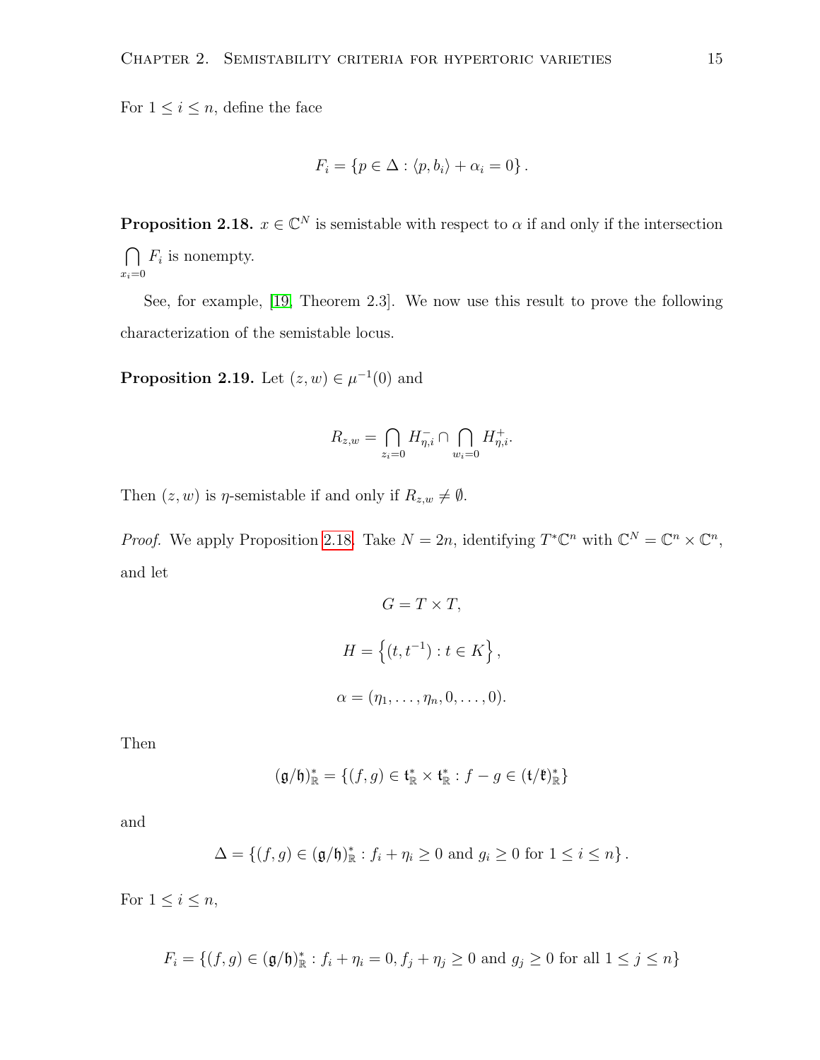For $1 \leq i \leq n$, define the face

$$F_i = \{p \in \Delta : \langle p, b_i \rangle + \alpha_i = 0\}.$$

**Proposition 2.18.** $x \in \mathbb{C}^N$ is semistable with respect to $\alpha$ if and only if the intersection $\bigcap_{x_i=0} F_i$ is nonempty.

See, for example, [19, Theorem 2.3]. We now use this result to prove the following characterization of the semistable locus.

**Proposition 2.19.** Let $(z, w) \in \mu^{-1}(0)$ and

$$R_{z,w} = \bigcap_{z_i=0} H^-_{\eta,i} \cap \bigcap_{w_i=0} H^+_{\eta,i}.$$

Then $(z, w)$ is $\eta$-semistable if and only if $R_{z,w} \neq \emptyset$.

*Proof.* We apply Proposition 2.18. Take $N = 2n$, identifying $T^*\mathbb{C}^n$ with $\mathbb{C}^N = \mathbb{C}^n \times \mathbb{C}^n$, and let

$$G = T \times T,$$

$$H = \left\{(t, t^{-1}) : t \in K\right\},$$

$$\alpha = (\eta_1, \ldots, \eta_n, 0, \ldots, 0).$$

Then

$$(\mathfrak{g}/\mathfrak{h})^*_{\mathbb{R}} = \{(f, g) \in \mathfrak{t}^*_{\mathbb{R}} \times \mathfrak{t}^*_{\mathbb{R}} : f - g \in (\mathfrak{t}/\mathfrak{k})^*_{\mathbb{R}}\}$$

and

$$\Delta = \{(f, g) \in (\mathfrak{g}/\mathfrak{h})^*_{\mathbb{R}} : f_i + \eta_i \geq 0 \text{ and } g_i \geq 0 \text{ for } 1 \leq i \leq n\}.$$

For $1 \leq i \leq n$,

$$F_i = \{(f, g) \in (\mathfrak{g}/\mathfrak{h})^*_{\mathbb{R}} : f_i + \eta_i = 0, f_j + \eta_j \geq 0 \text{ and } g_j \geq 0 \text{ for all } 1 \leq j \leq n\}$$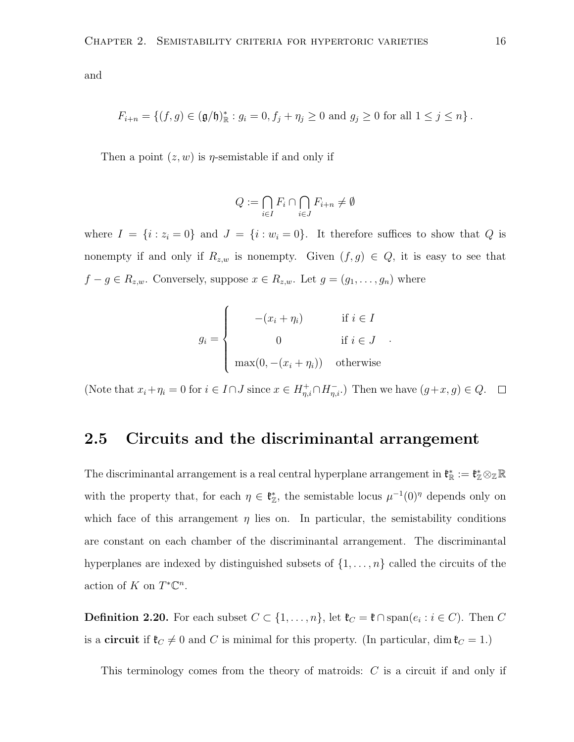and

$$F_{i+n} = \{(f,g) \in (\mathfrak{g}/\mathfrak{h})^*_{\mathbb{R}} : g_i = 0, f_j + \eta_j \geq 0 \text{ and } g_j \geq 0 \text{ for all } 1 \leq j \leq n\}.$$

Then a point $(z,w)$ is $\eta$-semistable if and only if

$$Q := \bigcap_{i \in I} F_i \cap \bigcap_{i \in J} F_{i+n} \neq \emptyset$$

where $I = \{i : z_i = 0\}$ and $J = \{i : w_i = 0\}$. It therefore suffices to show that $Q$ is nonempty if and only if $R_{z,w}$ is nonempty. Given $(f,g) \in Q$, it is easy to see that $f - g \in R_{z,w}$. Conversely, suppose $x \in R_{z,w}$. Let $g = (g_1, \ldots, g_n)$ where

$$g_i = \begin{cases} -(x_i + \eta_i) & \text{if } i \in I \\ 0 & \text{if } i \in J \\ \max(0, -(x_i + \eta_i)) & \text{otherwise} \end{cases}.$$

(Note that $x_i + \eta_i = 0$ for $i \in I \cap J$ since $x \in H^+_{\eta,i} \cap H^-_{\eta,i}$.) Then we have $(g + x, g) \in Q$. □

## 2.5 Circuits and the discriminantal arrangement

The discriminantal arrangement is a real central hyperplane arrangement in $\mathfrak{k}^*_{\mathbb{R}} := \mathfrak{k}^*_{\mathbb{Z}} \otimes_{\mathbb{Z}} \mathbb{R}$ with the property that, for each $\eta \in \mathfrak{k}^*_{\mathbb{Z}}$, the semistable locus $\mu^{-1}(0)^\eta$ depends only on which face of this arrangement $\eta$ lies on. In particular, the semistability conditions are constant on each chamber of the discriminantal arrangement. The discriminantal hyperplanes are indexed by distinguished subsets of $\{1, \ldots, n\}$ called the circuits of the action of $K$ on $T^*\mathbb{C}^n$.

**Definition 2.20.** For each subset $C \subset \{1, \ldots, n\}$, let $\mathfrak{k}_C = \mathfrak{k} \cap \operatorname{span}(e_i : i \in C)$. Then $C$ is a **circuit** if $\mathfrak{k}_C \neq 0$ and $C$ is minimal for this property. (In particular, $\dim \mathfrak{k}_C = 1$.)

This terminology comes from the theory of matroids: $C$ is a circuit if and only if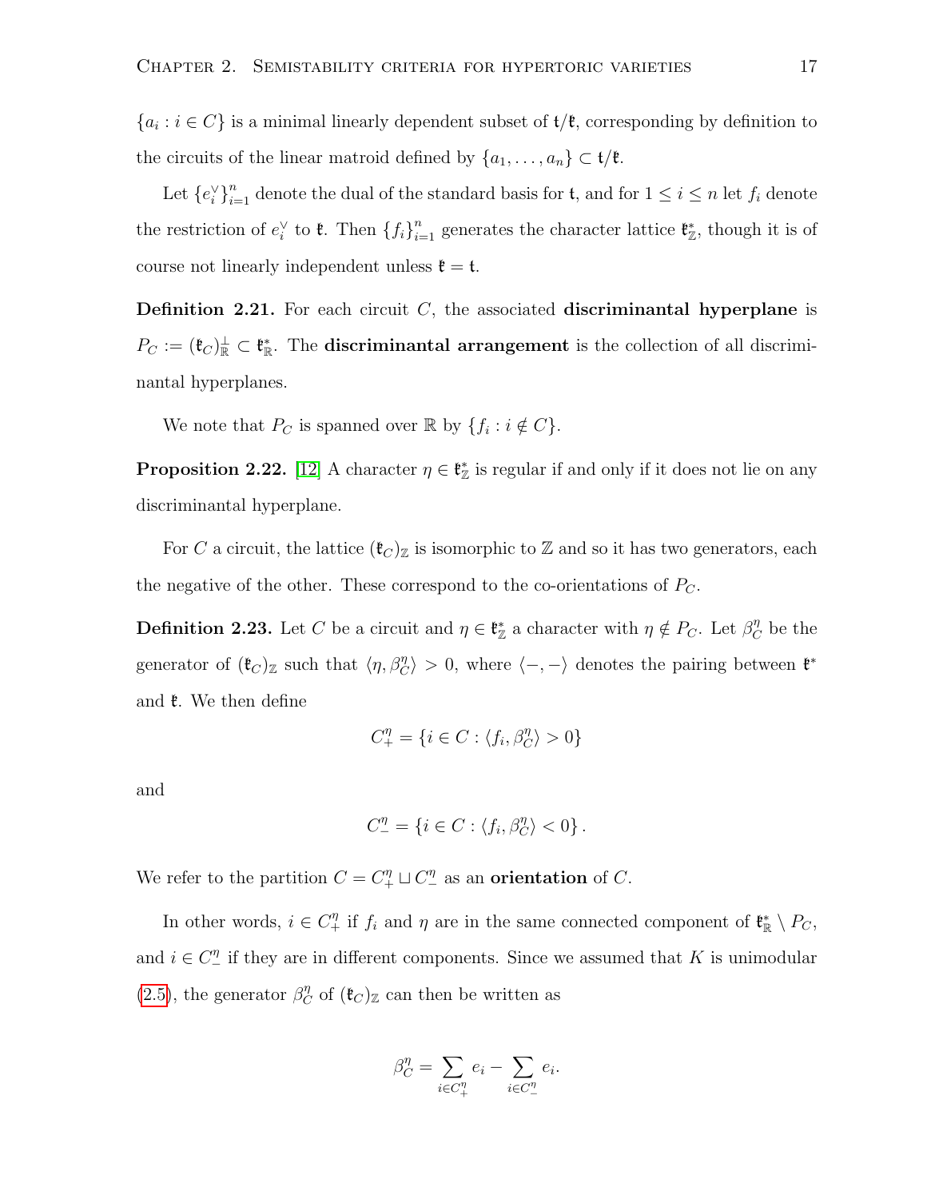$\{a_i : i \in C\}$ is a minimal linearly dependent subset of $\mathfrak{t}/\mathfrak{k}$, corresponding by definition to the circuits of the linear matroid defined by $\{a_1, \ldots, a_n\} \subset \mathfrak{t}/\mathfrak{k}$.

Let $\{e_i^\vee\}_{i=1}^n$ denote the dual of the standard basis for $\mathfrak{t}$, and for $1 \leq i \leq n$ let $f_i$ denote the restriction of $e_i^\vee$ to $\mathfrak{k}$. Then $\{f_i\}_{i=1}^n$ generates the character lattice $\mathfrak{k}_\mathbb{Z}^*$, though it is of course not linearly independent unless $\mathfrak{k} = \mathfrak{t}$.

**Definition 2.21.** For each circuit $C$, the associated **discriminantal hyperplane** is $P_C := (\mathfrak{k}_C)_\mathbb{R}^\perp \subset \mathfrak{k}_\mathbb{R}^*$. The **discriminantal arrangement** is the collection of all discriminantal hyperplanes.

We note that $P_C$ is spanned over $\mathbb{R}$ by $\{f_i : i \notin C\}$.

**Proposition 2.22.** [12] A character $\eta \in \mathfrak{k}_\mathbb{Z}^*$ is regular if and only if it does not lie on any discriminantal hyperplane.

For $C$ a circuit, the lattice $(\mathfrak{k}_C)_\mathbb{Z}$ is isomorphic to $\mathbb{Z}$ and so it has two generators, each the negative of the other. These correspond to the co-orientations of $P_C$.

**Definition 2.23.** Let $C$ be a circuit and $\eta \in \mathfrak{k}_\mathbb{Z}^*$ a character with $\eta \notin P_C$. Let $\beta_C^\eta$ be the generator of $(\mathfrak{k}_C)_\mathbb{Z}$ such that $\langle \eta, \beta_C^\eta \rangle > 0$, where $\langle -, - \rangle$ denotes the pairing between $\mathfrak{k}^*$ and $\mathfrak{k}$. We then define

$$C_+^\eta = \{i \in C : \langle f_i, \beta_C^\eta \rangle > 0\}$$

and

$$C_-^\eta = \{i \in C : \langle f_i, \beta_C^\eta \rangle < 0\}.$$

We refer to the partition $C = C_+^\eta \sqcup C_-^\eta$ as an **orientation** of $C$.

In other words, $i \in C_+^\eta$ if $f_i$ and $\eta$ are in the same connected component of $\mathfrak{k}_\mathbb{R}^* \setminus P_C$, and $i \in C_-^\eta$ if they are in different components. Since we assumed that $K$ is unimodular (2.5), the generator $\beta_C^\eta$ of $(\mathfrak{k}_C)_\mathbb{Z}$ can then be written as

$$\beta_C^\eta = \sum_{i \in C_+^\eta} e_i - \sum_{i \in C_-^\eta} e_i.$$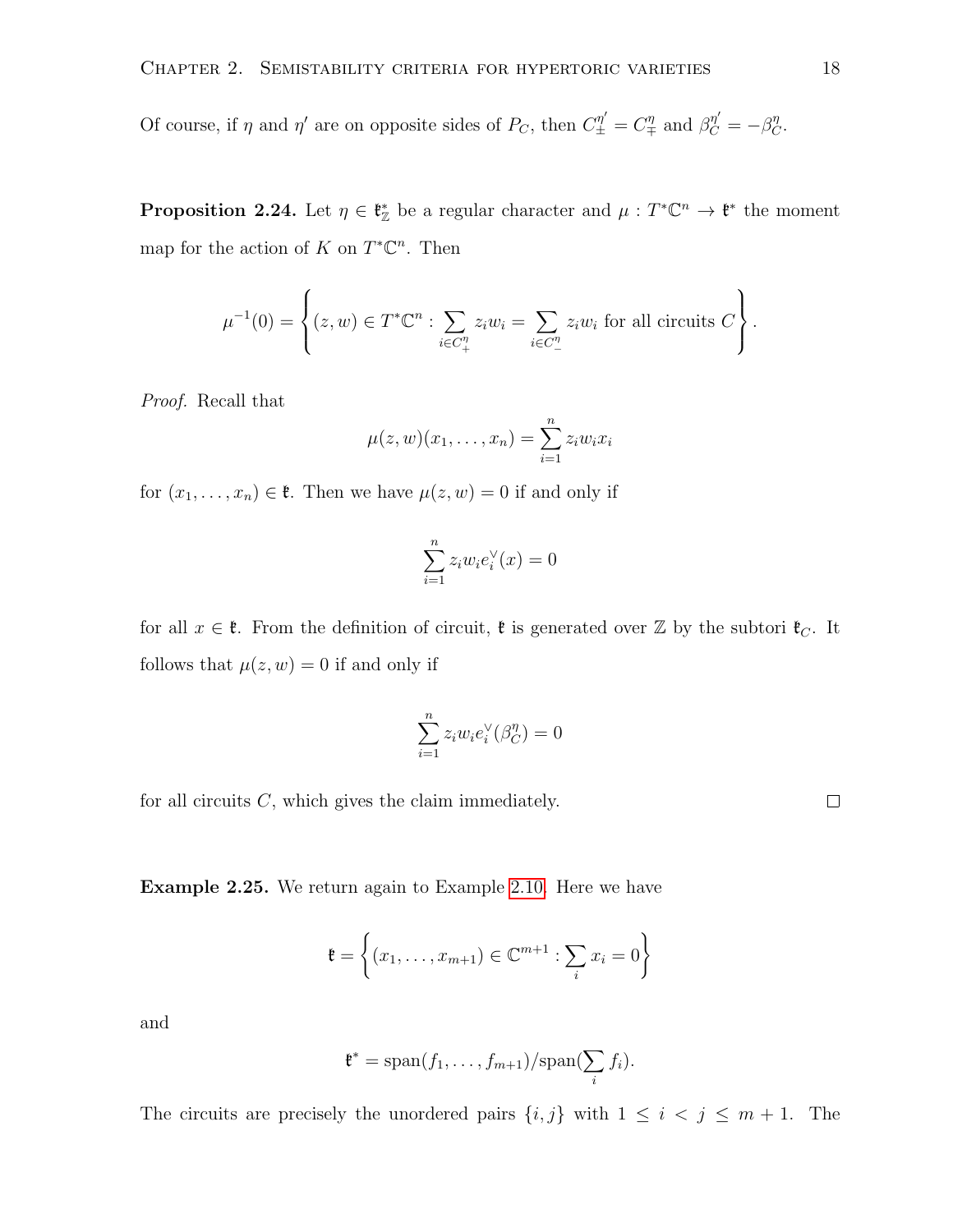Of course, if $\eta$ and $\eta'$ are on opposite sides of $P_C$, then $C_{\pm}^{\eta'} = C_{\mp}^{\eta}$ and $\beta_C^{\eta'} = -\beta_C^{\eta}$.

**Proposition 2.24.** Let $\eta \in \mathfrak{k}_{\mathbb{Z}}^*$ be a regular character and $\mu : T^*\mathbb{C}^n \to \mathfrak{k}^*$ the moment map for the action of $K$ on $T^*\mathbb{C}^n$. Then

$$\mu^{-1}(0) = \left\{ (z, w) \in T^*\mathbb{C}^n : \sum_{i \in C_+^{\eta}} z_i w_i = \sum_{i \in C_-^{\eta}} z_i w_i \text{ for all circuits } C \right\}.$$

*Proof.* Recall that

$$\mu(z, w)(x_1, \ldots, x_n) = \sum_{i=1}^{n} z_i w_i x_i$$

for $(x_1, \ldots, x_n) \in \mathfrak{k}$. Then we have $\mu(z, w) = 0$ if and only if

$$\sum_{i=1}^{n} z_i w_i e_i^{\vee}(x) = 0$$

for all $x \in \mathfrak{k}$. From the definition of circuit, $\mathfrak{k}$ is generated over $\mathbb{Z}$ by the subtori $\mathfrak{k}_C$. It follows that $\mu(z, w) = 0$ if and only if

$$\sum_{i=1}^{n} z_i w_i e_i^{\vee}(\beta_C^{\eta}) = 0$$

for all circuits $C$, which gives the claim immediately. □

**Example 2.25.** We return again to Example 2.10. Here we have

$$\mathfrak{k} = \left\{ (x_1, \ldots, x_{m+1}) \in \mathbb{C}^{m+1} : \sum_i x_i = 0 \right\}$$

and

$$\mathfrak{k}^* = \text{span}(f_1, \ldots, f_{m+1}) / \text{span}(\sum_i f_i).$$

The circuits are precisely the unordered pairs $\{i, j\}$ with $1 \le i < j \le m + 1$. The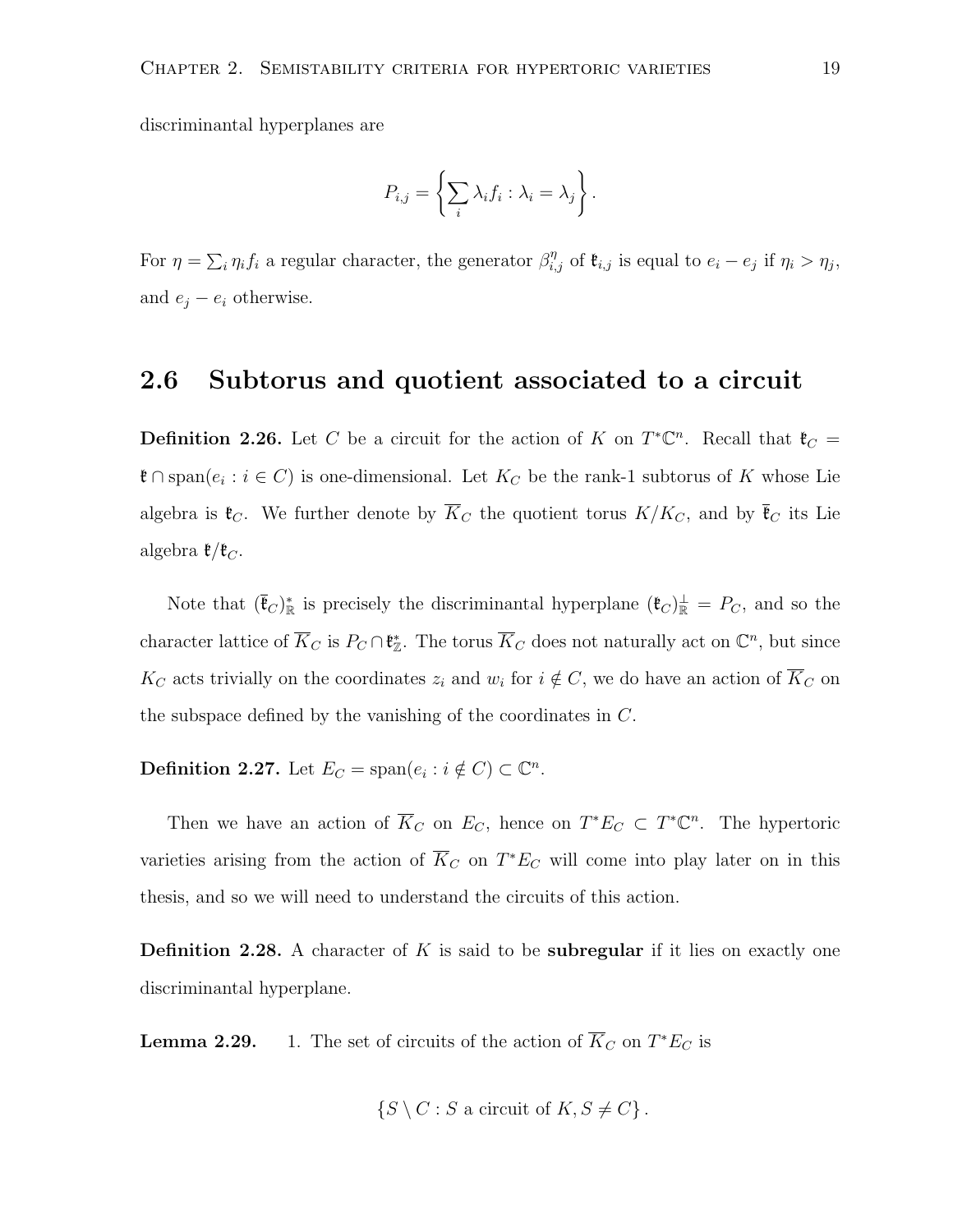discriminantal hyperplanes are

$$P_{i,j} = \left\{ \sum_i \lambda_i f_i : \lambda_i = \lambda_j \right\}.$$

For $\eta = \sum_i \eta_i f_i$ a regular character, the generator $\beta^\eta_{i,j}$ of $\mathfrak{k}_{i,j}$ is equal to $e_i - e_j$ if $\eta_i > \eta_j$, and $e_j - e_i$ otherwise.

## 2.6 Subtorus and quotient associated to a circuit

**Definition 2.26.** Let $C$ be a circuit for the action of $K$ on $T^*\mathbb{C}^n$. Recall that $\mathfrak{k}_C = \mathfrak{k} \cap \operatorname{span}(e_i : i \in C)$ is one-dimensional. Let $K_C$ be the rank-1 subtorus of $K$ whose Lie algebra is $\mathfrak{k}_C$. We further denote by $\overline{K}_C$ the quotient torus $K/K_C$, and by $\overline{\mathfrak{k}}_C$ its Lie algebra $\mathfrak{k}/\mathfrak{k}_C$.

Note that $(\overline{\mathfrak{k}}_C)^*_{\mathbb{R}}$ is precisely the discriminantal hyperplane $(\mathfrak{k}_C)^\perp_{\mathbb{R}} = P_C$, and so the character lattice of $\overline{K}_C$ is $P_C \cap \mathfrak{k}^*_{\mathbb{Z}}$. The torus $\overline{K}_C$ does not naturally act on $\mathbb{C}^n$, but since $K_C$ acts trivially on the coordinates $z_i$ and $w_i$ for $i \notin C$, we do have an action of $\overline{K}_C$ on the subspace defined by the vanishing of the coordinates in $C$.

**Definition 2.27.** Let $E_C = \operatorname{span}(e_i : i \notin C) \subset \mathbb{C}^n$.

Then we have an action of $\overline{K}_C$ on $E_C$, hence on $T^*E_C \subset T^*\mathbb{C}^n$. The hypertoric varieties arising from the action of $\overline{K}_C$ on $T^*E_C$ will come into play later on in this thesis, and so we will need to understand the circuits of this action.

**Definition 2.28.** A character of $K$ is said to be **subregular** if it lies on exactly one discriminantal hyperplane.

**Lemma 2.29.** 1. The set of circuits of the action of $\overline{K}_C$ on $T^*E_C$ is

$$\{S \setminus C : S \text{ a circuit of } K, S \neq C\}.$$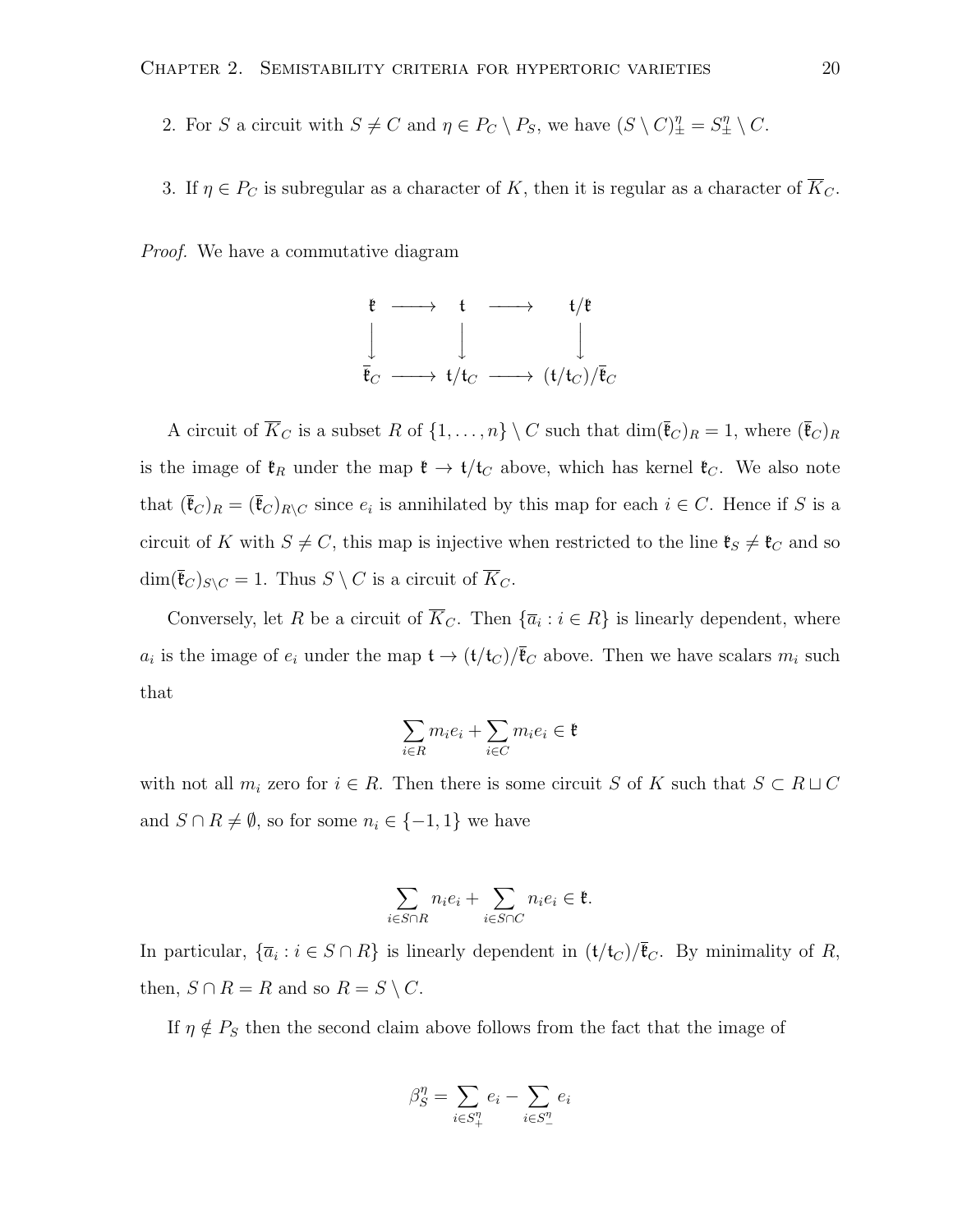2. For $S$ a circuit with $S \neq C$ and $\eta \in P_C \setminus P_S$, we have $(S \setminus C)^\eta_\pm = S^\eta_\pm \setminus C$.

3. If $\eta \in P_C$ is subregular as a character of $K$, then it is regular as a character of $\overline{K}_C$.

*Proof.* We have a commutative diagram

$$
\begin{array}{ccccc}
\mathfrak{k} & \longrightarrow & \mathfrak{t} & \longrightarrow & \mathfrak{t}/\mathfrak{k} \\
\downarrow & & \downarrow & & \downarrow \\
\overline{\mathfrak{k}}_C & \longrightarrow & \mathfrak{t}/\mathfrak{t}_C & \longrightarrow & (\mathfrak{t}/\mathfrak{t}_C)/\overline{\mathfrak{k}}_C
\end{array}
$$

A circuit of $\overline{K}_C$ is a subset $R$ of $\{1, \ldots, n\} \setminus C$ such that $\dim(\overline{\mathfrak{k}}_C)_R = 1$, where $(\overline{\mathfrak{k}}_C)_R$ is the image of $\mathfrak{k}_R$ under the map $\mathfrak{k} \to \mathfrak{t}/\mathfrak{t}_C$ above, which has kernel $\mathfrak{k}_C$. We also note that $(\overline{\mathfrak{k}}_C)_R = (\overline{\mathfrak{k}}_C)_{R \setminus C}$ since $e_i$ is annihilated by this map for each $i \in C$. Hence if $S$ is a circuit of $K$ with $S \neq C$, this map is injective when restricted to the line $\mathfrak{k}_S \neq \mathfrak{k}_C$ and so $\dim(\overline{\mathfrak{k}}_C)_{S \setminus C} = 1$. Thus $S \setminus C$ is a circuit of $\overline{K}_C$.

Conversely, let $R$ be a circuit of $\overline{K}_C$. Then $\{\overline{a}_i : i \in R\}$ is linearly dependent, where $a_i$ is the image of $e_i$ under the map $\mathfrak{t} \to (\mathfrak{t}/\mathfrak{t}_C)/\overline{\mathfrak{k}}_C$ above. Then we have scalars $m_i$ such that

$$\sum_{i \in R} m_i e_i + \sum_{i \in C} m_i e_i \in \mathfrak{k}$$

with not all $m_i$ zero for $i \in R$. Then there is some circuit $S$ of $K$ such that $S \subset R \sqcup C$ and $S \cap R \neq \emptyset$, so for some $n_i \in \{-1, 1\}$ we have

$$\sum_{i \in S \cap R} n_i e_i + \sum_{i \in S \cap C} n_i e_i \in \mathfrak{k}.$$

In particular, $\{\overline{a}_i : i \in S \cap R\}$ is linearly dependent in $(\mathfrak{t}/\mathfrak{t}_C)/\overline{\mathfrak{k}}_C$. By minimality of $R$, then, $S \cap R = R$ and so $R = S \setminus C$.

If $\eta \notin P_S$ then the second claim above follows from the fact that the image of

$$\beta^\eta_S = \sum_{i \in S^\eta_+} e_i - \sum_{i \in S^\eta_-} e_i$$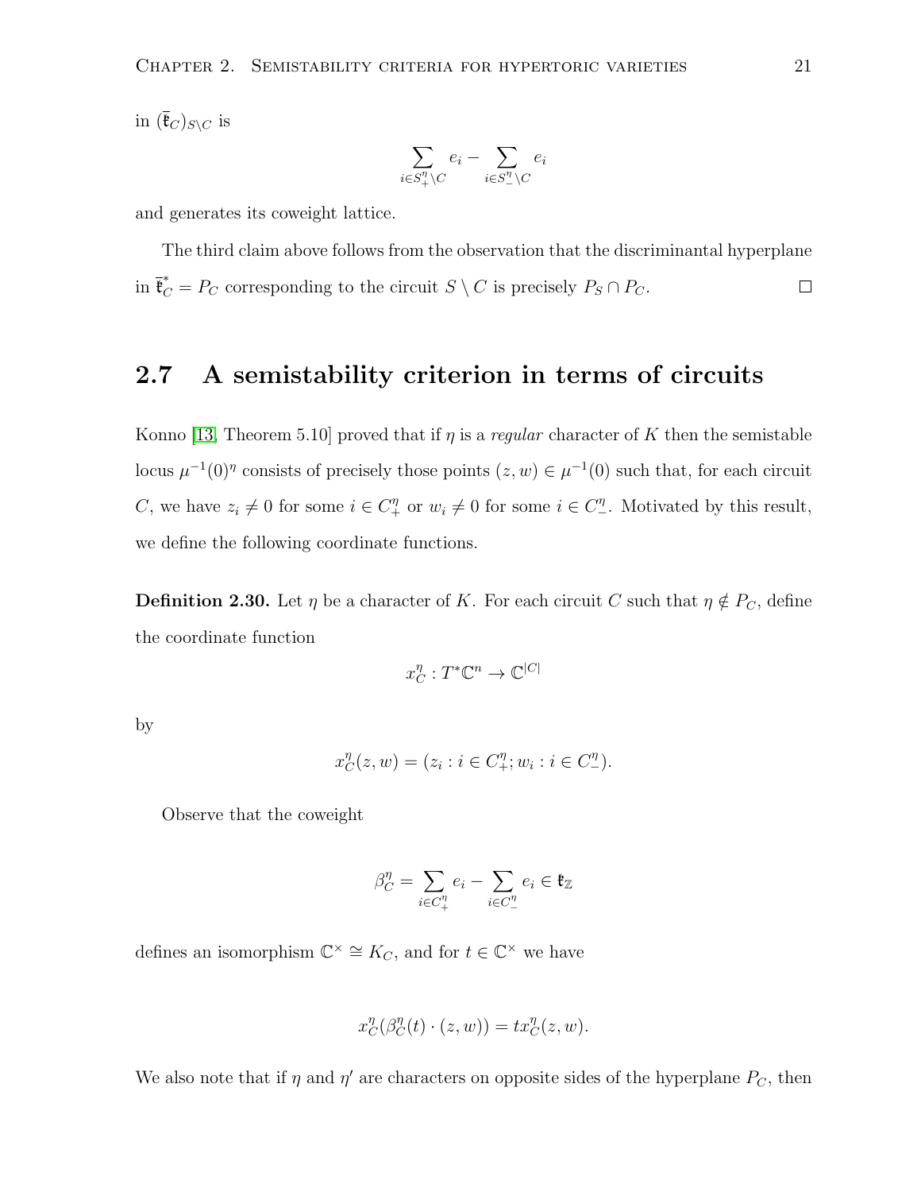in $(\overline{\mathfrak{k}}_C)_{S\setminus C}$ is

$$\sum_{i\in S_+^\eta\setminus C} e_i - \sum_{i\in S_-^\eta\setminus C} e_i$$

and generates its coweight lattice.

The third claim above follows from the observation that the discriminantal hyperplane in $\overline{\mathfrak{k}}_C^* = P_C$ corresponding to the circuit $S\setminus C$ is precisely $P_S \cap P_C$. □

## 2.7 A semistability criterion in terms of circuits

Konno [13, Theorem 5.10] proved that if $\eta$ is a *regular* character of $K$ then the semistable locus $\mu^{-1}(0)^\eta$ consists of precisely those points $(z,w)\in\mu^{-1}(0)$ such that, for each circuit $C$, we have $z_i \neq 0$ for some $i\in C_+^\eta$ or $w_i\neq 0$ for some $i\in C_-^\eta$. Motivated by this result, we define the following coordinate functions.

**Definition 2.30.** Let $\eta$ be a character of $K$. For each circuit $C$ such that $\eta\notin P_C$, define the coordinate function

$$x_C^\eta : T^*\mathbb{C}^n \to \mathbb{C}^{|C|}$$

by

$$x_C^\eta(z,w) = (z_i : i\in C_+^\eta; w_i : i \in C_-^\eta).$$

Observe that the coweight

$$\beta_C^\eta = \sum_{i\in C_+^\eta} e_i - \sum_{i\in C_-^\eta} e_i \in \mathfrak{k}_\mathbb{Z}$$

defines an isomorphism $\mathbb{C}^\times \cong K_C$, and for $t\in\mathbb{C}^\times$ we have

$$x_C^\eta(\beta_C^\eta(t)\cdot(z,w)) = t x_C^\eta(z,w).$$

We also note that if $\eta$ and $\eta'$ are characters on opposite sides of the hyperplane $P_C$, then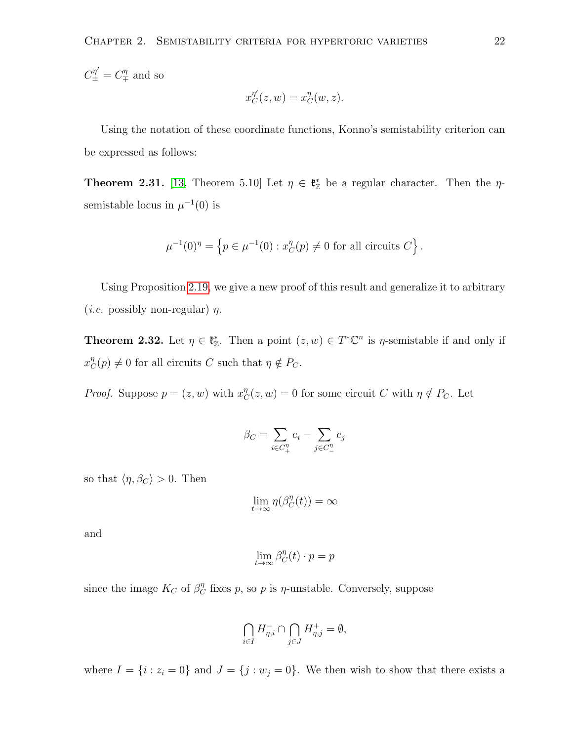$C^{\eta'}_{\pm} = C^{\eta}_{\mp}$ and so

$$x^{\eta'}_C(z,w) = x^{\eta}_C(w,z).$$

Using the notation of these coordinate functions, Konno's semistability criterion can be expressed as follows:

**Theorem 2.31.** [13, Theorem 5.10] Let $\eta \in \mathfrak{k}^*_{\mathbb{Z}}$ be a regular character. Then the $\eta$-semistable locus in $\mu^{-1}(0)$ is

$$\mu^{-1}(0)^{\eta} = \left\{ p \in \mu^{-1}(0) : x^{\eta}_C(p) \neq 0 \text{ for all circuits } C \right\}.$$

Using Proposition 2.19, we give a new proof of this result and generalize it to arbitrary (*i.e.* possibly non-regular) $\eta$.

**Theorem 2.32.** Let $\eta \in \mathfrak{k}^*_{\mathbb{Z}}$. Then a point $(z,w) \in T^*\mathbb{C}^n$ is $\eta$-semistable if and only if $x^{\eta}_C(p) \neq 0$ for all circuits $C$ such that $\eta \notin P_C$.

*Proof.* Suppose $p = (z,w)$ with $x^{\eta}_C(z,w) = 0$ for some circuit $C$ with $\eta \notin P_C$. Let

$$\beta_C = \sum_{i \in C^{\eta}_+} e_i - \sum_{j \in C^{\eta}_-} e_j$$

so that $\langle \eta, \beta_C \rangle > 0$. Then

$$\lim_{t \to \infty} \eta(\beta^{\eta}_C(t)) = \infty$$

and

$$\lim_{t \to \infty} \beta^{\eta}_C(t) \cdot p = p$$

since the image $K_C$ of $\beta^{\eta}_C$ fixes $p$, so $p$ is $\eta$-unstable. Conversely, suppose

$$\bigcap_{i \in I} H^-_{\eta,i} \cap \bigcap_{j \in J} H^+_{\eta,j} = \emptyset,$$

where $I = \{i : z_i = 0\}$ and $J = \{j : w_j = 0\}$. We then wish to show that there exists a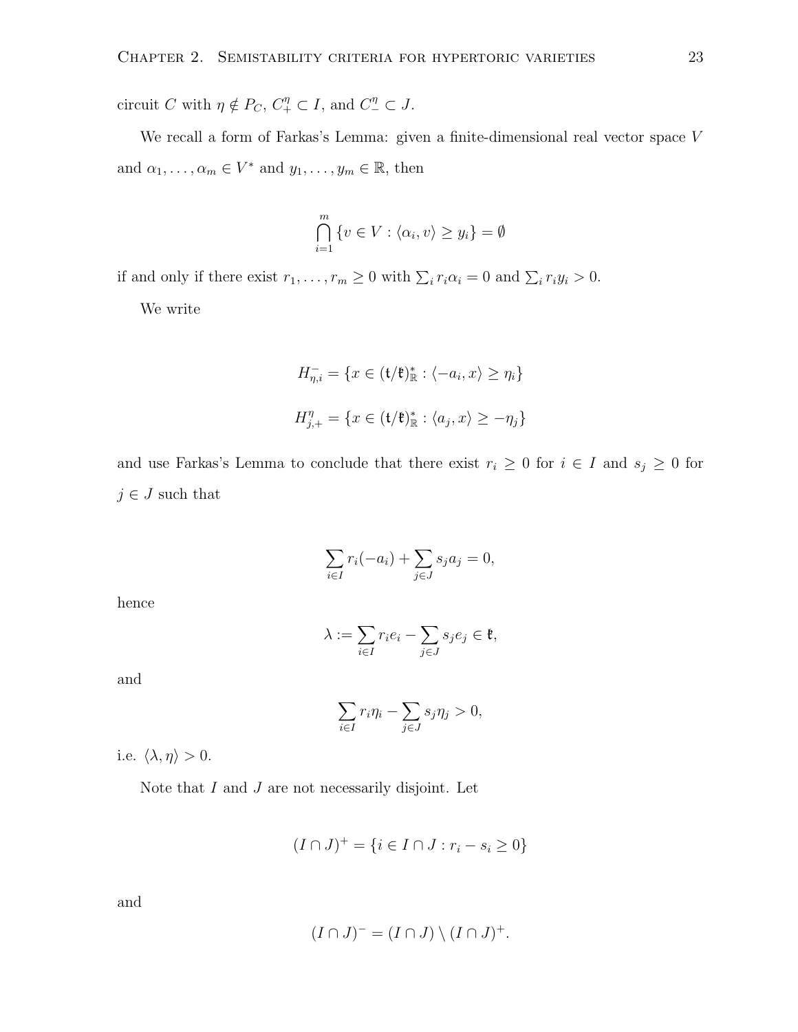circuit $C$ with $\eta \notin P_C$, $C_+^\eta \subset I$, and $C_-^\eta \subset J$.

We recall a form of Farkas's Lemma: given a finite-dimensional real vector space $V$ and $\alpha_1, \ldots, \alpha_m \in V^*$ and $y_1, \ldots, y_m \in \mathbb{R}$, then

$$\bigcap_{i=1}^{m} \{v \in V : \langle \alpha_i, v \rangle \geq y_i\} = \emptyset$$

if and only if there exist $r_1, \ldots, r_m \geq 0$ with $\sum_i r_i \alpha_i = 0$ and $\sum_i r_i y_i > 0$.

We write

$$H_{\eta,i}^{-} = \{x \in (\mathfrak{t}/\mathfrak{k})_{\mathbb{R}}^* : \langle -a_i, x \rangle \geq \eta_i\}$$

$$H_{j,+}^{\eta} = \{x \in (\mathfrak{t}/\mathfrak{k})_{\mathbb{R}}^* : \langle a_j, x \rangle \geq -\eta_j\}$$

and use Farkas's Lemma to conclude that there exist $r_i \geq 0$ for $i \in I$ and $s_j \geq 0$ for $j \in J$ such that

$$\sum_{i \in I} r_i(-a_i) + \sum_{j \in J} s_j a_j = 0,$$

hence

$$\lambda := \sum_{i \in I} r_i e_i - \sum_{j \in J} s_j e_j \in \mathfrak{k},$$

and

$$\sum_{i \in I} r_i \eta_i - \sum_{j \in J} s_j \eta_j > 0,$$

i.e. $\langle \lambda, \eta \rangle > 0$.

Note that $I$ and $J$ are not necessarily disjoint. Let

$$(I \cap J)^+ = \{i \in I \cap J : r_i - s_i \geq 0\}$$

and

$$(I \cap J)^- = (I \cap J) \setminus (I \cap J)^+.$$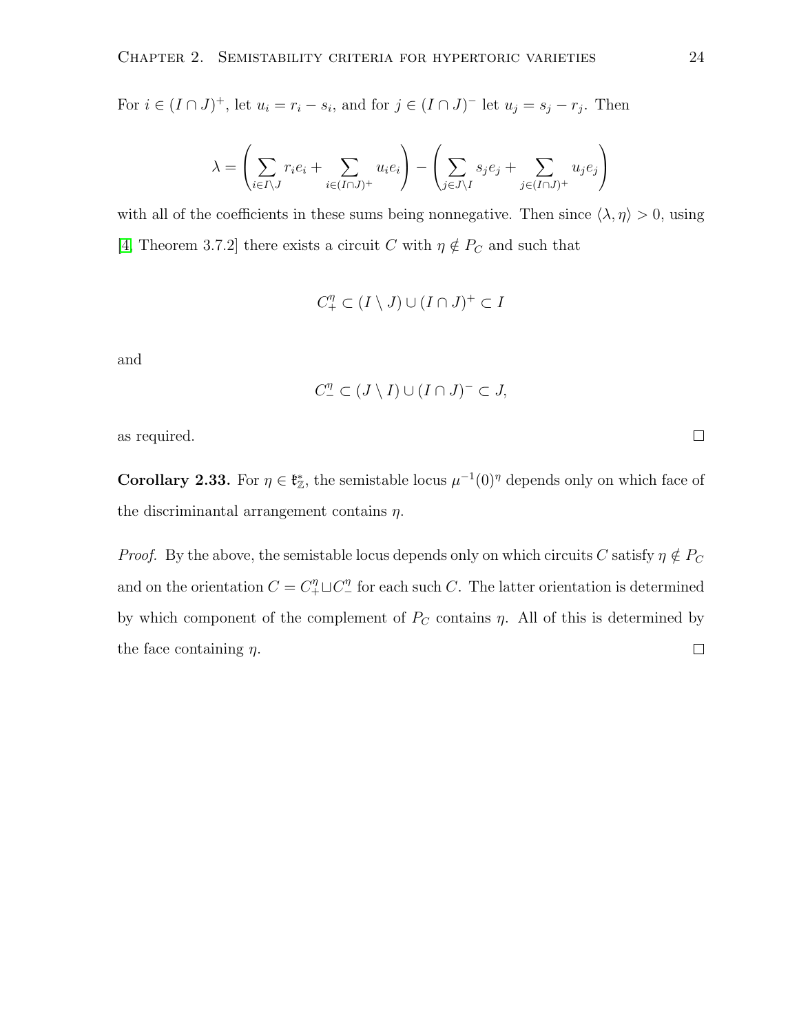For $i \in (I \cap J)^+$, let $u_i = r_i - s_i$, and for $j \in (I \cap J)^-$ let $u_j = s_j - r_j$. Then

$$\lambda = \left( \sum_{i \in I \setminus J} r_i e_i + \sum_{i \in (I \cap J)^+} u_i e_i \right) - \left( \sum_{j \in J \setminus I} s_j e_j + \sum_{j \in (I \cap J)^+} u_j e_j \right)$$

with all of the coefficients in these sums being nonnegative. Then since $\langle \lambda, \eta \rangle > 0$, using [4, Theorem 3.7.2] there exists a circuit $C$ with $\eta \notin P_C$ and such that

$$C_+^\eta \subset (I \setminus J) \cup (I \cap J)^+ \subset I$$

and

$$C_-^\eta \subset (J \setminus I) \cup (I \cap J)^- \subset J,$$

as required. □

**Corollary 2.33.** For $\eta \in \mathfrak{k}_\mathbb{Z}^*$, the semistable locus $\mu^{-1}(0)^\eta$ depends only on which face of the discriminantal arrangement contains $\eta$.

*Proof.* By the above, the semistable locus depends only on which circuits $C$ satisfy $\eta \notin P_C$ and on the orientation $C = C_+^\eta \sqcup C_-^\eta$ for each such $C$. The latter orientation is determined by which component of the complement of $P_C$ contains $\eta$. All of this is determined by the face containing $\eta$. □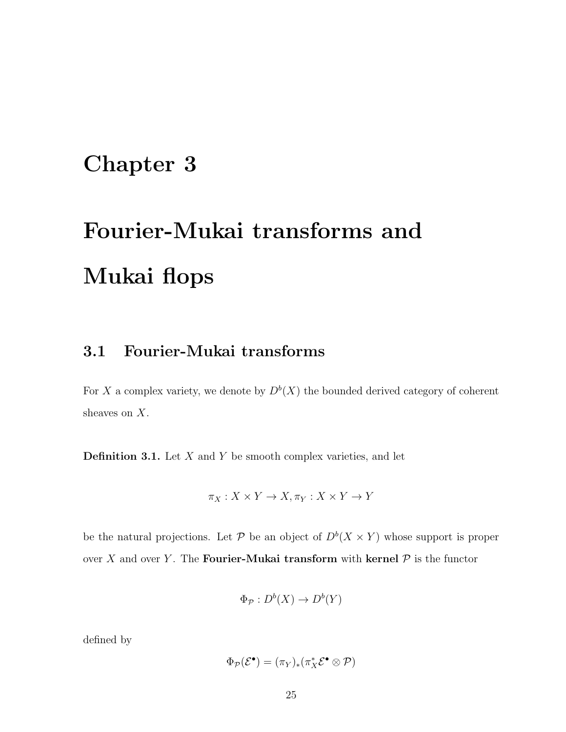# Chapter 3

# Fourier-Mukai transforms and Mukai flops

## 3.1 Fourier-Mukai transforms

For $X$ a complex variety, we denote by $D^b(X)$ the bounded derived category of coherent sheaves on $X$.

**Definition 3.1.** Let $X$ and $Y$ be smooth complex varieties, and let

$$\pi_X : X \times Y \to X, \pi_Y : X \times Y \to Y$$

be the natural projections. Let $\mathcal{P}$ be an object of $D^b(X \times Y)$ whose support is proper over $X$ and over $Y$. The **Fourier-Mukai transform** with **kernel** $\mathcal{P}$ is the functor

$$\Phi_{\mathcal{P}} : D^b(X) \to D^b(Y)$$

defined by

$$\Phi_{\mathcal{P}}(\mathcal{E}^{\bullet}) = (\pi_Y)_*(\pi_X^* \mathcal{E}^{\bullet} \otimes \mathcal{P})$$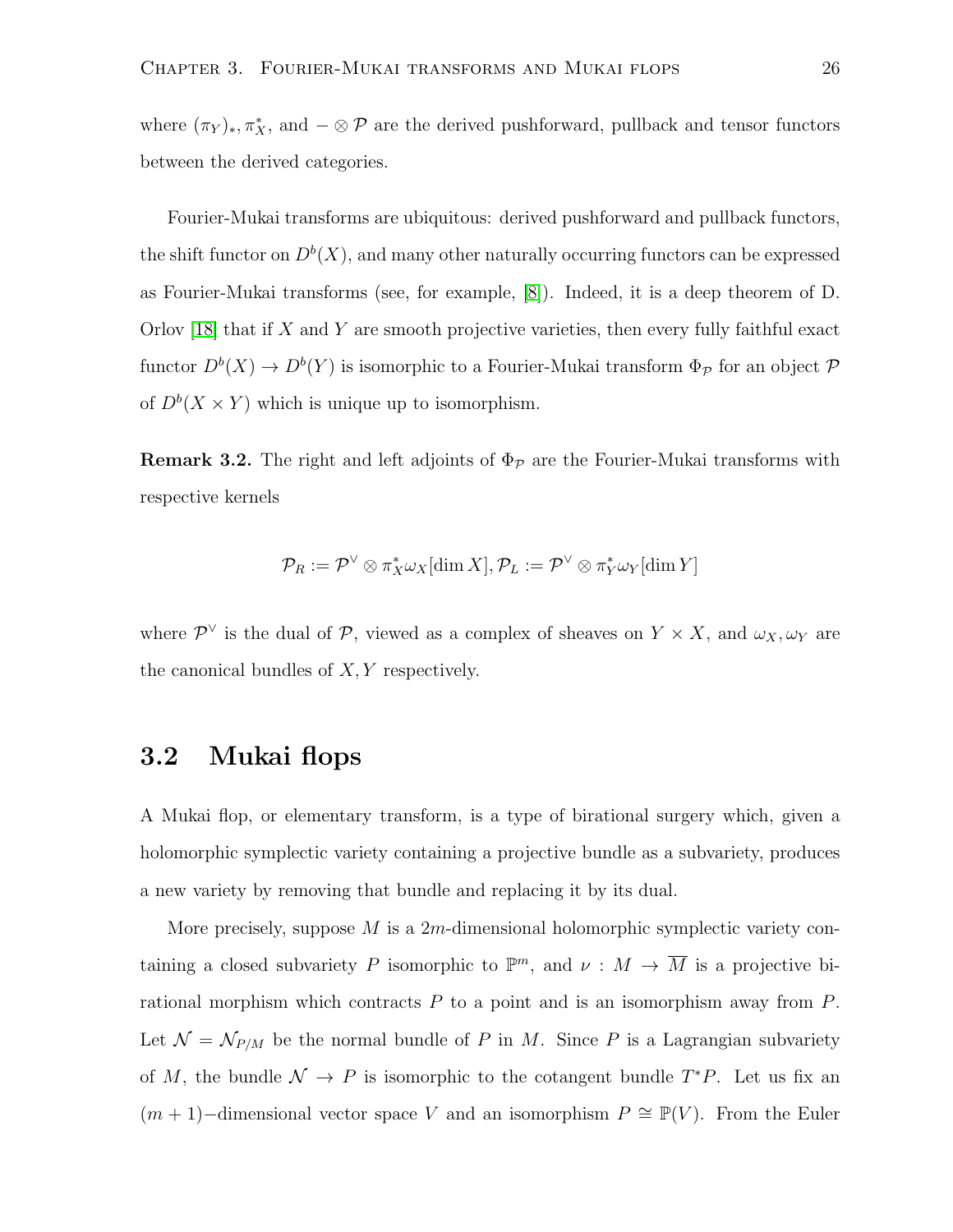where $(\pi_Y)_*, \pi_X^*$, and $- \otimes \mathcal{P}$ are the derived pushforward, pullback and tensor functors between the derived categories.

Fourier-Mukai transforms are ubiquitous: derived pushforward and pullback functors, the shift functor on $D^b(X)$, and many other naturally occurring functors can be expressed as Fourier-Mukai transforms (see, for example, [8]). Indeed, it is a deep theorem of D. Orlov [18] that if $X$ and $Y$ are smooth projective varieties, then every fully faithful exact functor $D^b(X) \to D^b(Y)$ is isomorphic to a Fourier-Mukai transform $\Phi_{\mathcal{P}}$ for an object $\mathcal{P}$ of $D^b(X \times Y)$ which is unique up to isomorphism.

**Remark 3.2.** The right and left adjoints of $\Phi_{\mathcal{P}}$ are the Fourier-Mukai transforms with respective kernels

$$\mathcal{P}_R := \mathcal{P}^\vee \otimes \pi_X^* \omega_X[\dim X], \mathcal{P}_L := \mathcal{P}^\vee \otimes \pi_Y^* \omega_Y[\dim Y]$$

where $\mathcal{P}^\vee$ is the dual of $\mathcal{P}$, viewed as a complex of sheaves on $Y \times X$, and $\omega_X, \omega_Y$ are the canonical bundles of $X, Y$ respectively.

## 3.2 Mukai flops

A Mukai flop, or elementary transform, is a type of birational surgery which, given a holomorphic symplectic variety containing a projective bundle as a subvariety, produces a new variety by removing that bundle and replacing it by its dual.

More precisely, suppose $M$ is a $2m$-dimensional holomorphic symplectic variety containing a closed subvariety $P$ isomorphic to $\mathbb{P}^m$, and $\nu : M \to \overline{M}$ is a projective birational morphism which contracts $P$ to a point and is an isomorphism away from $P$. Let $\mathcal{N} = \mathcal{N}_{P/M}$ be the normal bundle of $P$ in $M$. Since $P$ is a Lagrangian subvariety of $M$, the bundle $\mathcal{N} \to P$ is isomorphic to the cotangent bundle $T^*P$. Let us fix an $(m+1)-$dimensional vector space $V$ and an isomorphism $P \cong \mathbb{P}(V)$. From the Euler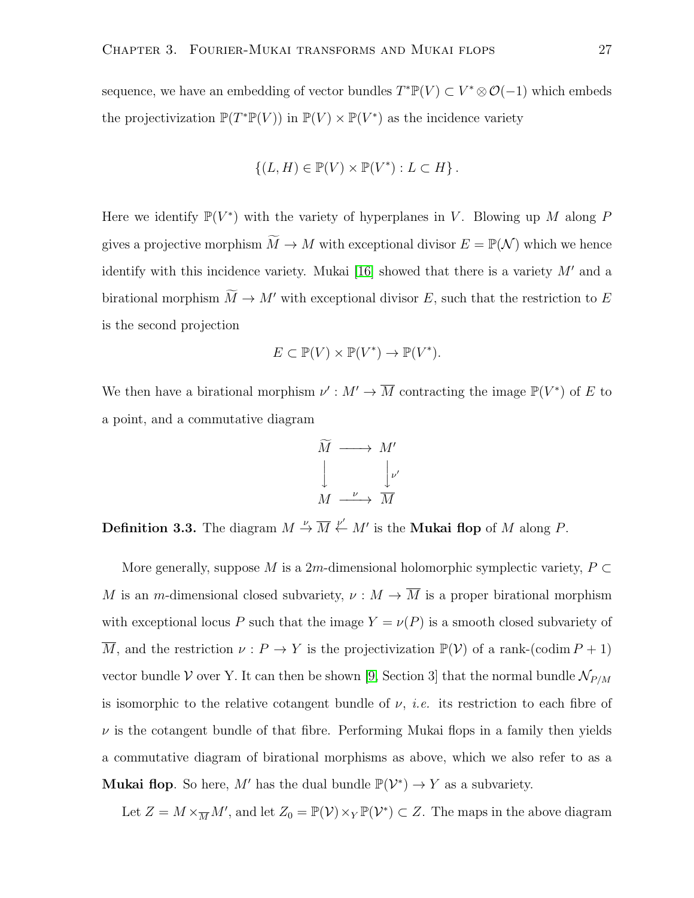sequence, we have an embedding of vector bundles $T^*\mathbb{P}(V) \subset V^* \otimes \mathcal{O}(-1)$ which embeds the projectivization $\mathbb{P}(T^*\mathbb{P}(V))$ in $\mathbb{P}(V) \times \mathbb{P}(V^*)$ as the incidence variety

$$\{(L, H) \in \mathbb{P}(V) \times \mathbb{P}(V^*) : L \subset H\}.$$

Here we identify $\mathbb{P}(V^*)$ with the variety of hyperplanes in $V$. Blowing up $M$ along $P$ gives a projective morphism $\widetilde{M} \to M$ with exceptional divisor $E = \mathbb{P}(\mathcal{N})$ which we hence identify with this incidence variety. Mukai [16] showed that there is a variety $M'$ and a birational morphism $\widetilde{M} \to M'$ with exceptional divisor $E$, such that the restriction to $E$ is the second projection

$$E \subset \mathbb{P}(V) \times \mathbb{P}(V^*) \to \mathbb{P}(V^*).$$

We then have a birational morphism $\nu' : M' \to \overline{M}$ contracting the image $\mathbb{P}(V^*)$ of $E$ to a point, and a commutative diagram

$$\begin{array}{ccc} \widetilde{M} & \longrightarrow & M' \\ \big\downarrow & & \big\downarrow{\scriptstyle \nu'} \\ M & \xrightarrow{\ \nu\ } & \overline{M} \end{array}$$

**Definition 3.3.** The diagram $M \overset{\nu}{\to} \overline{M} \overset{\nu'}{\leftarrow} M'$ is the **Mukai flop** of $M$ along $P$.

More generally, suppose $M$ is a $2m$-dimensional holomorphic symplectic variety, $P \subset M$ is an $m$-dimensional closed subvariety, $\nu : M \to \overline{M}$ is a proper birational morphism with exceptional locus $P$ such that the image $Y = \nu(P)$ is a smooth closed subvariety of $\overline{M}$, and the restriction $\nu : P \to Y$ is the projectivization $\mathbb{P}(\mathcal{V})$ of a rank-$(\operatorname{codim} P + 1)$ vector bundle $\mathcal{V}$ over Y. It can then be shown [9, Section 3] that the normal bundle $\mathcal{N}_{P/M}$ is isomorphic to the relative cotangent bundle of $\nu$, *i.e.* its restriction to each fibre of $\nu$ is the cotangent bundle of that fibre. Performing Mukai flops in a family then yields a commutative diagram of birational morphisms as above, which we also refer to as a **Mukai flop**. So here, $M'$ has the dual bundle $\mathbb{P}(\mathcal{V}^*) \to Y$ as a subvariety.

Let $Z = M \times_{\overline{M}} M'$, and let $Z_0 = \mathbb{P}(\mathcal{V}) \times_Y \mathbb{P}(\mathcal{V}^*) \subset Z$. The maps in the above diagram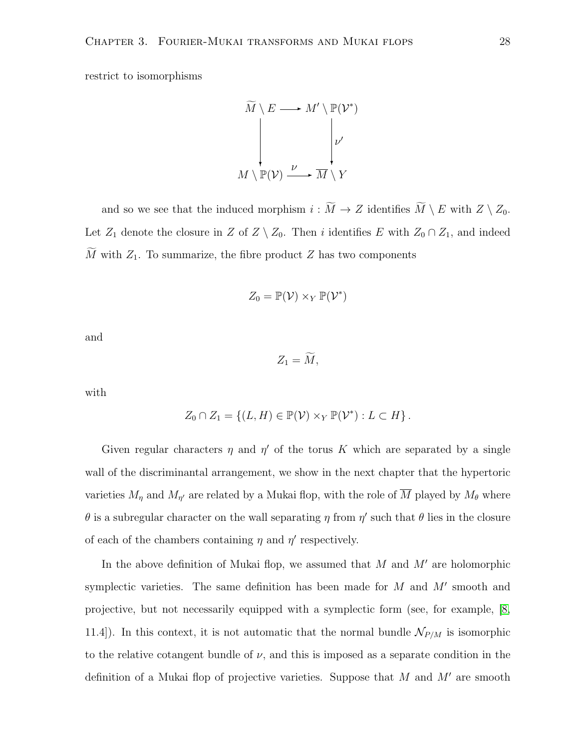restrict to isomorphisms

$$
\begin{array}{ccc}
\widetilde{M} \setminus E & \longrightarrow & M' \setminus \mathbb{P}(\mathcal{V}^*) \\
\Big\downarrow & & \Big\downarrow \nu' \\
M \setminus \mathbb{P}(\mathcal{V}) & \xrightarrow{\nu} & \overline{M} \setminus Y
\end{array}
$$

and so we see that the induced morphism $i : \widetilde{M} \to Z$ identifies $\widetilde{M} \setminus E$ with $Z \setminus Z_0$. Let $Z_1$ denote the closure in $Z$ of $Z \setminus Z_0$. Then $i$ identifies $E$ with $Z_0 \cap Z_1$, and indeed $\widetilde{M}$ with $Z_1$. To summarize, the fibre product $Z$ has two components

$$Z_0 = \mathbb{P}(\mathcal{V}) \times_Y \mathbb{P}(\mathcal{V}^*)$$

and

$$Z_1 = \widetilde{M},$$

with

$$Z_0 \cap Z_1 = \{(L, H) \in \mathbb{P}(\mathcal{V}) \times_Y \mathbb{P}(\mathcal{V}^*) : L \subset H\}.$$

Given regular characters $\eta$ and $\eta'$ of the torus $K$ which are separated by a single wall of the discriminantal arrangement, we show in the next chapter that the hypertoric varieties $M_\eta$ and $M_{\eta'}$ are related by a Mukai flop, with the role of $\overline{M}$ played by $M_\theta$ where $\theta$ is a subregular character on the wall separating $\eta$ from $\eta'$ such that $\theta$ lies in the closure of each of the chambers containing $\eta$ and $\eta'$ respectively.

In the above definition of Mukai flop, we assumed that $M$ and $M'$ are holomorphic symplectic varieties. The same definition has been made for $M$ and $M'$ smooth and projective, but not necessarily equipped with a symplectic form (see, for example, [8, 11.4]). In this context, it is not automatic that the normal bundle $\mathcal{N}_{P/M}$ is isomorphic to the relative cotangent bundle of $\nu$, and this is imposed as a separate condition in the definition of a Mukai flop of projective varieties. Suppose that $M$ and $M'$ are smooth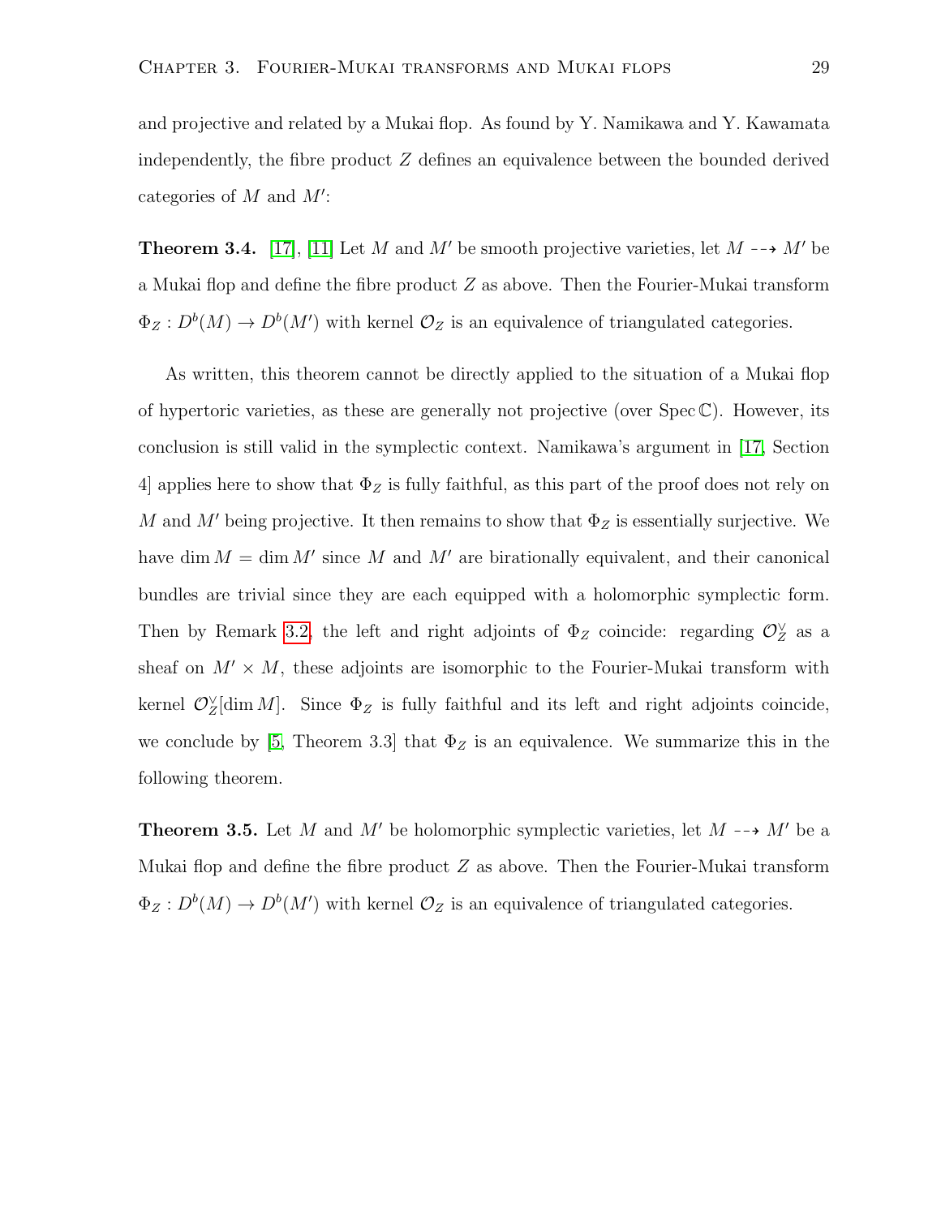and projective and related by a Mukai flop. As found by Y. Namikawa and Y. Kawamata independently, the fibre product $Z$ defines an equivalence between the bounded derived categories of $M$ and $M'$:

**Theorem 3.4.** [17], [11] Let $M$ and $M'$ be smooth projective varieties, let $M \dashrightarrow M'$ be a Mukai flop and define the fibre product $Z$ as above. Then the Fourier-Mukai transform $\Phi_Z : D^b(M) \to D^b(M')$ with kernel $\mathcal{O}_Z$ is an equivalence of triangulated categories.

As written, this theorem cannot be directly applied to the situation of a Mukai flop of hypertoric varieties, as these are generally not projective (over $\operatorname{Spec} \mathbb{C}$). However, its conclusion is still valid in the symplectic context. Namikawa's argument in [17, Section 4] applies here to show that $\Phi_Z$ is fully faithful, as this part of the proof does not rely on $M$ and $M'$ being projective. It then remains to show that $\Phi_Z$ is essentially surjective. We have $\dim M = \dim M'$ since $M$ and $M'$ are birationally equivalent, and their canonical bundles are trivial since they are each equipped with a holomorphic symplectic form. Then by Remark 3.2, the left and right adjoints of $\Phi_Z$ coincide: regarding $\mathcal{O}_Z^\vee$ as a sheaf on $M' \times M$, these adjoints are isomorphic to the Fourier-Mukai transform with kernel $\mathcal{O}_Z^\vee[\dim M]$. Since $\Phi_Z$ is fully faithful and its left and right adjoints coincide, we conclude by [5, Theorem 3.3] that $\Phi_Z$ is an equivalence. We summarize this in the following theorem.

**Theorem 3.5.** Let $M$ and $M'$ be holomorphic symplectic varieties, let $M \dashrightarrow M'$ be a Mukai flop and define the fibre product $Z$ as above. Then the Fourier-Mukai transform $\Phi_Z : D^b(M) \to D^b(M')$ with kernel $\mathcal{O}_Z$ is an equivalence of triangulated categories.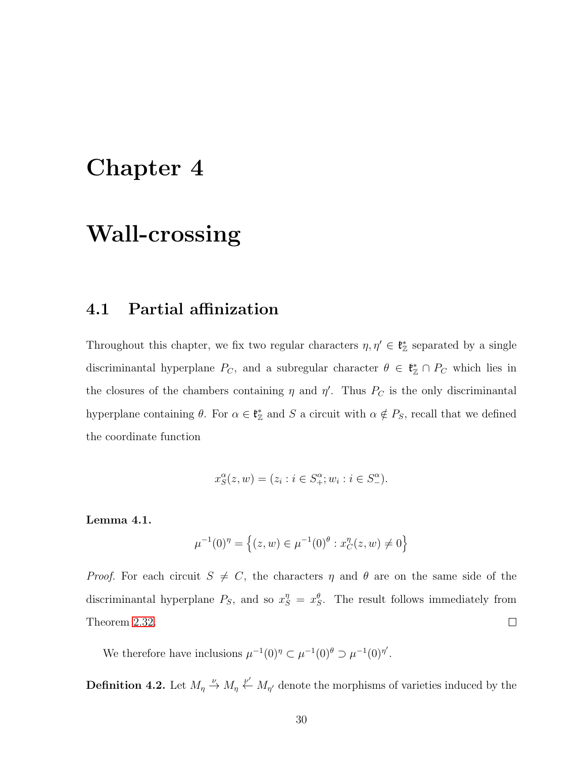# Chapter 4

# Wall-crossing

## 4.1 Partial affinization

Throughout this chapter, we fix two regular characters $\eta, \eta' \in \mathfrak{k}^*_{\mathbb{Z}}$ separated by a single discriminantal hyperplane $P_C$, and a subregular character $\theta \in \mathfrak{k}^*_{\mathbb{Z}} \cap P_C$ which lies in the closures of the chambers containing $\eta$ and $\eta'$. Thus $P_C$ is the only discriminantal hyperplane containing $\theta$. For $\alpha \in \mathfrak{k}^*_{\mathbb{Z}}$ and $S$ a circuit with $\alpha \notin P_S$, recall that we defined the coordinate function

$$x^\alpha_S(z, w) = (z_i : i \in S^\alpha_+; w_i : i \in S^\alpha_-).$$

**Lemma 4.1.**

$$\mu^{-1}(0)^\eta = \left\{(z, w) \in \mu^{-1}(0)^\theta : x^\eta_C(z, w) \neq 0\right\}$$

*Proof.* For each circuit $S \neq C$, the characters $\eta$ and $\theta$ are on the same side of the discriminantal hyperplane $P_S$, and so $x^\eta_S = x^\theta_S$. The result follows immediately from Theorem 2.32. $\square$

We therefore have inclusions $\mu^{-1}(0)^\eta \subset \mu^{-1}(0)^\theta \supset \mu^{-1}(0)^{\eta'}$.

**Definition 4.2.** Let $M_\eta \xrightarrow{\nu} M_\eta \xleftarrow{\nu'} M_{\eta'}$ denote the morphisms of varieties induced by the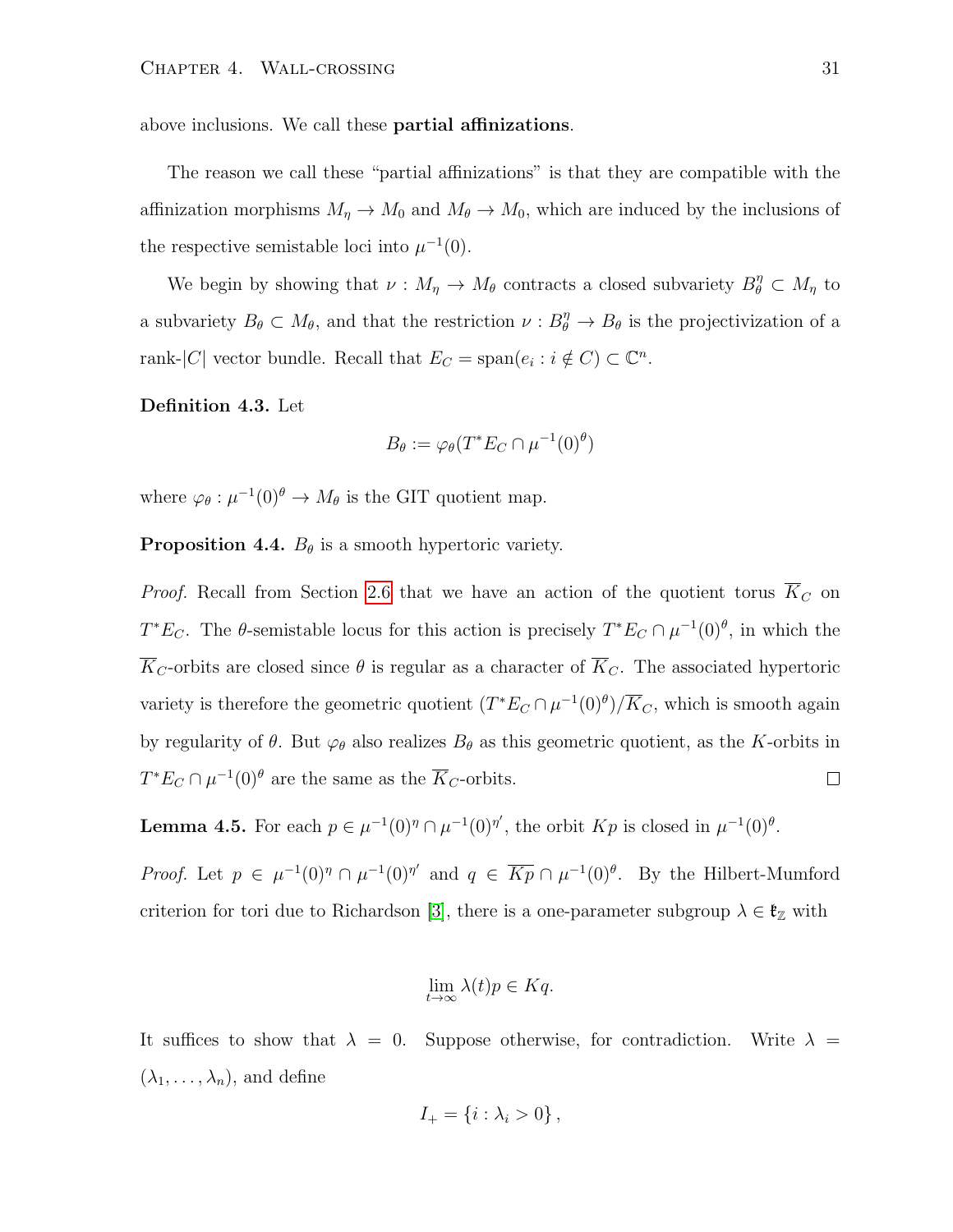above inclusions. We call these **partial affinizations**.

The reason we call these "partial affinizations" is that they are compatible with the affinization morphisms $M_\eta \to M_0$ and $M_\theta \to M_0$, which are induced by the inclusions of the respective semistable loci into $\mu^{-1}(0)$.

We begin by showing that $\nu : M_\eta \to M_\theta$ contracts a closed subvariety $B^\eta_\theta \subset M_\eta$ to a subvariety $B_\theta \subset M_\theta$, and that the restriction $\nu : B^\eta_\theta \to B_\theta$ is the projectivization of a rank-$|C|$ vector bundle. Recall that $E_C = \operatorname{span}(e_i : i \notin C) \subset \mathbb{C}^n$.

**Definition 4.3.** Let

$$B_\theta := \varphi_\theta(T^*E_C \cap \mu^{-1}(0)^\theta)$$

where $\varphi_\theta : \mu^{-1}(0)^\theta \to M_\theta$ is the GIT quotient map.

**Proposition 4.4.** $B_\theta$ is a smooth hypertoric variety.

*Proof.* Recall from Section 2.6 that we have an action of the quotient torus $\overline{K}_C$ on $T^*E_C$. The $\theta$-semistable locus for this action is precisely $T^*E_C \cap \mu^{-1}(0)^\theta$, in which the $\overline{K}_C$-orbits are closed since $\theta$ is regular as a character of $\overline{K}_C$. The associated hypertoric variety is therefore the geometric quotient $(T^*E_C \cap \mu^{-1}(0)^\theta)/\overline{K}_C$, which is smooth again by regularity of $\theta$. But $\varphi_\theta$ also realizes $B_\theta$ as this geometric quotient, as the $K$-orbits in $T^*E_C \cap \mu^{-1}(0)^\theta$ are the same as the $\overline{K}_C$-orbits. $\square$

**Lemma 4.5.** For each $p \in \mu^{-1}(0)^\eta \cap \mu^{-1}(0)^{\eta'}$, the orbit $Kp$ is closed in $\mu^{-1}(0)^\theta$.

*Proof.* Let $p \in \mu^{-1}(0)^\eta \cap \mu^{-1}(0)^{\eta'}$ and $q \in \overline{Kp} \cap \mu^{-1}(0)^\theta$. By the Hilbert-Mumford criterion for tori due to Richardson [3], there is a one-parameter subgroup $\lambda \in \mathfrak{k}_\mathbb{Z}$ with

$$\lim_{t\to\infty} \lambda(t)p \in Kq.$$

It suffices to show that $\lambda = 0$. Suppose otherwise, for contradiction. Write $\lambda = (\lambda_1, \ldots, \lambda_n)$, and define

$$I_+ = \{i : \lambda_i > 0\},$$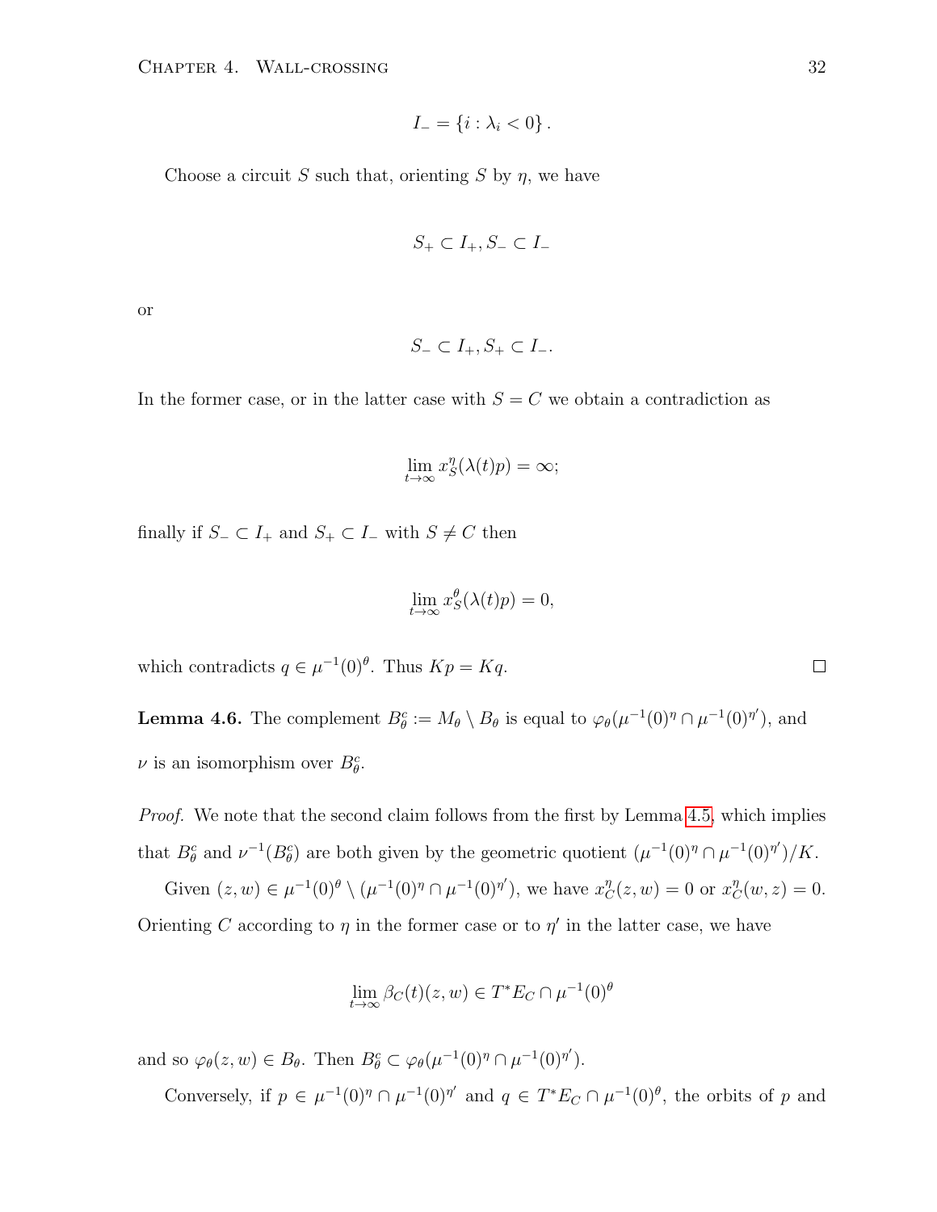$$I_- = \{i : \lambda_i < 0\}.$$

Choose a circuit $S$ such that, orienting $S$ by $\eta$, we have

$$S_+ \subset I_+, S_- \subset I_-$$

or

$$S_- \subset I_+, S_+ \subset I_-.$$

In the former case, or in the latter case with $S = C$ we obtain a contradiction as

$$\lim_{t\to\infty} x_S^\eta(\lambda(t)p) = \infty;$$

finally if $S_- \subset I_+$ and $S_+ \subset I_-$ with $S \neq C$ then

$$\lim_{t\to\infty} x_S^\theta(\lambda(t)p) = 0,$$

which contradicts $q \in \mu^{-1}(0)^\theta$. Thus $Kp = Kq$. $\square$

**Lemma 4.6.** The complement $B_\theta^c := M_\theta \setminus B_\theta$ is equal to $\varphi_\theta(\mu^{-1}(0)^\eta \cap \mu^{-1}(0)^{\eta'})$, and $\nu$ is an isomorphism over $B_\theta^c$.

*Proof.* We note that the second claim follows from the first by Lemma 4.5, which implies that $B_\theta^c$ and $\nu^{-1}(B_\theta^c)$ are both given by the geometric quotient $(\mu^{-1}(0)^\eta \cap \mu^{-1}(0)^{\eta'})/K$.

Given $(z, w) \in \mu^{-1}(0)^\theta \setminus (\mu^{-1}(0)^\eta \cap \mu^{-1}(0)^{\eta'})$, we have $x_C^\eta(z, w) = 0$ or $x_C^\eta(w, z) = 0$. Orienting $C$ according to $\eta$ in the former case or to $\eta'$ in the latter case, we have

$$\lim_{t\to\infty} \beta_C(t)(z, w) \in T^*E_C \cap \mu^{-1}(0)^\theta$$

and so $\varphi_\theta(z, w) \in B_\theta$. Then $B_\theta^c \subset \varphi_\theta(\mu^{-1}(0)^\eta \cap \mu^{-1}(0)^{\eta'})$.

Conversely, if $p \in \mu^{-1}(0)^\eta \cap \mu^{-1}(0)^{\eta'}$ and $q \in T^*E_C \cap \mu^{-1}(0)^\theta$, the orbits of $p$ and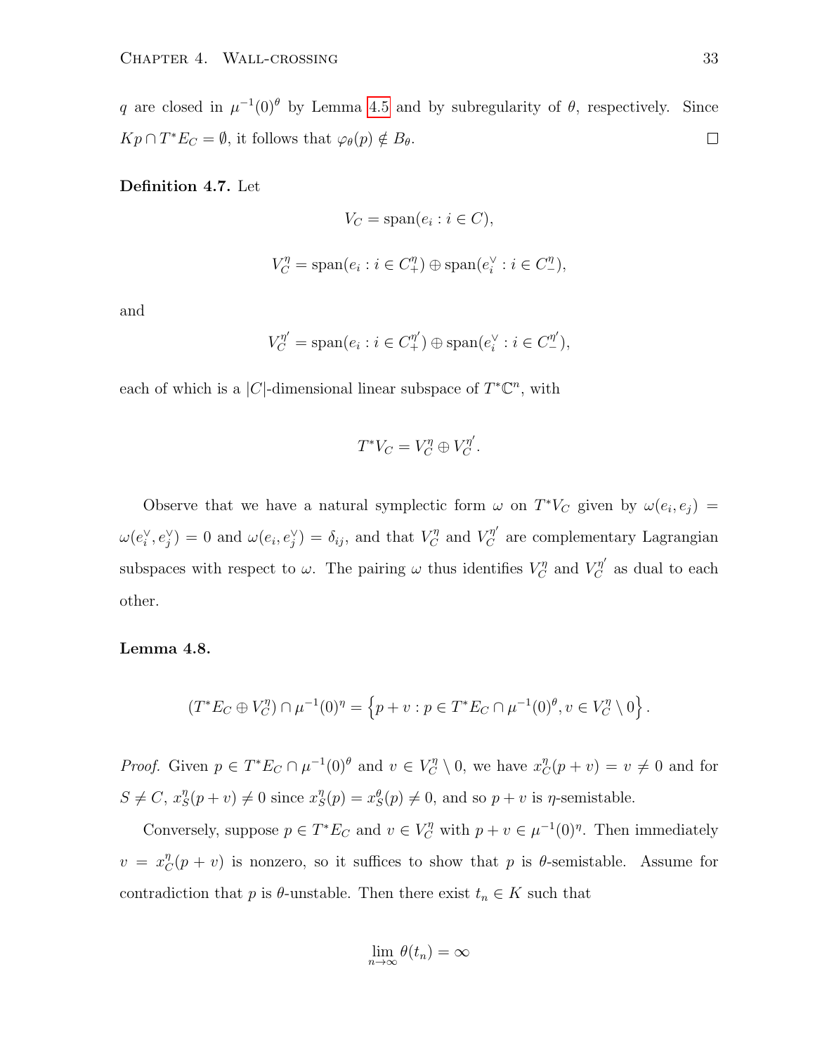$q$ are closed in $\mu^{-1}(0)^\theta$ by Lemma 4.5 and by subregularity of $\theta$, respectively. Since $Kp \cap T^*E_C = \emptyset$, it follows that $\varphi_\theta(p) \notin B_\theta$. $\square$

**Definition 4.7.** Let

$$V_C = \operatorname{span}(e_i : i \in C),$$

$$V_C^\eta = \operatorname{span}(e_i : i \in C_+^\eta) \oplus \operatorname{span}(e_i^\vee : i \in C_-^\eta),$$

and

$$V_C^{\eta'} = \operatorname{span}(e_i : i \in C_+^{\eta'}) \oplus \operatorname{span}(e_i^\vee : i \in C_-^{\eta'}),$$

each of which is a $|C|$-dimensional linear subspace of $T^*\mathbb{C}^n$, with

$$T^*V_C = V_C^\eta \oplus V_C^{\eta'}.$$

Observe that we have a natural symplectic form $\omega$ on $T^*V_C$ given by $\omega(e_i, e_j) = \omega(e_i^\vee, e_j^\vee) = 0$ and $\omega(e_i, e_j^\vee) = \delta_{ij}$, and that $V_C^\eta$ and $V_C^{\eta'}$ are complementary Lagrangian subspaces with respect to $\omega$. The pairing $\omega$ thus identifies $V_C^\eta$ and $V_C^{\eta'}$ as dual to each other.

**Lemma 4.8.**

$$(T^*E_C \oplus V_C^\eta) \cap \mu^{-1}(0)^\eta = \left\{ p + v : p \in T^*E_C \cap \mu^{-1}(0)^\theta, v \in V_C^\eta \setminus 0 \right\}.$$

*Proof.* Given $p \in T^*E_C \cap \mu^{-1}(0)^\theta$ and $v \in V_C^\eta \setminus 0$, we have $x_C^\eta(p + v) = v \neq 0$ and for $S \neq C$, $x_S^\eta(p + v) \neq 0$ since $x_S^\eta(p) = x_S^\theta(p) \neq 0$, and so $p + v$ is $\eta$-semistable.

Conversely, suppose $p \in T^*E_C$ and $v \in V_C^\eta$ with $p + v \in \mu^{-1}(0)^\eta$. Then immediately $v = x_C^\eta(p + v)$ is nonzero, so it suffices to show that $p$ is $\theta$-semistable. Assume for contradiction that $p$ is $\theta$-unstable. Then there exist $t_n \in K$ such that

$$\lim_{n\to\infty} \theta(t_n) = \infty$$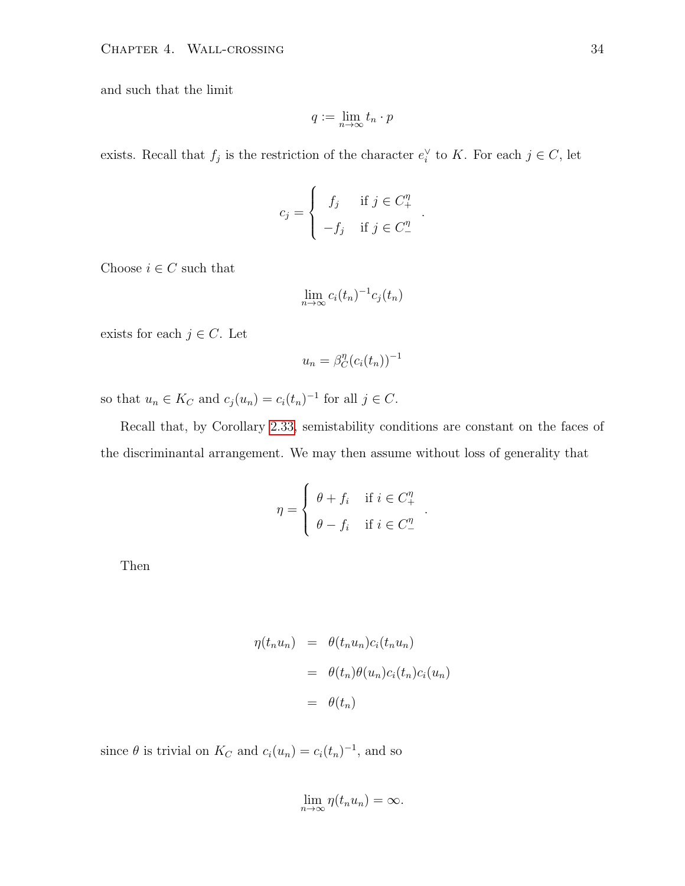and such that the limit

$$q := \lim_{n\to\infty} t_n \cdot p$$

exists. Recall that $f_j$ is the restriction of the character $e_i^\vee$ to $K$. For each $j \in C$, let

$$c_j = \begin{cases} f_j & \text{if } j \in C_+^\eta \\ -f_j & \text{if } j \in C_-^\eta \end{cases}.$$

Choose $i \in C$ such that

$$\lim_{n\to\infty} c_i(t_n)^{-1} c_j(t_n)$$

exists for each $j \in C$. Let

$$u_n = \beta_C^\eta(c_i(t_n))^{-1}$$

so that $u_n \in K_C$ and $c_j(u_n) = c_i(t_n)^{-1}$ for all $j \in C$.

Recall that, by Corollary 2.33, semistability conditions are constant on the faces of the discriminantal arrangement. We may then assume without loss of generality that

$$\eta = \begin{cases} \theta + f_i & \text{if } i \in C_+^\eta \\ \theta - f_i & \text{if } i \in C_-^\eta \end{cases}.$$

Then

$$\begin{aligned} \eta(t_n u_n) &= \theta(t_n u_n) c_i(t_n u_n) \\ &= \theta(t_n)\theta(u_n) c_i(t_n) c_i(u_n) \\ &= \theta(t_n) \end{aligned}$$

since $\theta$ is trivial on $K_C$ and $c_i(u_n) = c_i(t_n)^{-1}$, and so

$$\lim_{n\to\infty} \eta(t_n u_n) = \infty.$$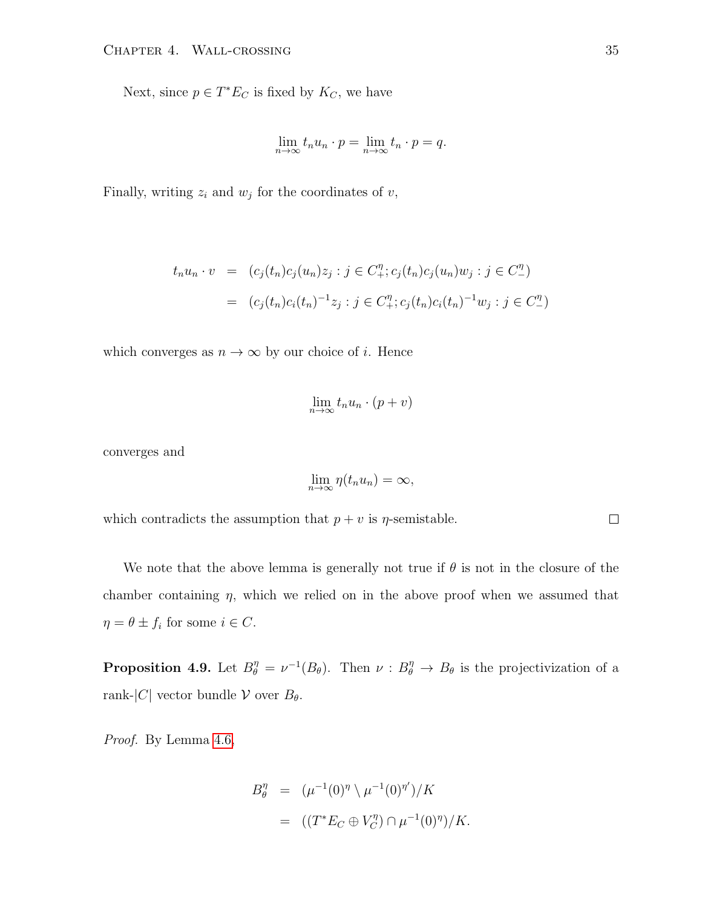Next, since $p \in T^*E_C$ is fixed by $K_C$, we have

$$\lim_{n\to\infty} t_n u_n \cdot p = \lim_{n\to\infty} t_n \cdot p = q.$$

Finally, writing $z_i$ and $w_j$ for the coordinates of $v$,

$$\begin{aligned} t_n u_n \cdot v &= (c_j(t_n)c_j(u_n)z_j : j \in C_+^\eta ; c_j(t_n)c_j(u_n)w_j : j \in C_-^\eta) \\ &= (c_j(t_n)c_i(t_n)^{-1}z_j : j \in C_+^\eta ; c_j(t_n)c_i(t_n)^{-1}w_j : j \in C_-^\eta) \end{aligned}$$

which converges as $n \to \infty$ by our choice of $i$. Hence

$$\lim_{n\to\infty} t_n u_n \cdot (p+v)$$

converges and

$$\lim_{n\to\infty} \eta(t_n u_n) = \infty,$$

which contradicts the assumption that $p+v$ is $\eta$-semistable. □

We note that the above lemma is generally not true if $\theta$ is not in the closure of the chamber containing $\eta$, which we relied on in the above proof when we assumed that $\eta = \theta \pm f_i$ for some $i \in C$.

**Proposition 4.9.** Let $B_\theta^\eta = \nu^{-1}(B_\theta)$. Then $\nu : B_\theta^\eta \to B_\theta$ is the projectivization of a rank-$|C|$ vector bundle $\mathcal{V}$ over $B_\theta$.

*Proof.* By Lemma 4.6,

$$\begin{aligned} B_\theta^\eta &= (\mu^{-1}(0)^\eta \setminus \mu^{-1}(0)^{\eta'})/K \\ &= ((T^*E_C \oplus V_C^\eta) \cap \mu^{-1}(0)^\eta)/K. \end{aligned}$$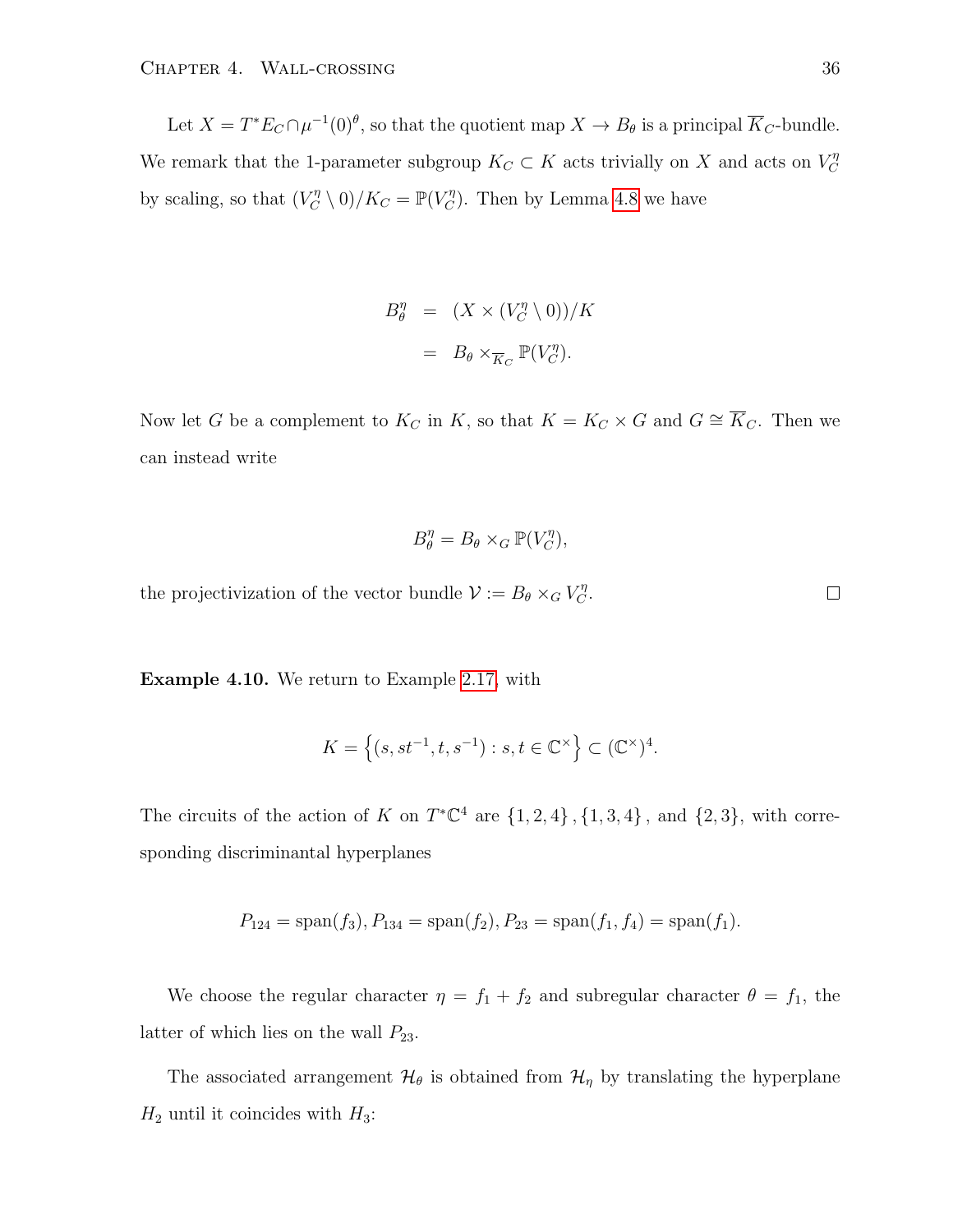Let $X = T^*E_C \cap \mu^{-1}(0)^\theta$, so that the quotient map $X \to B_\theta$ is a principal $\overline{K}_C$-bundle. We remark that the 1-parameter subgroup $K_C \subset K$ acts trivially on $X$ and acts on $V_C^\eta$ by scaling, so that $(V_C^\eta \setminus 0)/K_C = \mathbb{P}(V_C^\eta)$. Then by Lemma 4.8 we have

$$
\begin{aligned}
B_\theta^\eta &= (X \times (V_C^\eta \setminus 0))/K \\
&= B_\theta \times_{\overline{K}_C} \mathbb{P}(V_C^\eta).
\end{aligned}
$$

Now let $G$ be a complement to $K_C$ in $K$, so that $K = K_C \times G$ and $G \cong \overline{K}_C$. Then we can instead write

$$
B_\theta^\eta = B_\theta \times_G \mathbb{P}(V_C^\eta),
$$

the projectivization of the vector bundle $\mathcal{V} := B_\theta \times_G V_C^\eta$. $\square$

**Example 4.10.** We return to Example 2.17, with

$$
K = \left\{ (s, st^{-1}, t, s^{-1}) : s, t \in \mathbb{C}^\times \right\} \subset (\mathbb{C}^\times)^4.
$$

The circuits of the action of $K$ on $T^*\mathbb{C}^4$ are $\{1,2,4\}, \{1,3,4\}$, and $\{2,3\}$, with corresponding discriminantal hyperplanes

$$
P_{124} = \mathrm{span}(f_3), P_{134} = \mathrm{span}(f_2), P_{23} = \mathrm{span}(f_1, f_4) = \mathrm{span}(f_1).
$$

We choose the regular character $\eta = f_1 + f_2$ and subregular character $\theta = f_1$, the latter of which lies on the wall $P_{23}$.

The associated arrangement $\mathcal{H}_\theta$ is obtained from $\mathcal{H}_\eta$ by translating the hyperplane $H_2$ until it coincides with $H_3$: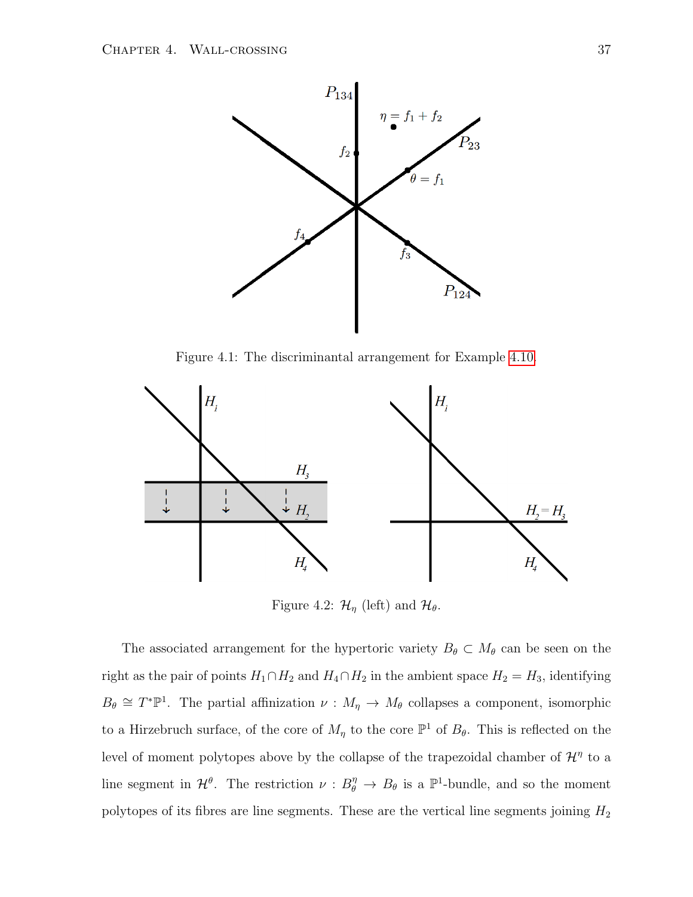Figure 4.1: The discriminantal arrangement for Example 4.10.

Figure 4.2: $\mathcal{H}_\eta$ (left) and $\mathcal{H}_\theta$.

The associated arrangement for the hypertoric variety $B_\theta \subset M_\theta$ can be seen on the right as the pair of points $H_1 \cap H_2$ and $H_4 \cap H_2$ in the ambient space $H_2 = H_3$, identifying $B_\theta \cong T^*\mathbb{P}^1$. The partial affinization $\nu : M_\eta \to M_\theta$ collapses a component, isomorphic to a Hirzebruch surface, of the core of $M_\eta$ to the core $\mathbb{P}^1$ of $B_\theta$. This is reflected on the level of moment polytopes above by the collapse of the trapezoidal chamber of $\mathcal{H}^\eta$ to a line segment in $\mathcal{H}^\theta$. The restriction $\nu : B_\theta^\eta \to B_\theta$ is a $\mathbb{P}^1$-bundle, and so the moment polytopes of its fibres are line segments. These are the vertical line segments joining $H_2$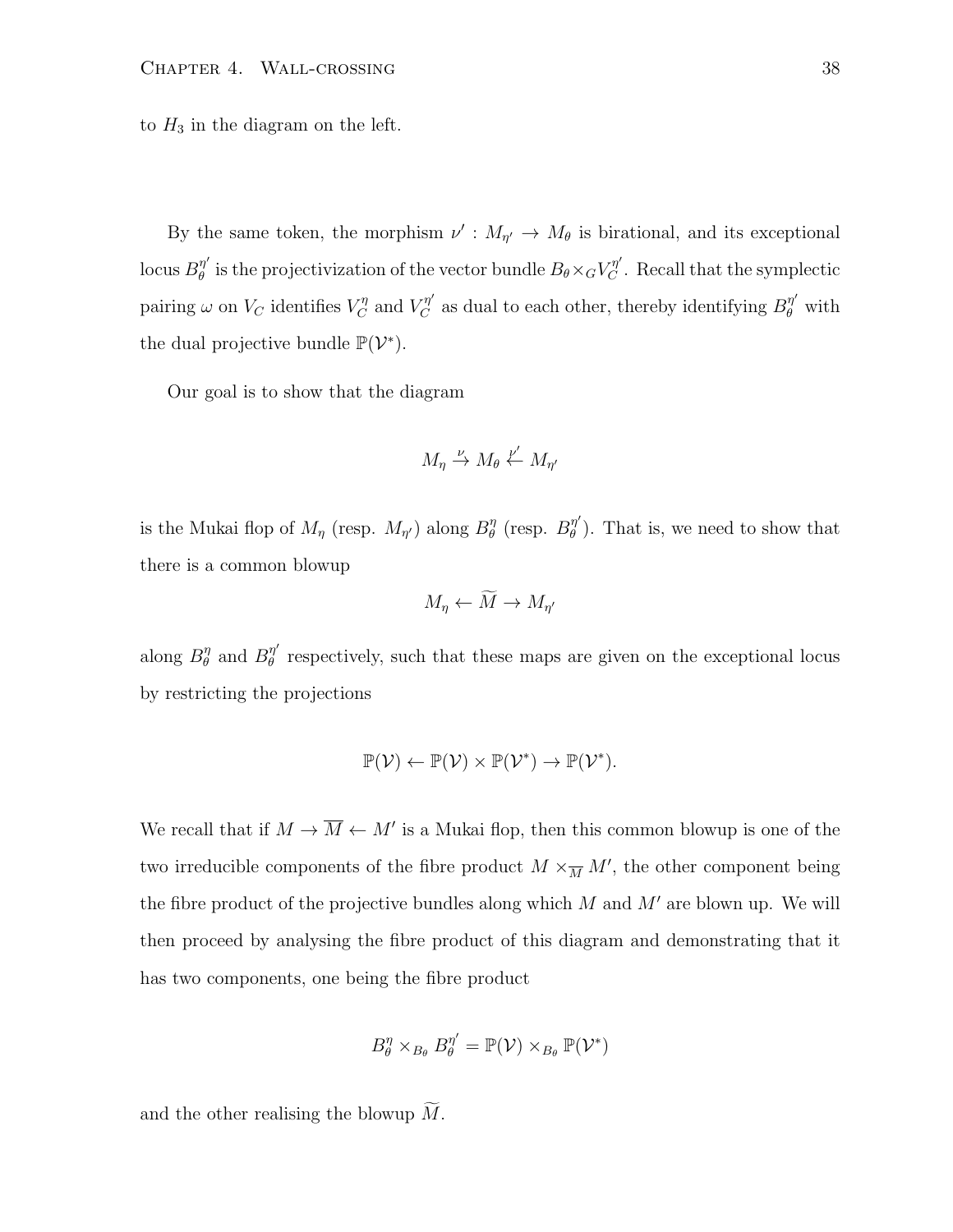to $H_3$ in the diagram on the left.

By the same token, the morphism $\nu' : M_{\eta'} \to M_\theta$ is birational, and its exceptional locus $B_\theta^{\eta'}$ is the projectivization of the vector bundle $B_\theta \times_G V_C^{\eta'}$. Recall that the symplectic pairing $\omega$ on $V_C$ identifies $V_C^\eta$ and $V_C^{\eta'}$ as dual to each other, thereby identifying $B_\theta^{\eta'}$ with the dual projective bundle $\mathbb{P}(\mathcal{V}^*)$.

Our goal is to show that the diagram

$$M_\eta \xrightarrow{\nu} M_\theta \xleftarrow{\nu'} M_{\eta'}$$

is the Mukai flop of $M_\eta$ (resp. $M_{\eta'}$) along $B_\theta^\eta$ (resp. $B_\theta^{\eta'}$). That is, we need to show that there is a common blowup

$$M_\eta \leftarrow \widetilde{M} \to M_{\eta'}$$

along $B_\theta^\eta$ and $B_\theta^{\eta'}$ respectively, such that these maps are given on the exceptional locus by restricting the projections

$$\mathbb{P}(\mathcal{V}) \leftarrow \mathbb{P}(\mathcal{V}) \times \mathbb{P}(\mathcal{V}^*) \to \mathbb{P}(\mathcal{V}^*).$$

We recall that if $M \to \overline{M} \leftarrow M'$ is a Mukai flop, then this common blowup is one of the two irreducible components of the fibre product $M \times_{\overline{M}} M'$, the other component being the fibre product of the projective bundles along which $M$ and $M'$ are blown up. We will then proceed by analysing the fibre product of this diagram and demonstrating that it has two components, one being the fibre product

$$B_\theta^\eta \times_{B_\theta} B_\theta^{\eta'} = \mathbb{P}(\mathcal{V}) \times_{B_\theta} \mathbb{P}(\mathcal{V}^*)$$

and the other realising the blowup $\widetilde{M}$.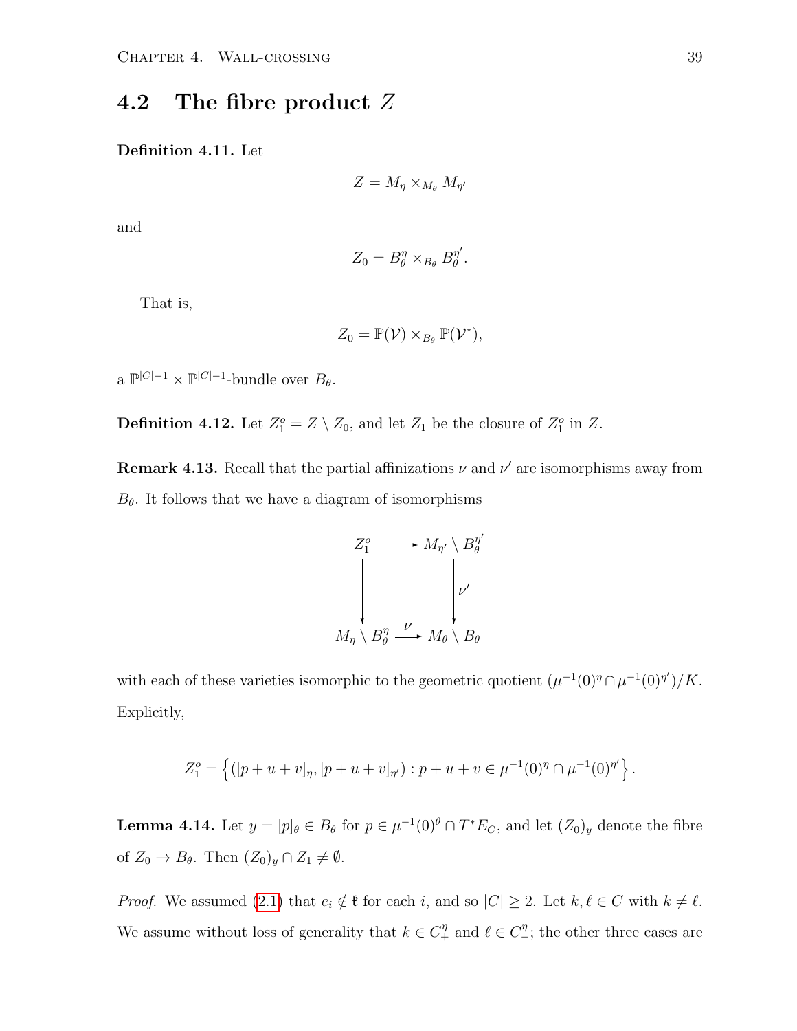## 4.2 The fibre product $Z$

**Definition 4.11.** Let

$$Z = M_\eta \times_{M_\theta} M_{\eta'}$$

and

$$Z_0 = B_\theta^\eta \times_{B_\theta} B_\theta^{\eta'}.$$

That is,

$$Z_0 = \mathbb{P}(\mathcal{V}) \times_{B_\theta} \mathbb{P}(\mathcal{V}^*),$$

a $\mathbb{P}^{|C|-1} \times \mathbb{P}^{|C|-1}$-bundle over $B_\theta$.

**Definition 4.12.** Let $Z_1^o = Z \setminus Z_0$, and let $Z_1$ be the closure of $Z_1^o$ in $Z$.

**Remark 4.13.** Recall that the partial affinizations $\nu$ and $\nu'$ are isomorphisms away from $B_\theta$. It follows that we have a diagram of isomorphisms

$$\begin{array}{ccc} Z_1^o & \longrightarrow & M_{\eta'} \setminus B_\theta^{\eta'} \\ \big\downarrow & & \big\downarrow \nu' \\ M_\eta \setminus B_\theta^\eta & \xrightarrow{\nu} & M_\theta \setminus B_\theta \end{array}$$

with each of these varieties isomorphic to the geometric quotient $(\mu^{-1}(0)^\eta \cap \mu^{-1}(0)^{\eta'})/K$. Explicitly,

$$Z_1^o = \left\{ ([p+u+v]_\eta, [p+u+v]_{\eta'}) : p+u+v \in \mu^{-1}(0)^\eta \cap \mu^{-1}(0)^{\eta'} \right\}.$$

**Lemma 4.14.** Let $y = [p]_\theta \in B_\theta$ for $p \in \mu^{-1}(0)^\theta \cap T^*E_C$, and let $(Z_0)_y$ denote the fibre of $Z_0 \to B_\theta$. Then $(Z_0)_y \cap Z_1 \neq \emptyset$.

*Proof.* We assumed (2.1) that $e_i \notin \mathfrak{k}$ for each $i$, and so $|C| \geq 2$. Let $k, \ell \in C$ with $k \neq \ell$. We assume without loss of generality that $k \in C_+^\eta$ and $\ell \in C_-^\eta$; the other three cases are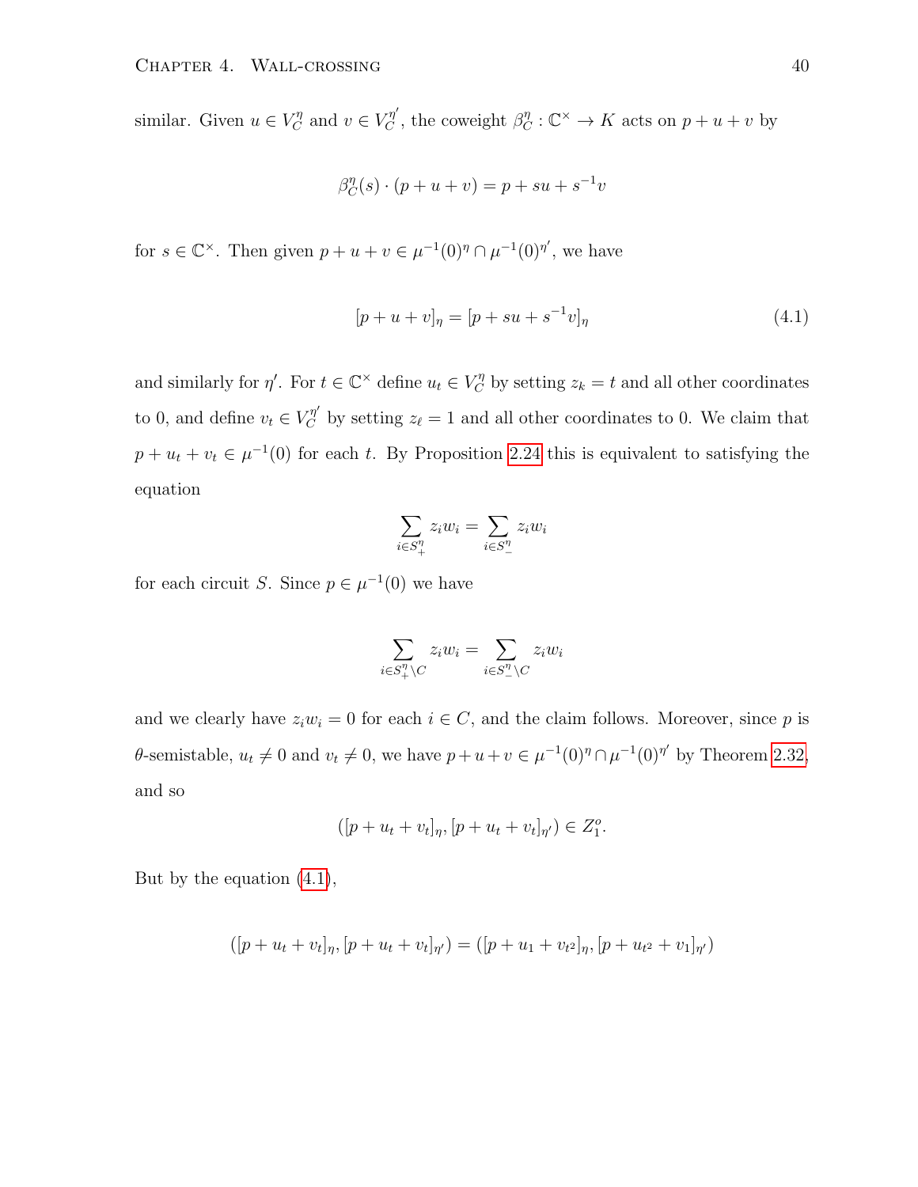similar. Given $u \in V_C^\eta$ and $v \in V_C^{\eta'}$, the coweight $\beta_C^\eta : \mathbb{C}^\times \to K$ acts on $p + u + v$ by

$$\beta_C^\eta(s) \cdot (p + u + v) = p + su + s^{-1}v$$

for $s \in \mathbb{C}^\times$. Then given $p + u + v \in \mu^{-1}(0)^\eta \cap \mu^{-1}(0)^{\eta'}$, we have

$$[p + u + v]_\eta = [p + su + s^{-1}v]_\eta \tag{4.1}$$

and similarly for $\eta'$. For $t \in \mathbb{C}^\times$ define $u_t \in V_C^\eta$ by setting $z_k = t$ and all other coordinates to 0, and define $v_t \in V_C^{\eta'}$ by setting $z_\ell = 1$ and all other coordinates to 0. We claim that $p + u_t + v_t \in \mu^{-1}(0)$ for each $t$. By Proposition 2.24 this is equivalent to satisfying the equation

$$\sum_{i \in S_+^\eta} z_i w_i = \sum_{i \in S_-^\eta} z_i w_i$$

for each circuit $S$. Since $p \in \mu^{-1}(0)$ we have

$$\sum_{i \in S_+^\eta \setminus C} z_i w_i = \sum_{i \in S_-^\eta \setminus C} z_i w_i$$

and we clearly have $z_i w_i = 0$ for each $i \in C$, and the claim follows. Moreover, since $p$ is $\theta$-semistable, $u_t \neq 0$ and $v_t \neq 0$, we have $p + u + v \in \mu^{-1}(0)^\eta \cap \mu^{-1}(0)^{\eta'}$ by Theorem 2.32, and so

$$([p + u_t + v_t]_\eta, [p + u_t + v_t]_{\eta'}) \in Z_1^o.$$

But by the equation (4.1),

$$([p + u_t + v_t]_\eta, [p + u_t + v_t]_{\eta'}) = ([p + u_1 + v_{t^2}]_\eta, [p + u_{t^2} + v_1]_{\eta'})$$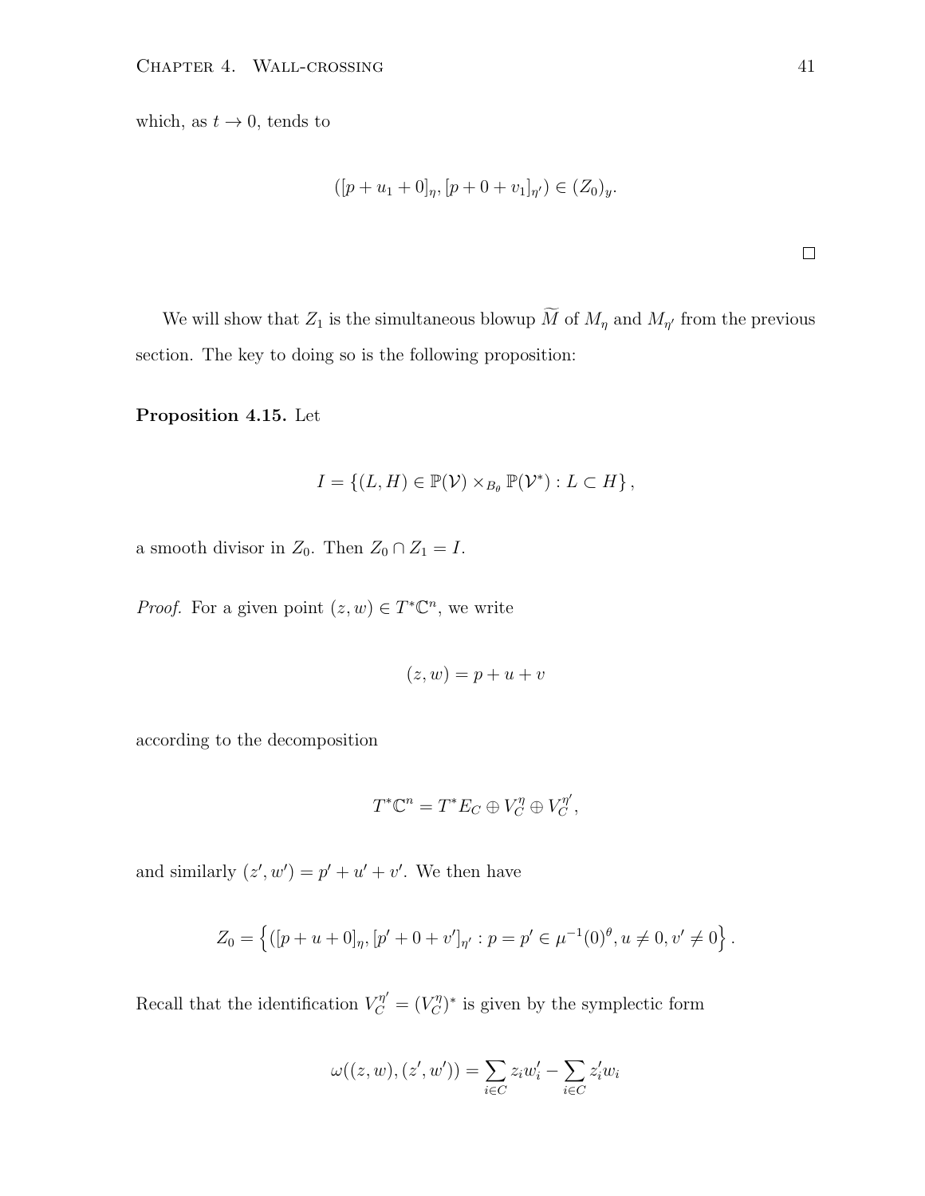which, as $t \to 0$, tends to

$$([p + u_1 + 0]_\eta, [p + 0 + v_1]_{\eta'}) \in (Z_0)_y.$$

$\square$

We will show that $Z_1$ is the simultaneous blowup $\widetilde{M}$ of $M_\eta$ and $M_{\eta'}$ from the previous section. The key to doing so is the following proposition:

**Proposition 4.15.** Let

$$I = \{(L, H) \in \mathbb{P}(\mathcal{V}) \times_{B_\theta} \mathbb{P}(\mathcal{V}^*) : L \subset H\},$$

a smooth divisor in $Z_0$. Then $Z_0 \cap Z_1 = I$.

*Proof.* For a given point $(z, w) \in T^*\mathbb{C}^n$, we write

$$(z, w) = p + u + v$$

according to the decomposition

$$T^*\mathbb{C}^n = T^*E_C \oplus V_C^\eta \oplus V_C^{\eta'},$$

and similarly $(z', w') = p' + u' + v'$. We then have

$$Z_0 = \left\{([p + u + 0]_\eta, [p' + 0 + v']_{\eta'} : p = p' \in \mu^{-1}(0)^\theta, u \neq 0, v' \neq 0\right\}.$$

Recall that the identification $V_C^{\eta'} = (V_C^\eta)^*$ is given by the symplectic form

$$\omega((z, w), (z', w')) = \sum_{i \in C} z_i w_i' - \sum_{i \in C} z_i' w_i$$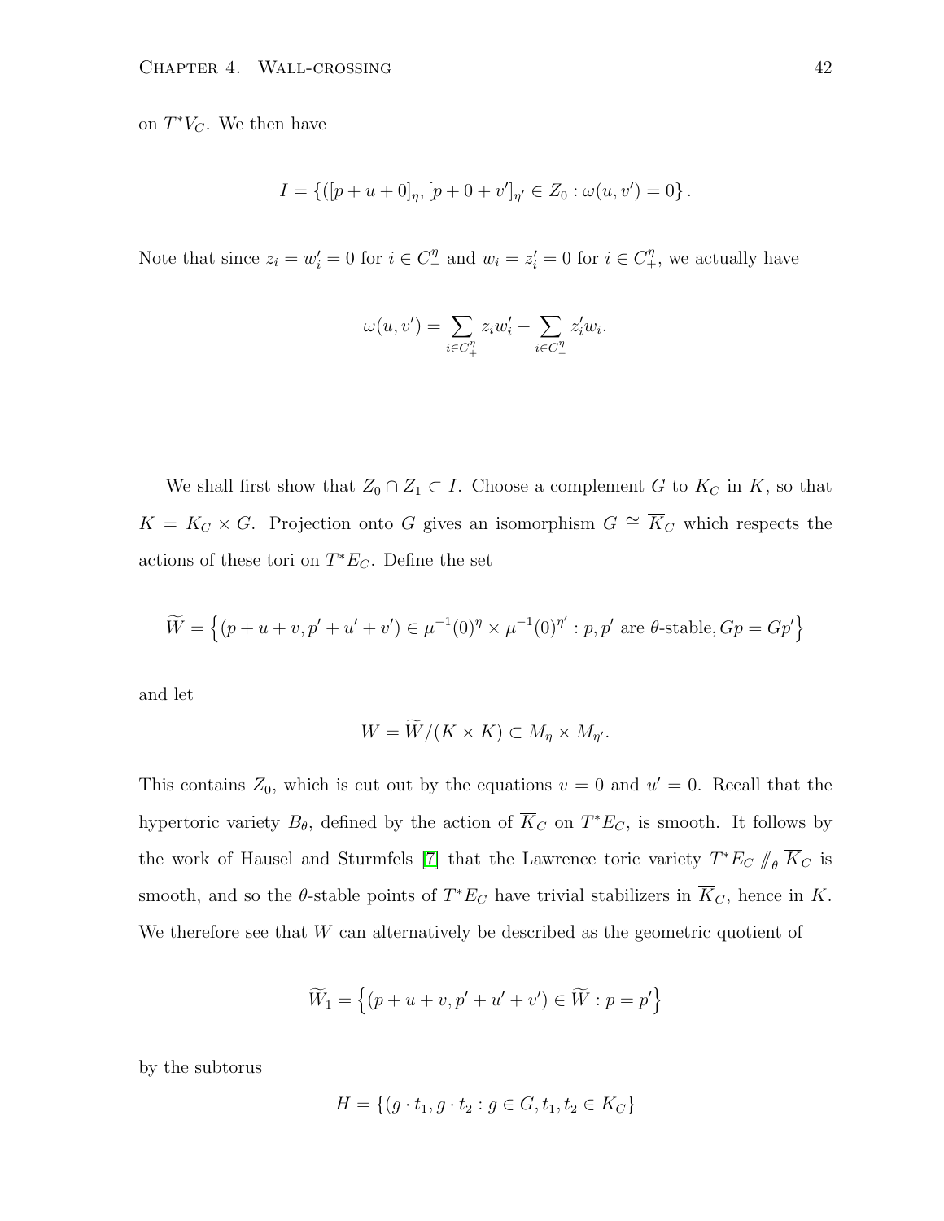on $T^*V_C$. We then have

$$I = \{([p+u+0]_\eta, [p+0+v']_{\eta'} \in Z_0 : \omega(u,v') = 0\}.$$

Note that since $z_i = w_i' = 0$ for $i \in C_-^\eta$ and $w_i = z_i' = 0$ for $i \in C_+^\eta$, we actually have

$$\omega(u,v') = \sum_{i \in C_+^\eta} z_i w_i' - \sum_{i \in C_-^\eta} z_i' w_i.$$

We shall first show that $Z_0 \cap Z_1 \subset I$. Choose a complement $G$ to $K_C$ in $K$, so that $K = K_C \times G$. Projection onto $G$ gives an isomorphism $G \cong \overline{K}_C$ which respects the actions of these tori on $T^*E_C$. Define the set

$$\widetilde{W} = \left\{(p+u+v, p'+u'+v') \in \mu^{-1}(0)^\eta \times \mu^{-1}(0)^{\eta'} : p, p' \text{ are } \theta\text{-stable}, Gp = Gp'\right\}$$

and let

$$W = \widetilde{W}/(K \times K) \subset M_\eta \times M_{\eta'}.$$

This contains $Z_0$, which is cut out by the equations $v = 0$ and $u' = 0$. Recall that the hypertoric variety $B_\theta$, defined by the action of $\overline{K}_C$ on $T^*E_C$, is smooth. It follows by the work of Hausel and Sturmfels [7] that the Lawrence toric variety $T^*E_C \mathbin{/\!\!/}_\theta \overline{K}_C$ is smooth, and so the $\theta$-stable points of $T^*E_C$ have trivial stabilizers in $\overline{K}_C$, hence in $K$. We therefore see that $W$ can alternatively be described as the geometric quotient of

$$\widetilde{W}_1 = \left\{(p+u+v, p'+u'+v') \in \widetilde{W} : p = p'\right\}$$

by the subtorus

$$H = \{(g \cdot t_1, g \cdot t_2 : g \in G, t_1, t_2 \in K_C\}$$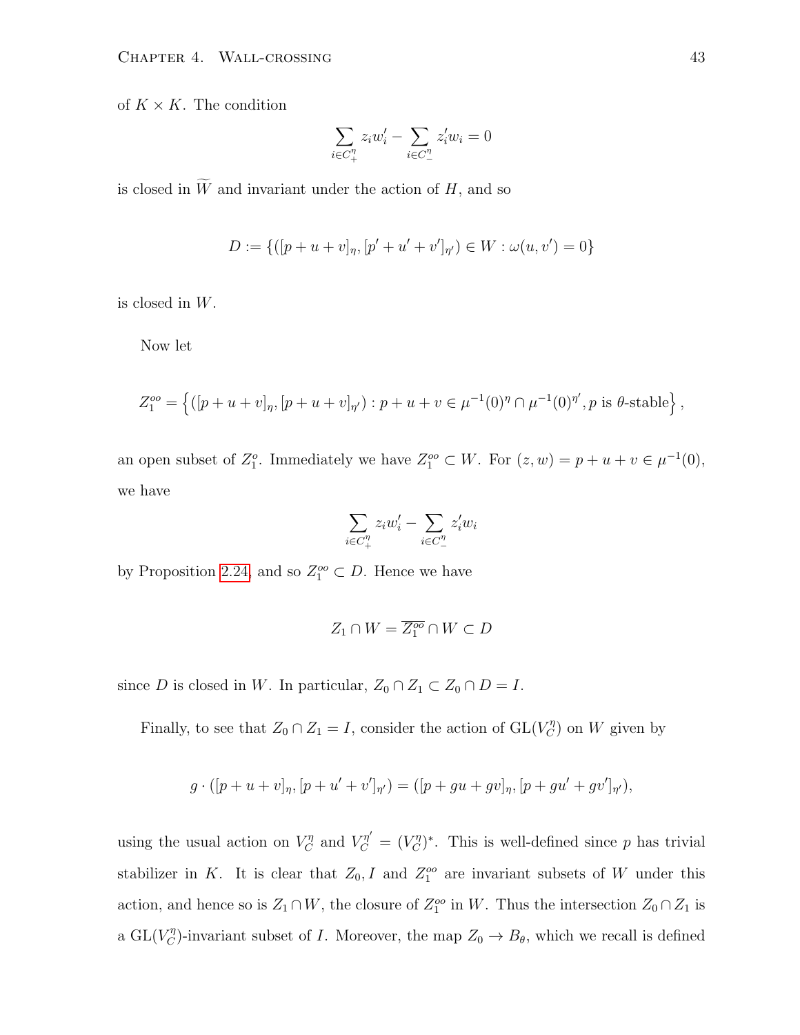of $K \times K$. The condition

$$\sum_{i \in C_+^\eta} z_i w_i' - \sum_{i \in C_-^\eta} z_i' w_i = 0$$

is closed in $\widetilde{W}$ and invariant under the action of $H$, and so

$$D := \{([p+u+v]_\eta, [p'+u'+v']_{\eta'}) \in W : \omega(u, v') = 0\}$$

is closed in $W$.

Now let

$$Z_1^{oo} = \left\{([p+u+v]_\eta, [p+u+v]_{\eta'}) : p+u+v \in \mu^{-1}(0)^\eta \cap \mu^{-1}(0)^{\eta'}, p \text{ is } \theta\text{-stable}\right\},$$

an open subset of $Z_1^o$. Immediately we have $Z_1^{oo} \subset W$. For $(z, w) = p + u + v \in \mu^{-1}(0)$, we have

$$\sum_{i \in C_+^\eta} z_i w_i' - \sum_{i \in C_-^\eta} z_i' w_i$$

by Proposition 2.24, and so $Z_1^{oo} \subset D$. Hence we have

$$Z_1 \cap W = \overline{Z_1^{oo}} \cap W \subset D$$

since $D$ is closed in $W$. In particular, $Z_0 \cap Z_1 \subset Z_0 \cap D = I$.

Finally, to see that $Z_0 \cap Z_1 = I$, consider the action of $\mathrm{GL}(V_C^\eta)$ on $W$ given by

$$g \cdot ([p+u+v]_\eta, [p+u'+v']_{\eta'}) = ([p+gu+gv]_\eta, [p+gu'+gv']_{\eta'}),$$

using the usual action on $V_C^\eta$ and $V_C^{\eta'} = (V_C^\eta)^*$. This is well-defined since $p$ has trivial stabilizer in $K$. It is clear that $Z_0, I$ and $Z_1^{oo}$ are invariant subsets of $W$ under this action, and hence so is $Z_1 \cap W$, the closure of $Z_1^{oo}$ in $W$. Thus the intersection $Z_0 \cap Z_1$ is a $\mathrm{GL}(V_C^\eta)$-invariant subset of $I$. Moreover, the map $Z_0 \to B_\theta$, which we recall is defined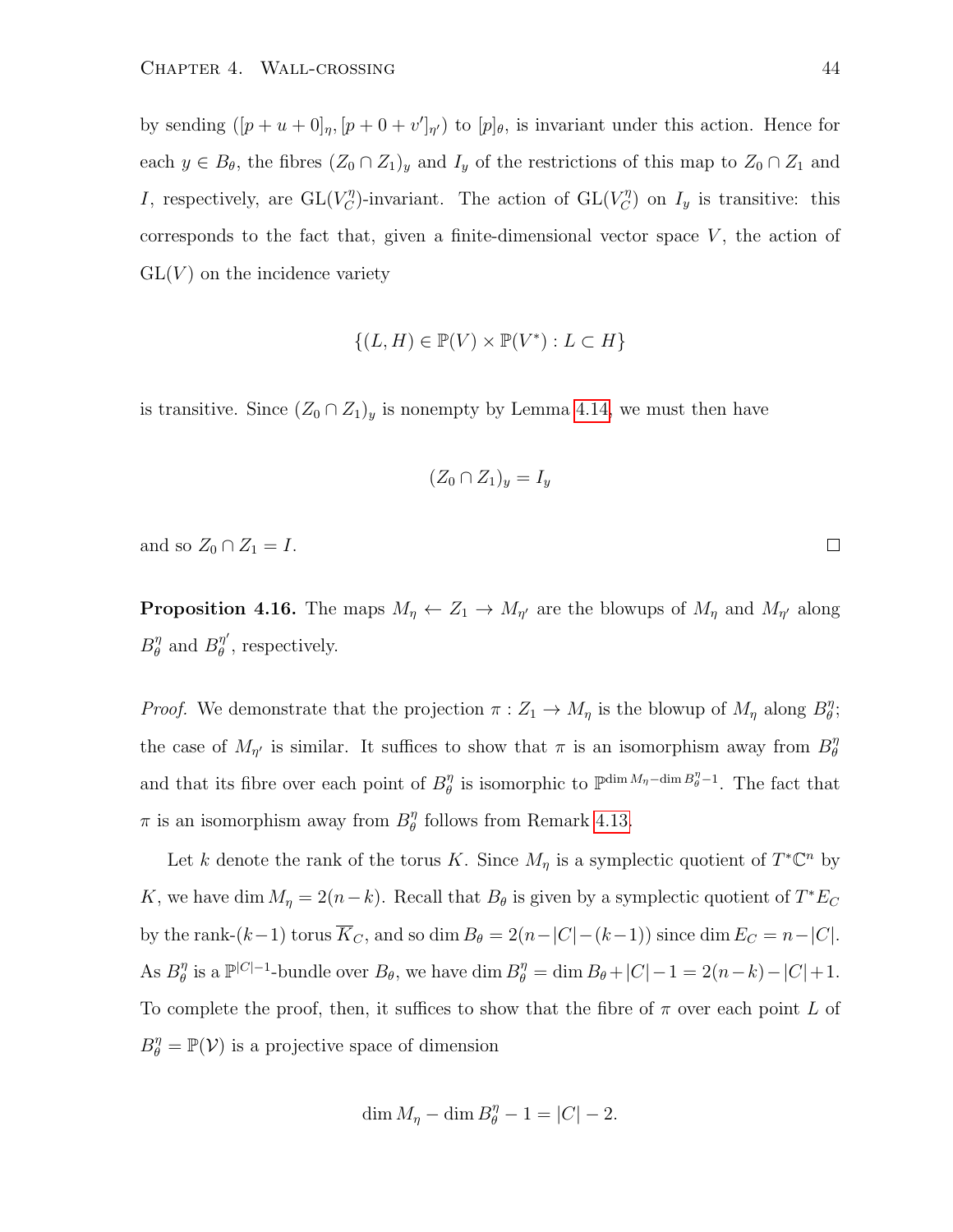by sending $([p+u+0]_\eta, [p+0+v']_{\eta'})$ to $[p]_\theta$, is invariant under this action. Hence for each $y \in B_\theta$, the fibres $(Z_0 \cap Z_1)_y$ and $I_y$ of the restrictions of this map to $Z_0 \cap Z_1$ and $I$, respectively, are $\mathrm{GL}(V_C^\eta)$-invariant. The action of $\mathrm{GL}(V_C^\eta)$ on $I_y$ is transitive: this corresponds to the fact that, given a finite-dimensional vector space $V$, the action of $\mathrm{GL}(V)$ on the incidence variety

$$\{(L, H) \in \mathbb{P}(V) \times \mathbb{P}(V^*) : L \subset H\}$$

is transitive. Since $(Z_0 \cap Z_1)_y$ is nonempty by Lemma 4.14, we must then have

$$(Z_0 \cap Z_1)_y = I_y$$

and so $Z_0 \cap Z_1 = I$. □

**Proposition 4.16.** The maps $M_\eta \leftarrow Z_1 \rightarrow M_{\eta'}$ are the blowups of $M_\eta$ and $M_{\eta'}$ along $B_\theta^\eta$ and $B_\theta^{\eta'}$, respectively.

*Proof.* We demonstrate that the projection $\pi : Z_1 \to M_\eta$ is the blowup of $M_\eta$ along $B_\theta^\eta$; the case of $M_{\eta'}$ is similar. It suffices to show that $\pi$ is an isomorphism away from $B_\theta^\eta$ and that its fibre over each point of $B_\theta^\eta$ is isomorphic to $\mathbb{P}^{\dim M_\eta - \dim B_\theta^\eta - 1}$. The fact that $\pi$ is an isomorphism away from $B_\theta^\eta$ follows from Remark 4.13.

Let $k$ denote the rank of the torus $K$. Since $M_\eta$ is a symplectic quotient of $T^*\mathbb{C}^n$ by $K$, we have $\dim M_\eta = 2(n-k)$. Recall that $B_\theta$ is given by a symplectic quotient of $T^*E_C$ by the rank-$(k-1)$ torus $\overline{K}_C$, and so $\dim B_\theta = 2(n-|C|-(k-1))$ since $\dim E_C = n - |C|$. As $B_\theta^\eta$ is a $\mathbb{P}^{|C|-1}$-bundle over $B_\theta$, we have $\dim B_\theta^\eta = \dim B_\theta + |C| - 1 = 2(n-k) - |C| + 1$. To complete the proof, then, it suffices to show that the fibre of $\pi$ over each point $L$ of $B_\theta^\eta = \mathbb{P}(\mathcal{V})$ is a projective space of dimension

$$\dim M_\eta - \dim B_\theta^\eta - 1 = |C| - 2.$$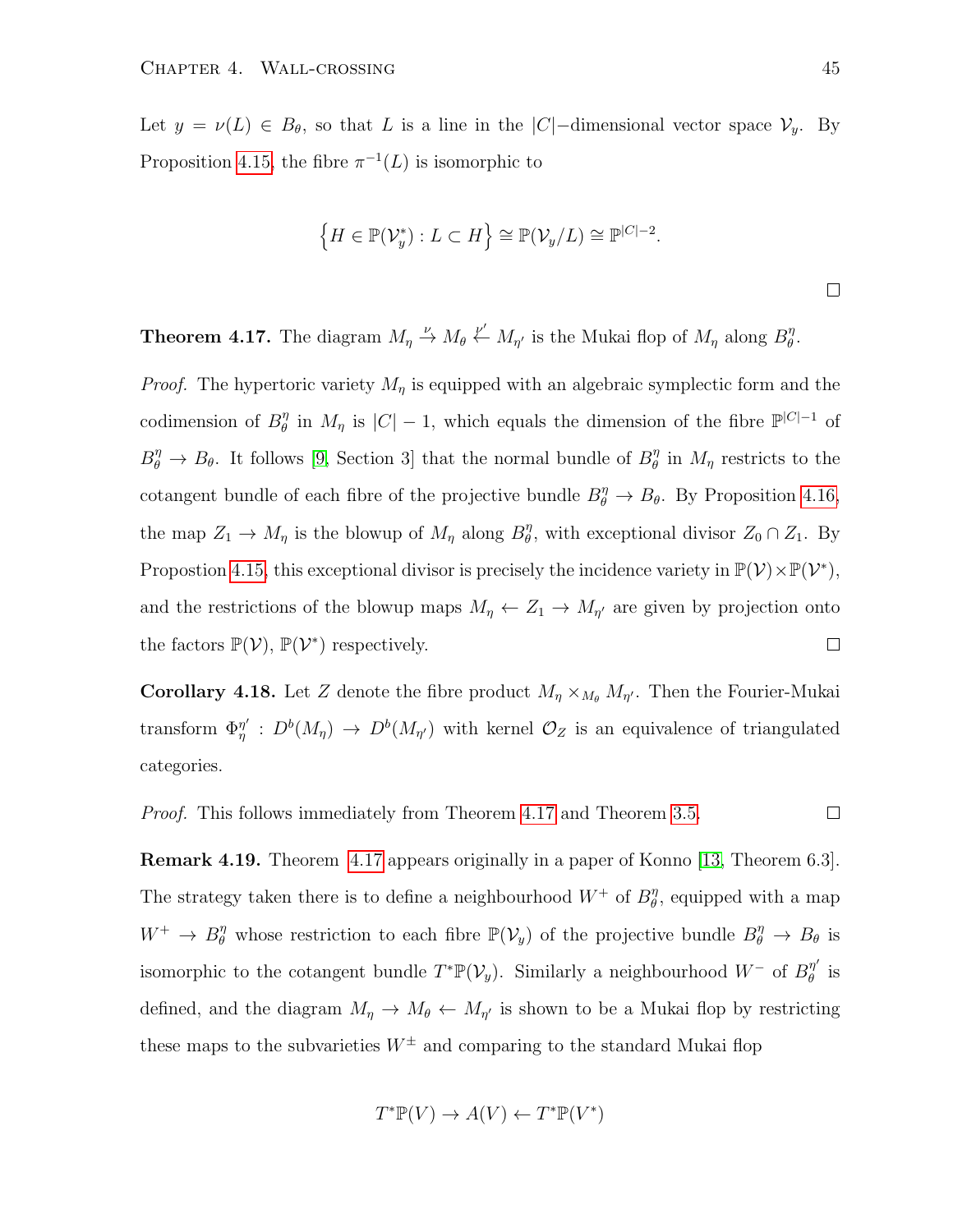Let $y = \nu(L) \in B_\theta$, so that $L$ is a line in the $|C|$−dimensional vector space $\mathcal{V}_y$. By Proposition 4.15, the fibre $\pi^{-1}(L)$ is isomorphic to

$$\left\{ H \in \mathbb{P}(\mathcal{V}_y^*) : L \subset H \right\} \cong \mathbb{P}(\mathcal{V}_y/L) \cong \mathbb{P}^{|C|-2}.$$

□

**Theorem 4.17.** The diagram $M_\eta \xrightarrow{\nu} M_\theta \xleftarrow{\nu'} M_{\eta'}$ is the Mukai flop of $M_\eta$ along $B_\theta^\eta$.

*Proof.* The hypertoric variety $M_\eta$ is equipped with an algebraic symplectic form and the codimension of $B_\theta^\eta$ in $M_\eta$ is $|C| - 1$, which equals the dimension of the fibre $\mathbb{P}^{|C|-1}$ of $B_\theta^\eta \to B_\theta$. It follows [9, Section 3] that the normal bundle of $B_\theta^\eta$ in $M_\eta$ restricts to the cotangent bundle of each fibre of the projective bundle $B_\theta^\eta \to B_\theta$. By Proposition 4.16, the map $Z_1 \to M_\eta$ is the blowup of $M_\eta$ along $B_\theta^\eta$, with exceptional divisor $Z_0 \cap Z_1$. By Propostion 4.15, this exceptional divisor is precisely the incidence variety in $\mathbb{P}(\mathcal{V}) \times \mathbb{P}(\mathcal{V}^*)$, and the restrictions of the blowup maps $M_\eta \leftarrow Z_1 \to M_{\eta'}$ are given by projection onto the factors $\mathbb{P}(\mathcal{V})$, $\mathbb{P}(\mathcal{V}^*)$ respectively. □

**Corollary 4.18.** Let $Z$ denote the fibre product $M_\eta \times_{M_\theta} M_{\eta'}$. Then the Fourier-Mukai transform $\Phi_\eta^{\eta'} : D^b(M_\eta) \to D^b(M_{\eta'})$ with kernel $\mathcal{O}_Z$ is an equivalence of triangulated categories.

*Proof.* This follows immediately from Theorem 4.17 and Theorem 3.5. □

**Remark 4.19.** Theorem 4.17 appears originally in a paper of Konno [13, Theorem 6.3]. The strategy taken there is to define a neighbourhood $W^+$ of $B_\theta^\eta$, equipped with a map $W^+ \to B_\theta^\eta$ whose restriction to each fibre $\mathbb{P}(\mathcal{V}_y)$ of the projective bundle $B_\theta^\eta \to B_\theta$ is isomorphic to the cotangent bundle $T^*\mathbb{P}(\mathcal{V}_y)$. Similarly a neighbourhood $W^-$ of $B_\theta^{\eta'}$ is defined, and the diagram $M_\eta \to M_\theta \leftarrow M_{\eta'}$ is shown to be a Mukai flop by restricting these maps to the subvarieties $W^\pm$ and comparing to the standard Mukai flop

$$T^*\mathbb{P}(V) \to A(V) \leftarrow T^*\mathbb{P}(V^*)$$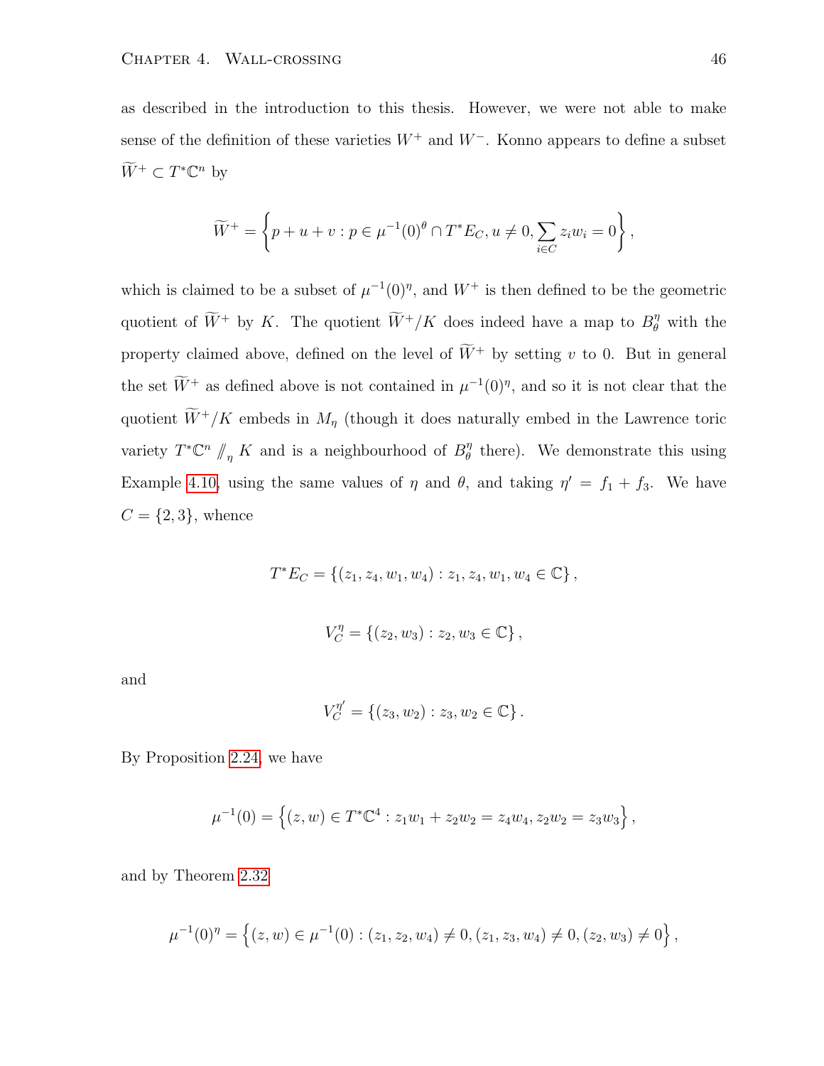as described in the introduction to this thesis. However, we were not able to make sense of the definition of these varieties $W^+$ and $W^-$. Konno appears to define a subset $\widetilde{W}^+ \subset T^*\mathbb{C}^n$ by

$$\widetilde{W}^+ = \left\{ p + u + v : p \in \mu^{-1}(0)^\theta \cap T^*E_C, u \neq 0, \sum_{i \in C} z_i w_i = 0 \right\},$$

which is claimed to be a subset of $\mu^{-1}(0)^\eta$, and $W^+$ is then defined to be the geometric quotient of $\widetilde{W}^+$ by $K$. The quotient $\widetilde{W}^+/K$ does indeed have a map to $B^\eta_\theta$ with the property claimed above, defined on the level of $\widetilde{W}^+$ by setting $v$ to 0. But in general the set $\widetilde{W}^+$ as defined above is not contained in $\mu^{-1}(0)^\eta$, and so it is not clear that the quotient $\widetilde{W}^+/K$ embeds in $M_\eta$ (though it does naturally embed in the Lawrence toric variety $T^*\mathbb{C}^n /\!\!/_\eta K$ and is a neighbourhood of $B^\eta_\theta$ there). We demonstrate this using Example 4.10, using the same values of $\eta$ and $\theta$, and taking $\eta' = f_1 + f_3$. We have $C = \{2, 3\}$, whence

$$T^*E_C = \{(z_1, z_4, w_1, w_4) : z_1, z_4, w_1, w_4 \in \mathbb{C}\},$$

$$V^\eta_C = \{(z_2, w_3) : z_2, w_3 \in \mathbb{C}\},$$

and

$$V^{\eta'}_C = \{(z_3, w_2) : z_3, w_2 \in \mathbb{C}\}.$$

By Proposition 2.24, we have

$$\mu^{-1}(0) = \left\{(z, w) \in T^*\mathbb{C}^4 : z_1 w_1 + z_2 w_2 = z_4 w_4, z_2 w_2 = z_3 w_3 \right\},$$

and by Theorem 2.32

$$\mu^{-1}(0)^\eta = \left\{(z, w) \in \mu^{-1}(0) : (z_1, z_2, w_4) \neq 0, (z_1, z_3, w_4) \neq 0, (z_2, w_3) \neq 0 \right\},$$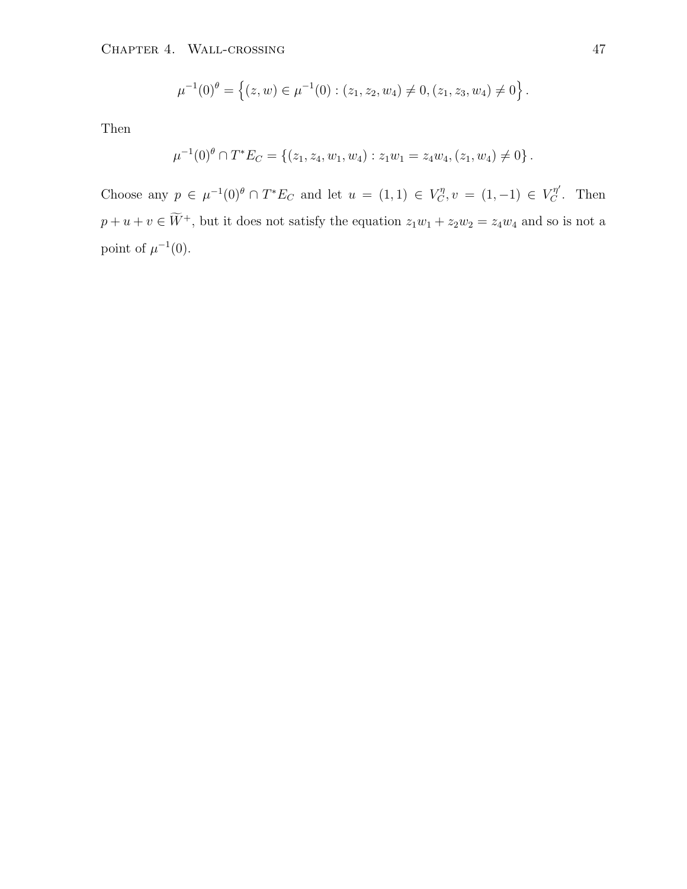$$\mu^{-1}(0)^{\theta} = \left\{(z,w) \in \mu^{-1}(0) : (z_1, z_2, w_4) \neq 0, (z_1, z_3, w_4) \neq 0\right\}.$$

Then

$$\mu^{-1}(0)^{\theta} \cap T^* E_C = \left\{(z_1, z_4, w_1, w_4) : z_1 w_1 = z_4 w_4, (z_1, w_4) \neq 0\right\}.$$

Choose any $p \in \mu^{-1}(0)^{\theta} \cap T^* E_C$ and let $u = (1,1) \in V_C^{\eta}, v = (1,-1) \in V_C^{\eta'}$. Then $p + u + v \in \widetilde{W}^{+}$, but it does not satisfy the equation $z_1 w_1 + z_2 w_2 = z_4 w_4$ and so is not a point of $\mu^{-1}(0)$.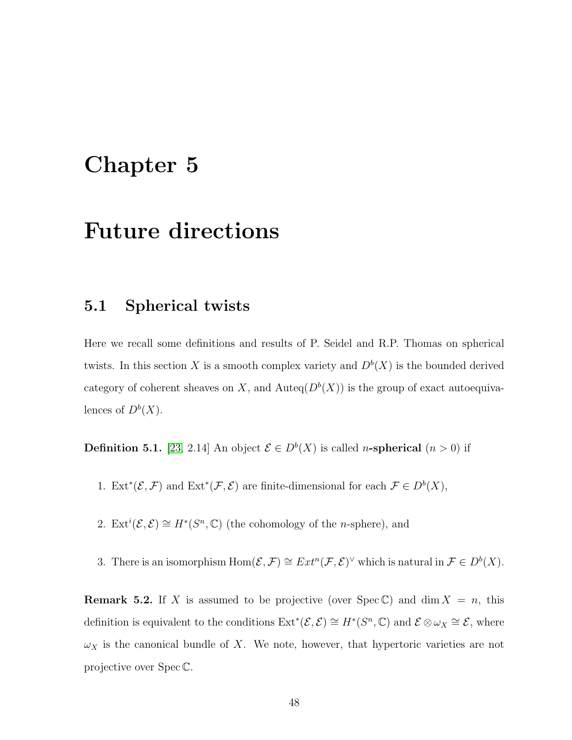# Chapter 5

# Future directions

## 5.1 Spherical twists

Here we recall some definitions and results of P. Seidel and R.P. Thomas on spherical twists. In this section $X$ is a smooth complex variety and $D^b(X)$ is the bounded derived category of coherent sheaves on $X$, and $\mathrm{Auteq}(D^b(X))$ is the group of exact autoequivalences of $D^b(X)$.

**Definition 5.1.** [23, 2.14] An object $\mathcal{E} \in D^b(X)$ is called $n$**-spherical** ($n > 0$) if

1. $\mathrm{Ext}^*(\mathcal{E}, \mathcal{F})$ and $\mathrm{Ext}^*(\mathcal{F}, \mathcal{E})$ are finite-dimensional for each $\mathcal{F} \in D^b(X)$,
2. $\mathrm{Ext}^i(\mathcal{E}, \mathcal{E}) \cong H^*(S^n, \mathbb{C})$ (the cohomology of the $n$-sphere), and
3. There is an isomorphism $\mathrm{Hom}(\mathcal{E}, \mathcal{F}) \cong Ext^n(\mathcal{F}, \mathcal{E})^\vee$ which is natural in $\mathcal{F} \in D^b(X)$.

**Remark 5.2.** If $X$ is assumed to be projective (over $\mathrm{Spec}\,\mathbb{C}$) and $\dim X = n$, this definition is equivalent to the conditions $\mathrm{Ext}^*(\mathcal{E}, \mathcal{E}) \cong H^*(S^n, \mathbb{C})$ and $\mathcal{E} \otimes \omega_X \cong \mathcal{E}$, where $\omega_X$ is the canonical bundle of $X$. We note, however, that hypertoric varieties are not projective over $\mathrm{Spec}\,\mathbb{C}$.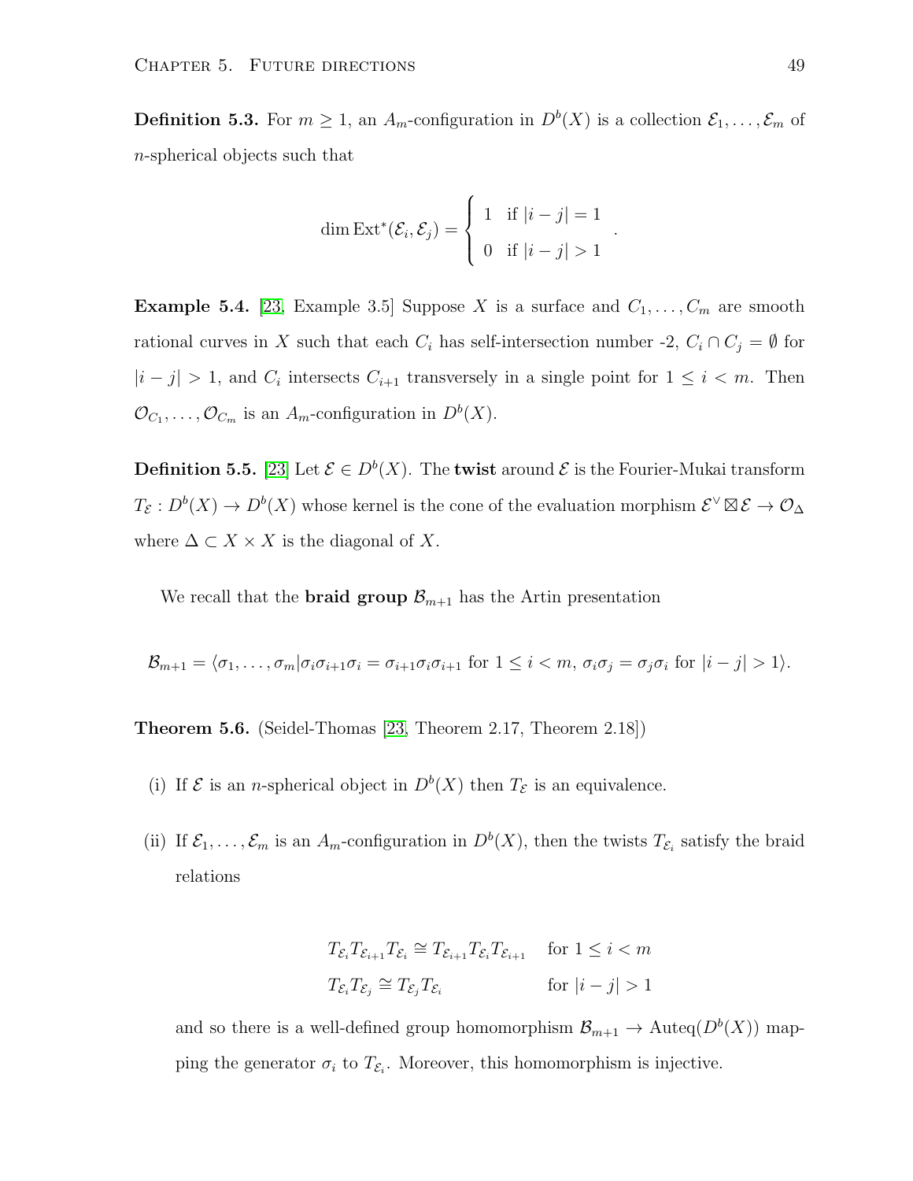**Definition 5.3.** For $m \geq 1$, an $A_m$-configuration in $D^b(X)$ is a collection $\mathcal{E}_1, \ldots, \mathcal{E}_m$ of $n$-spherical objects such that

$$\dim \operatorname{Ext}^*(\mathcal{E}_i, \mathcal{E}_j) = \begin{cases} 1 & \text{if } |i-j| = 1 \\ 0 & \text{if } |i-j| > 1 \end{cases}.$$

**Example 5.4.** [23, Example 3.5] Suppose $X$ is a surface and $C_1, \ldots, C_m$ are smooth rational curves in $X$ such that each $C_i$ has self-intersection number -2, $C_i \cap C_j = \emptyset$ for $|i-j| > 1$, and $C_i$ intersects $C_{i+1}$ transversely in a single point for $1 \leq i < m$. Then $\mathcal{O}_{C_1}, \ldots, \mathcal{O}_{C_m}$ is an $A_m$-configuration in $D^b(X)$.

**Definition 5.5.** [23] Let $\mathcal{E} \in D^b(X)$. The **twist** around $\mathcal{E}$ is the Fourier-Mukai transform $T_{\mathcal{E}} : D^b(X) \to D^b(X)$ whose kernel is the cone of the evaluation morphism $\mathcal{E}^\vee \boxtimes \mathcal{E} \to \mathcal{O}_\Delta$ where $\Delta \subset X \times X$ is the diagonal of $X$.

We recall that the **braid group** $\mathcal{B}_{m+1}$ has the Artin presentation

$$\mathcal{B}_{m+1} = \langle \sigma_1, \ldots, \sigma_m | \sigma_i \sigma_{i+1} \sigma_i = \sigma_{i+1} \sigma_i \sigma_{i+1} \text{ for } 1 \leq i < m,\ \sigma_i \sigma_j = \sigma_j \sigma_i \text{ for } |i-j| > 1 \rangle.$$

**Theorem 5.6.** (Seidel-Thomas [23, Theorem 2.17, Theorem 2.18])

(i) If $\mathcal{E}$ is an $n$-spherical object in $D^b(X)$ then $T_{\mathcal{E}}$ is an equivalence.

(ii) If $\mathcal{E}_1, \ldots, \mathcal{E}_m$ is an $A_m$-configuration in $D^b(X)$, then the twists $T_{\mathcal{E}_i}$ satisfy the braid relations

$$\begin{aligned} T_{\mathcal{E}_i} T_{\mathcal{E}_{i+1}} T_{\mathcal{E}_i} &\cong T_{\mathcal{E}_{i+1}} T_{\mathcal{E}_i} T_{\mathcal{E}_{i+1}} && \text{for } 1 \leq i < m \\ T_{\mathcal{E}_i} T_{\mathcal{E}_j} &\cong T_{\mathcal{E}_j} T_{\mathcal{E}_i} && \text{for } |i-j| > 1 \end{aligned}$$

and so there is a well-defined group homomorphism $\mathcal{B}_{m+1} \to \operatorname{Auteq}(D^b(X))$ mapping the generator $\sigma_i$ to $T_{\mathcal{E}_i}$. Moreover, this homomorphism is injective.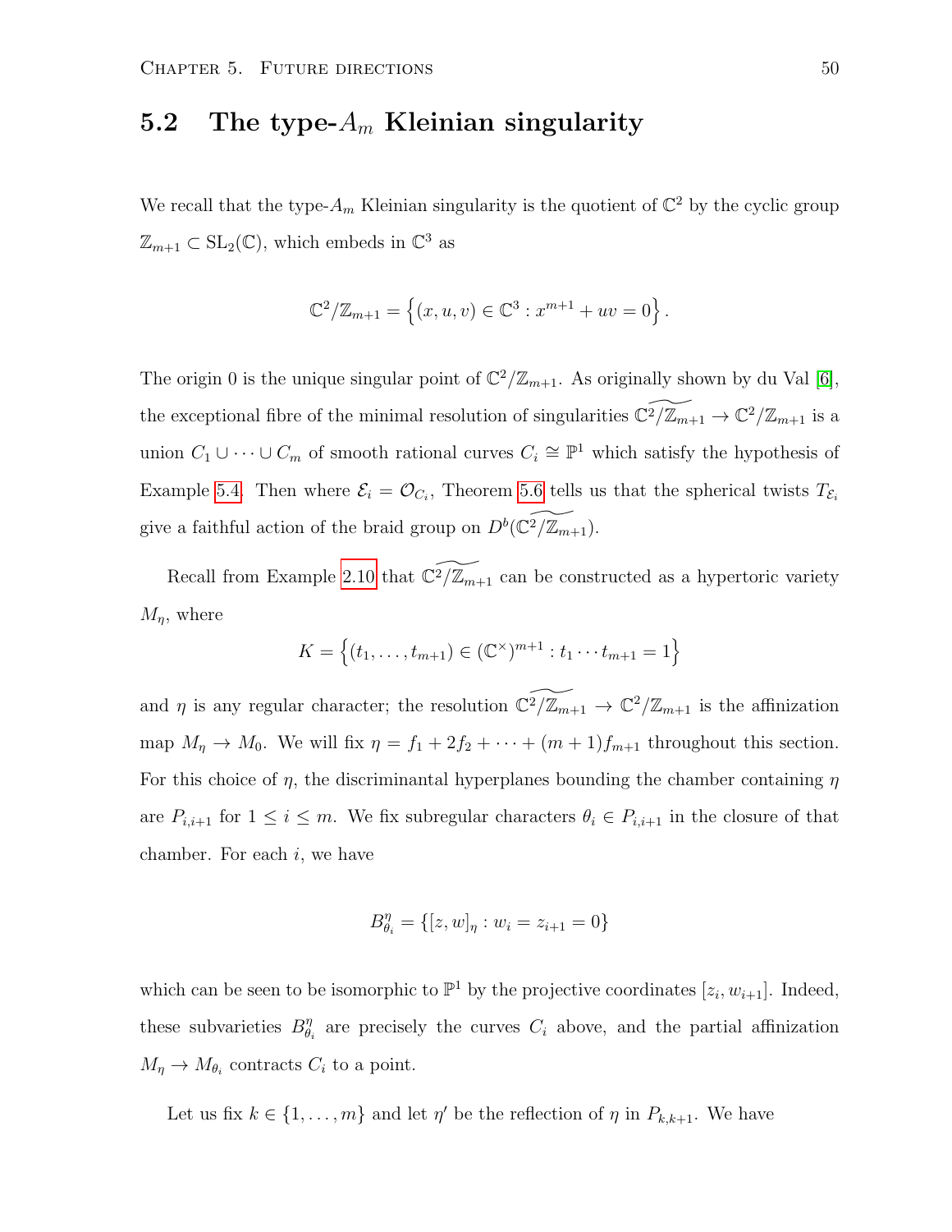## 5.2 The type-$A_m$ Kleinian singularity

We recall that the type-$A_m$ Kleinian singularity is the quotient of $\mathbb{C}^2$ by the cyclic group $\mathbb{Z}_{m+1} \subset \mathrm{SL}_2(\mathbb{C})$, which embeds in $\mathbb{C}^3$ as

$$\mathbb{C}^2/\mathbb{Z}_{m+1} = \left\{(x,u,v) \in \mathbb{C}^3 : x^{m+1} + uv = 0\right\}.$$

The origin 0 is the unique singular point of $\mathbb{C}^2/\mathbb{Z}_{m+1}$. As originally shown by du Val [6], the exceptional fibre of the minimal resolution of singularities $\widetilde{\mathbb{C}^2/\mathbb{Z}_{m+1}} \to \mathbb{C}^2/\mathbb{Z}_{m+1}$ is a union $C_1 \cup \cdots \cup C_m$ of smooth rational curves $C_i \cong \mathbb{P}^1$ which satisfy the hypothesis of Example 5.4. Then where $\mathcal{E}_i = \mathcal{O}_{C_i}$, Theorem 5.6 tells us that the spherical twists $T_{\mathcal{E}_i}$ give a faithful action of the braid group on $D^b(\widetilde{\mathbb{C}^2/\mathbb{Z}_{m+1}})$.

Recall from Example 2.10 that $\widetilde{\mathbb{C}^2/\mathbb{Z}_{m+1}}$ can be constructed as a hypertoric variety $M_\eta$, where

$$K = \left\{(t_1, \ldots, t_{m+1}) \in (\mathbb{C}^\times)^{m+1} : t_1 \cdots t_{m+1} = 1\right\}$$

and $\eta$ is any regular character; the resolution $\widetilde{\mathbb{C}^2/\mathbb{Z}_{m+1}} \to \mathbb{C}^2/\mathbb{Z}_{m+1}$ is the affinization map $M_\eta \to M_0$. We will fix $\eta = f_1 + 2f_2 + \cdots + (m+1)f_{m+1}$ throughout this section. For this choice of $\eta$, the discriminantal hyperplanes bounding the chamber containing $\eta$ are $P_{i,i+1}$ for $1 \leq i \leq m$. We fix subregular characters $\theta_i \in P_{i,i+1}$ in the closure of that chamber. For each $i$, we have

$$B^\eta_{\theta_i} = \{[z,w]_\eta : w_i = z_{i+1} = 0\}$$

which can be seen to be isomorphic to $\mathbb{P}^1$ by the projective coordinates $[z_i, w_{i+1}]$. Indeed, these subvarieties $B^\eta_{\theta_i}$ are precisely the curves $C_i$ above, and the partial affinization $M_\eta \to M_{\theta_i}$ contracts $C_i$ to a point.

Let us fix $k \in \{1, \ldots, m\}$ and let $\eta'$ be the reflection of $\eta$ in $P_{k,k+1}$. We have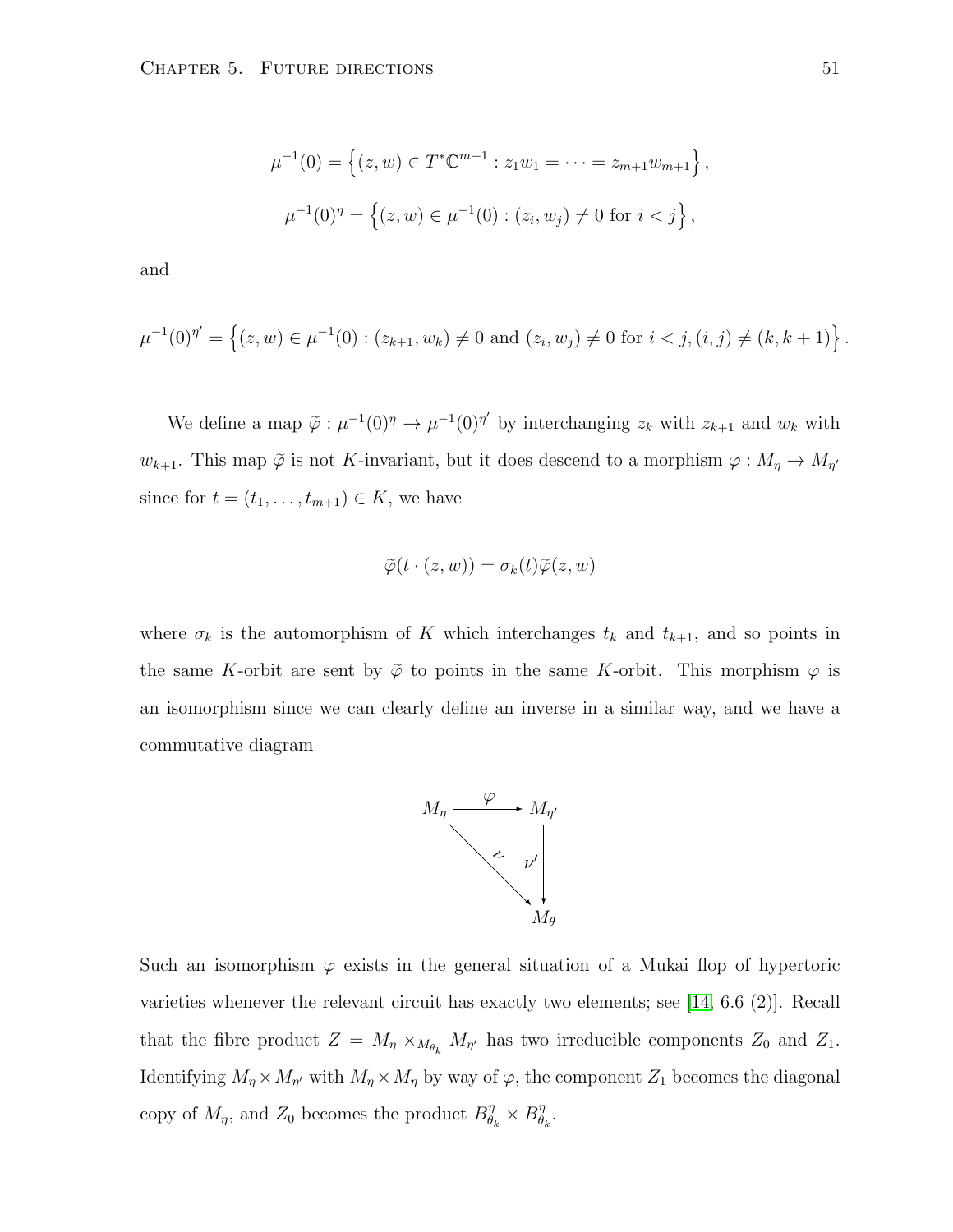$$\mu^{-1}(0) = \left\{(z,w) \in T^*\mathbb{C}^{m+1} : z_1 w_1 = \cdots = z_{m+1} w_{m+1}\right\},$$

$$\mu^{-1}(0)^\eta = \left\{(z,w) \in \mu^{-1}(0) : (z_i, w_j) \neq 0 \text{ for } i < j\right\},$$

and

$$\mu^{-1}(0)^{\eta'} = \left\{(z,w) \in \mu^{-1}(0) : (z_{k+1}, w_k) \neq 0 \text{ and } (z_i, w_j) \neq 0 \text{ for } i < j, (i,j) \neq (k, k+1)\right\}.$$

We define a map $\widetilde{\varphi} : \mu^{-1}(0)^\eta \to \mu^{-1}(0)^{\eta'}$ by interchanging $z_k$ with $z_{k+1}$ and $w_k$ with $w_{k+1}$. This map $\widetilde{\varphi}$ is not $K$-invariant, but it does descend to a morphism $\varphi : M_\eta \to M_{\eta'}$ since for $t = (t_1, \ldots, t_{m+1}) \in K$, we have

$$\widetilde{\varphi}(t \cdot (z,w)) = \sigma_k(t)\widetilde{\varphi}(z,w)$$

where $\sigma_k$ is the automorphism of $K$ which interchanges $t_k$ and $t_{k+1}$, and so points in the same $K$-orbit are sent by $\widetilde{\varphi}$ to points in the same $K$-orbit. This morphism $\varphi$ is an isomorphism since we can clearly define an inverse in a similar way, and we have a commutative diagram

$$\begin{array}{ccc} M_\eta & \xrightarrow{\varphi} & M_{\eta'} \\ & \searrow^{\nu} & \downarrow{\nu'} \\ & & M_\theta \end{array}$$

Such an isomorphism $\varphi$ exists in the general situation of a Mukai flop of hypertoric varieties whenever the relevant circuit has exactly two elements; see [14, 6.6 (2)]. Recall that the fibre product $Z = M_\eta \times_{M_{\theta_k}} M_{\eta'}$ has two irreducible components $Z_0$ and $Z_1$. Identifying $M_\eta \times M_{\eta'}$ with $M_\eta \times M_\eta$ by way of $\varphi$, the component $Z_1$ becomes the diagonal copy of $M_\eta$, and $Z_0$ becomes the product $B^\eta_{\theta_k} \times B^\eta_{\theta_k}$.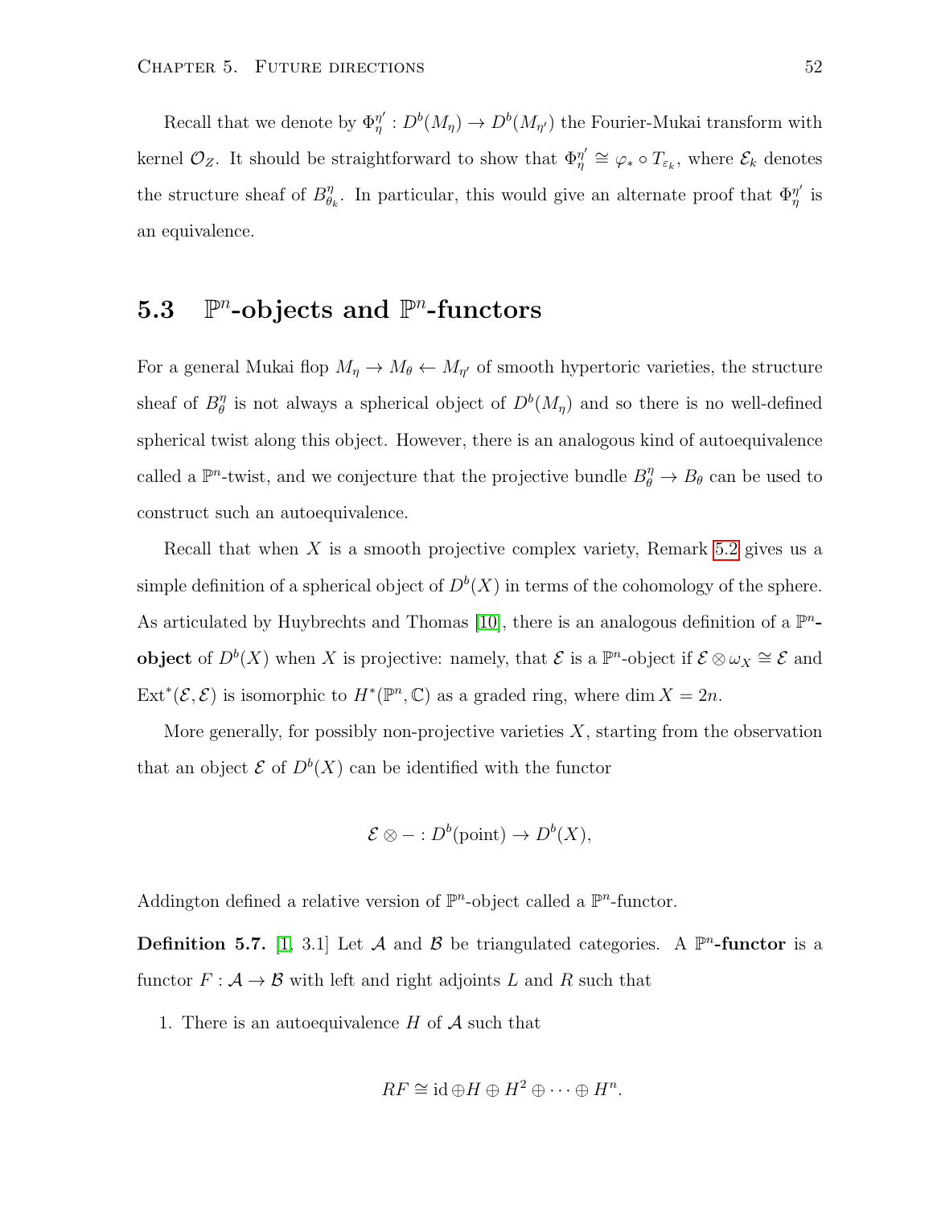Recall that we denote by $\Phi_{\eta}^{\eta'} : D^b(M_\eta) \to D^b(M_{\eta'})$ the Fourier-Mukai transform with kernel $\mathcal{O}_Z$. It should be straightforward to show that $\Phi_{\eta}^{\eta'} \cong \varphi_* \circ T_{\varepsilon_k}$, where $\mathcal{E}_k$ denotes the structure sheaf of $B_{\theta_k}^{\eta}$. In particular, this would give an alternate proof that $\Phi_{\eta}^{\eta'}$ is an equivalence.

## 5.3 $\mathbb{P}^n$-objects and $\mathbb{P}^n$-functors

For a general Mukai flop $M_\eta \to M_\theta \leftarrow M_{\eta'}$ of smooth hypertoric varieties, the structure sheaf of $B_\theta^\eta$ is not always a spherical object of $D^b(M_\eta)$ and so there is no well-defined spherical twist along this object. However, there is an analogous kind of autoequivalence called a $\mathbb{P}^n$-twist, and we conjecture that the projective bundle $B_\theta^\eta \to B_\theta$ can be used to construct such an autoequivalence.

Recall that when $X$ is a smooth projective complex variety, Remark 5.2 gives us a simple definition of a spherical object of $D^b(X)$ in terms of the cohomology of the sphere. As articulated by Huybrechts and Thomas [10], there is an analogous definition of a $\mathbb{P}^n$-**object** of $D^b(X)$ when $X$ is projective: namely, that $\mathcal{E}$ is a $\mathbb{P}^n$-object if $\mathcal{E} \otimes \omega_X \cong \mathcal{E}$ and $\operatorname{Ext}^*(\mathcal{E}, \mathcal{E})$ is isomorphic to $H^*(\mathbb{P}^n, \mathbb{C})$ as a graded ring, where $\dim X = 2n$.

More generally, for possibly non-projective varieties $X$, starting from the observation that an object $\mathcal{E}$ of $D^b(X)$ can be identified with the functor

$$\mathcal{E} \otimes - : D^b(\text{point}) \to D^b(X),$$

Addington defined a relative version of $\mathbb{P}^n$-object called a $\mathbb{P}^n$-functor.

**Definition 5.7.** [1, 3.1] Let $\mathcal{A}$ and $\mathcal{B}$ be triangulated categories. A $\mathbb{P}^n$-**functor** is a functor $F : \mathcal{A} \to \mathcal{B}$ with left and right adjoints $L$ and $R$ such that

1. There is an autoequivalence $H$ of $\mathcal{A}$ such that

$$RF \cong \operatorname{id} \oplus H \oplus H^2 \oplus \cdots \oplus H^n.$$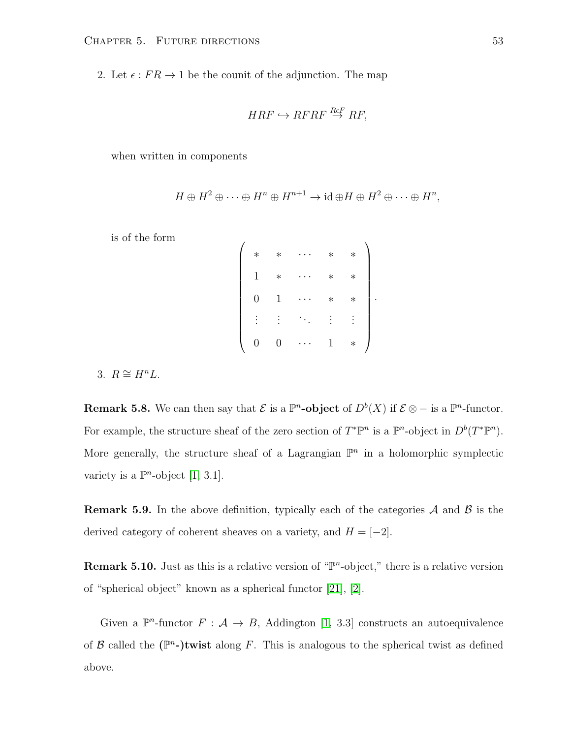2. Let $\epsilon : FR \to 1$ be the counit of the adjunction. The map

$$HRF \hookrightarrow RFRF \stackrel{R\epsilon F}{\to} RF,$$

when written in components

$$H \oplus H^2 \oplus \cdots \oplus H^n \oplus H^{n+1} \to \mathrm{id} \oplus H \oplus H^2 \oplus \cdots \oplus H^n,$$

is of the form

$$\begin{pmatrix} * & * & \cdots & * & * \\ 1 & * & \cdots & * & * \\ 0 & 1 & \cdots & * & * \\ \vdots & \vdots & \ddots & \vdots & \vdots \\ 0 & 0 & \cdots & 1 & * \end{pmatrix}.$$

3. $R \cong H^n L$.

**Remark 5.8.** We can then say that $\mathcal{E}$ is a $\mathbb{P}^n$**-object** of $D^b(X)$ if $\mathcal{E} \otimes -$ is a $\mathbb{P}^n$-functor. For example, the structure sheaf of the zero section of $T^*\mathbb{P}^n$ is a $\mathbb{P}^n$-object in $D^b(T^*\mathbb{P}^n)$. More generally, the structure sheaf of a Lagrangian $\mathbb{P}^n$ in a holomorphic symplectic variety is a $\mathbb{P}^n$-object [1, 3.1].

**Remark 5.9.** In the above definition, typically each of the categories $\mathcal{A}$ and $\mathcal{B}$ is the derived category of coherent sheaves on a variety, and $H = [-2]$.

**Remark 5.10.** Just as this is a relative version of "$\mathbb{P}^n$-object," there is a relative version of "spherical object" known as a spherical functor [21], [2].

Given a $\mathbb{P}^n$-functor $F : \mathcal{A} \to B$, Addington [1, 3.3] constructs an autoequivalence of $\mathcal{B}$ called the **($\mathbb{P}^n$-)twist** along $F$. This is analogous to the spherical twist as defined above.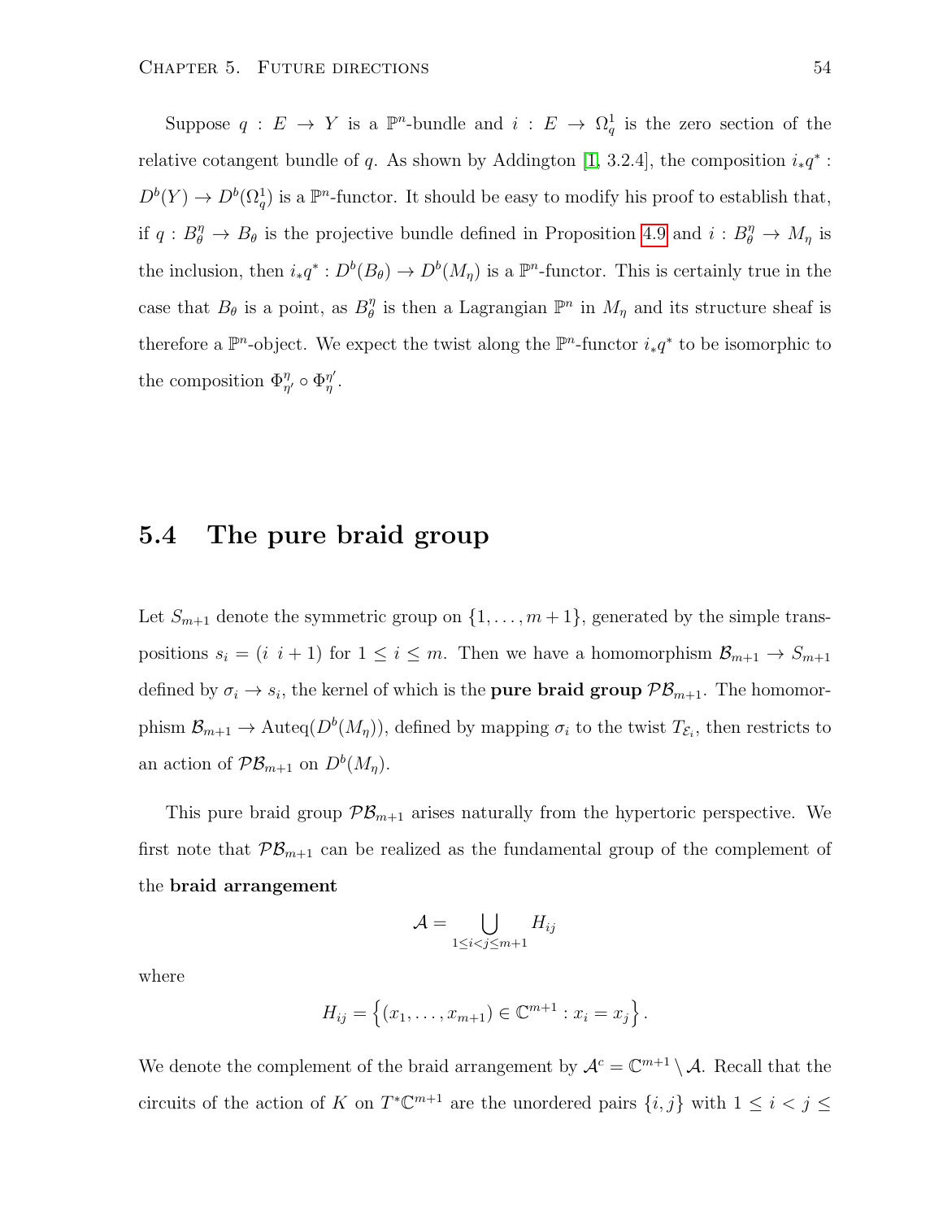Suppose $q : E \to Y$ is a $\mathbb{P}^n$-bundle and $i : E \to \Omega^1_q$ is the zero section of the relative cotangent bundle of $q$. As shown by Addington [1, 3.2.4], the composition $i_* q^* : D^b(Y) \to D^b(\Omega^1_q)$ is a $\mathbb{P}^n$-functor. It should be easy to modify his proof to establish that, if $q : B^\eta_\theta \to B_\theta$ is the projective bundle defined in Proposition 4.9 and $i : B^\eta_\theta \to M_\eta$ is the inclusion, then $i_* q^* : D^b(B_\theta) \to D^b(M_\eta)$ is a $\mathbb{P}^n$-functor. This is certainly true in the case that $B_\theta$ is a point, as $B^\eta_\theta$ is then a Lagrangian $\mathbb{P}^n$ in $M_\eta$ and its structure sheaf is therefore a $\mathbb{P}^n$-object. We expect the twist along the $\mathbb{P}^n$-functor $i_* q^*$ to be isomorphic to the composition $\Phi^\eta_{\eta'} \circ \Phi^{\eta'}_\eta$.

## 5.4 The pure braid group

Let $S_{m+1}$ denote the symmetric group on $\{1, \ldots, m+1\}$, generated by the simple transpositions $s_i = (i \;\; i+1)$ for $1 \leq i \leq m$. Then we have a homomorphism $\mathcal{B}_{m+1} \to S_{m+1}$ defined by $\sigma_i \to s_i$, the kernel of which is the **pure braid group** $\mathcal{PB}_{m+1}$. The homomorphism $\mathcal{B}_{m+1} \to \mathrm{Auteq}(D^b(M_\eta))$, defined by mapping $\sigma_i$ to the twist $T_{\mathcal{E}_i}$, then restricts to an action of $\mathcal{PB}_{m+1}$ on $D^b(M_\eta)$.

This pure braid group $\mathcal{PB}_{m+1}$ arises naturally from the hypertoric perspective. We first note that $\mathcal{PB}_{m+1}$ can be realized as the fundamental group of the complement of the **braid arrangement**

$$\mathcal{A} = \bigcup_{1 \leq i < j \leq m+1} H_{ij}$$

where

$$H_{ij} = \left\{ (x_1, \ldots, x_{m+1}) \in \mathbb{C}^{m+1} : x_i = x_j \right\}.$$

We denote the complement of the braid arrangement by $\mathcal{A}^c = \mathbb{C}^{m+1} \setminus \mathcal{A}$. Recall that the circuits of the action of $K$ on $T^*\mathbb{C}^{m+1}$ are the unordered pairs $\{i, j\}$ with $1 \leq i < j \leq$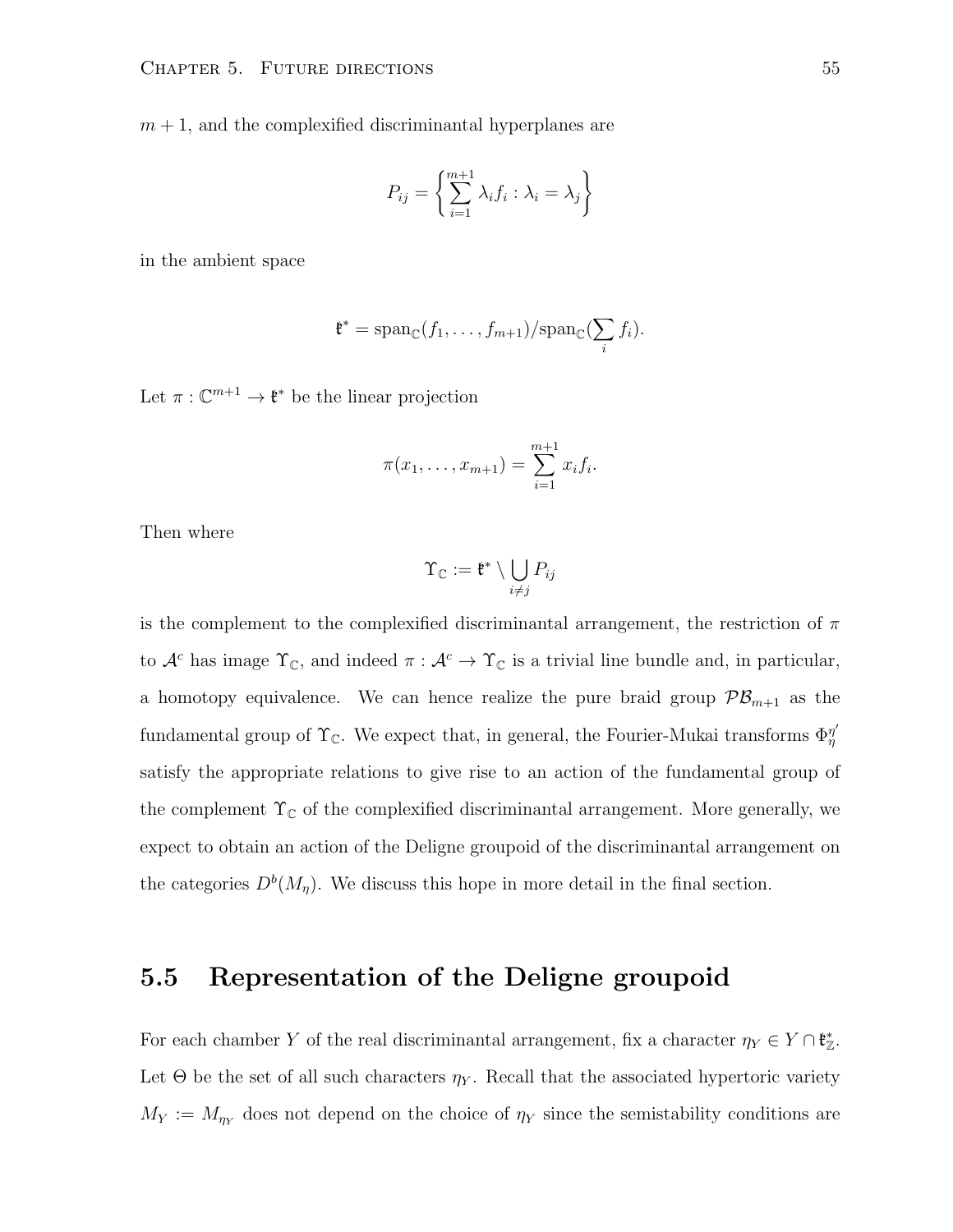$m+1$, and the complexified discriminantal hyperplanes are

$$P_{ij} = \left\{ \sum_{i=1}^{m+1} \lambda_i f_i : \lambda_i = \lambda_j \right\}$$

in the ambient space

$$\mathfrak{k}^* = \mathrm{span}_{\mathbb{C}}(f_1, \ldots, f_{m+1}) / \mathrm{span}_{\mathbb{C}}(\sum_i f_i).$$

Let $\pi : \mathbb{C}^{m+1} \to \mathfrak{k}^*$ be the linear projection

$$\pi(x_1, \ldots, x_{m+1}) = \sum_{i=1}^{m+1} x_i f_i.$$

Then where

$$\Upsilon_{\mathbb{C}} := \mathfrak{k}^* \setminus \bigcup_{i \neq j} P_{ij}$$

is the complement to the complexified discriminantal arrangement, the restriction of $\pi$ to $\mathcal{A}^c$ has image $\Upsilon_{\mathbb{C}}$, and indeed $\pi : \mathcal{A}^c \to \Upsilon_{\mathbb{C}}$ is a trivial line bundle and, in particular, a homotopy equivalence. We can hence realize the pure braid group $\mathcal{PB}_{m+1}$ as the fundamental group of $\Upsilon_{\mathbb{C}}$. We expect that, in general, the Fourier-Mukai transforms $\Phi_{\eta}^{\eta'}$ satisfy the appropriate relations to give rise to an action of the fundamental group of the complement $\Upsilon_{\mathbb{C}}$ of the complexified discriminantal arrangement. More generally, we expect to obtain an action of the Deligne groupoid of the discriminantal arrangement on the categories $D^b(M_\eta)$. We discuss this hope in more detail in the final section.

## 5.5 Representation of the Deligne groupoid

For each chamber $Y$ of the real discriminantal arrangement, fix a character $\eta_Y \in Y \cap \mathfrak{k}^*_{\mathbb{Z}}$. Let $\Theta$ be the set of all such characters $\eta_Y$. Recall that the associated hypertoric variety $M_Y := M_{\eta_Y}$ does not depend on the choice of $\eta_Y$ since the semistability conditions are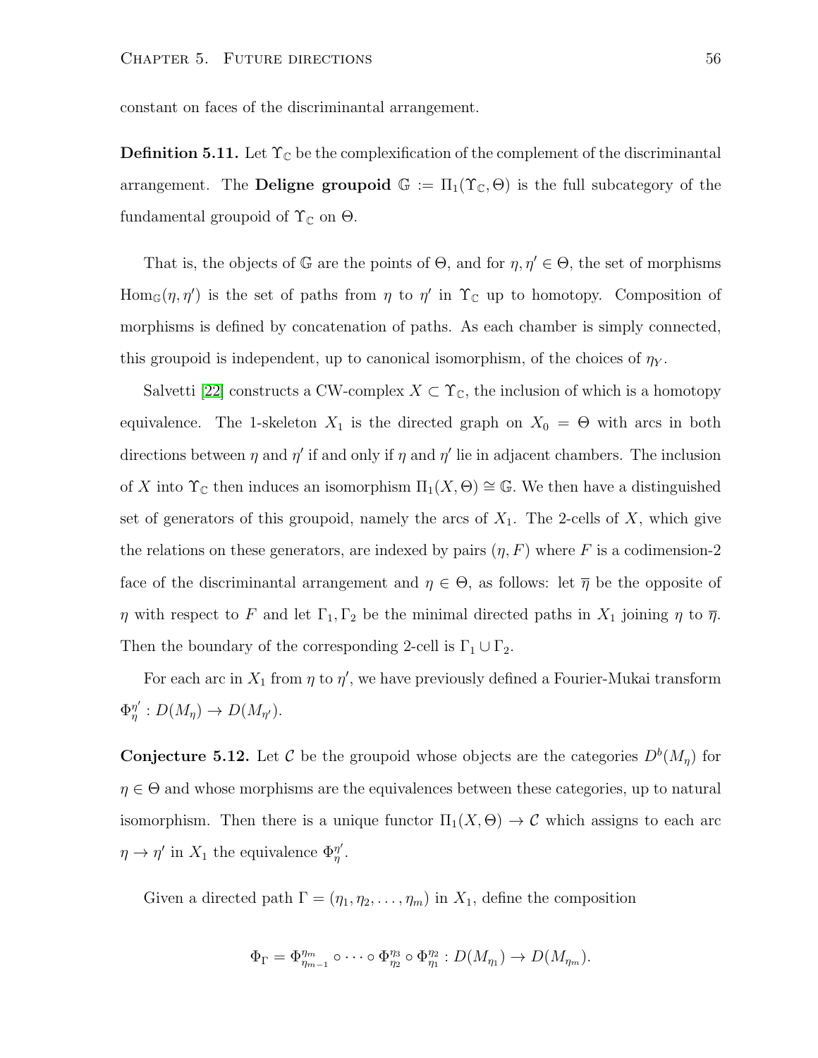constant on faces of the discriminantal arrangement.

**Definition 5.11.** Let $\Upsilon_{\mathbb{C}}$ be the complexification of the complement of the discriminantal arrangement. The **Deligne groupoid** $\mathbb{G} := \Pi_1(\Upsilon_{\mathbb{C}}, \Theta)$ is the full subcategory of the fundamental groupoid of $\Upsilon_{\mathbb{C}}$ on $\Theta$.

That is, the objects of $\mathbb{G}$ are the points of $\Theta$, and for $\eta, \eta' \in \Theta$, the set of morphisms $\mathrm{Hom}_{\mathbb{G}}(\eta, \eta')$ is the set of paths from $\eta$ to $\eta'$ in $\Upsilon_{\mathbb{C}}$ up to homotopy. Composition of morphisms is defined by concatenation of paths. As each chamber is simply connected, this groupoid is independent, up to canonical isomorphism, of the choices of $\eta_Y$.

Salvetti [22] constructs a CW-complex $X \subset \Upsilon_{\mathbb{C}}$, the inclusion of which is a homotopy equivalence. The 1-skeleton $X_1$ is the directed graph on $X_0 = \Theta$ with arcs in both directions between $\eta$ and $\eta'$ if and only if $\eta$ and $\eta'$ lie in adjacent chambers. The inclusion of $X$ into $\Upsilon_{\mathbb{C}}$ then induces an isomorphism $\Pi_1(X, \Theta) \cong \mathbb{G}$. We then have a distinguished set of generators of this groupoid, namely the arcs of $X_1$. The 2-cells of $X$, which give the relations on these generators, are indexed by pairs $(\eta, F)$ where $F$ is a codimension-2 face of the discriminantal arrangement and $\eta \in \Theta$, as follows: let $\overline{\eta}$ be the opposite of $\eta$ with respect to $F$ and let $\Gamma_1, \Gamma_2$ be the minimal directed paths in $X_1$ joining $\eta$ to $\overline{\eta}$. Then the boundary of the corresponding 2-cell is $\Gamma_1 \cup \Gamma_2$.

For each arc in $X_1$ from $\eta$ to $\eta'$, we have previously defined a Fourier-Mukai transform $\Phi_{\eta}^{\eta'} : D(M_\eta) \to D(M_{\eta'})$.

**Conjecture 5.12.** Let $\mathcal{C}$ be the groupoid whose objects are the categories $D^b(M_\eta)$ for $\eta \in \Theta$ and whose morphisms are the equivalences between these categories, up to natural isomorphism. Then there is a unique functor $\Pi_1(X, \Theta) \to \mathcal{C}$ which assigns to each arc $\eta \to \eta'$ in $X_1$ the equivalence $\Phi_{\eta}^{\eta'}$.

Given a directed path $\Gamma = (\eta_1, \eta_2, \ldots, \eta_m)$ in $X_1$, define the composition

$$\Phi_\Gamma = \Phi_{\eta_{m-1}}^{\eta_m} \circ \cdots \circ \Phi_{\eta_2}^{\eta_3} \circ \Phi_{\eta_1}^{\eta_2} : D(M_{\eta_1}) \to D(M_{\eta_m}).$$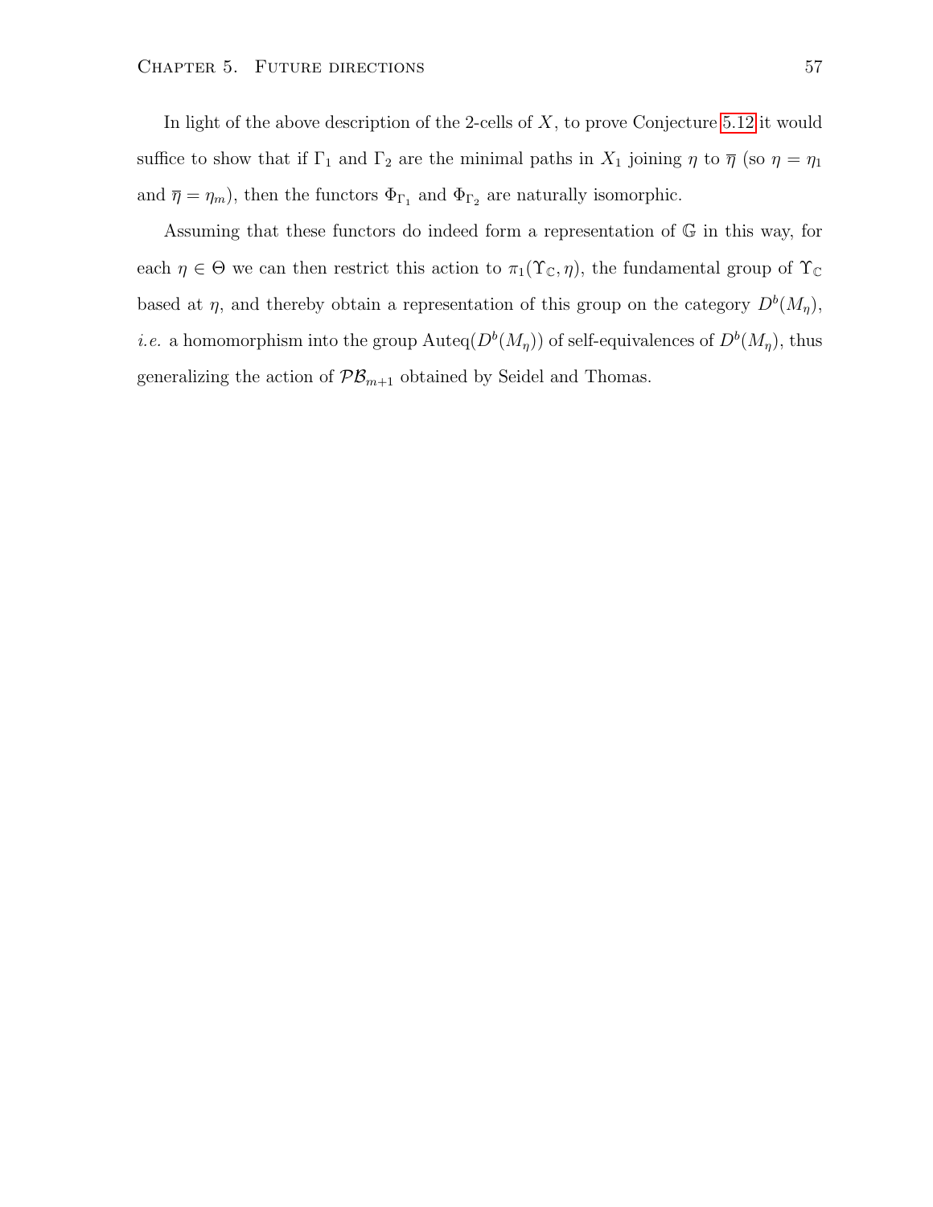In light of the above description of the 2-cells of $X$, to prove Conjecture 5.12 it would suffice to show that if $\Gamma_1$ and $\Gamma_2$ are the minimal paths in $X_1$ joining $\eta$ to $\overline{\eta}$ (so $\eta = \eta_1$ and $\overline{\eta} = \eta_m$), then the functors $\Phi_{\Gamma_1}$ and $\Phi_{\Gamma_2}$ are naturally isomorphic.

Assuming that these functors do indeed form a representation of $\mathbb{G}$ in this way, for each $\eta \in \Theta$ we can then restrict this action to $\pi_1(\Upsilon_{\mathbb{C}}, \eta)$, the fundamental group of $\Upsilon_{\mathbb{C}}$ based at $\eta$, and thereby obtain a representation of this group on the category $D^b(M_\eta)$, *i.e.* a homomorphism into the group $\mathrm{Auteq}(D^b(M_\eta))$ of self-equivalences of $D^b(M_\eta)$, thus generalizing the action of $\mathcal{PB}_{m+1}$ obtained by Seidel and Thomas.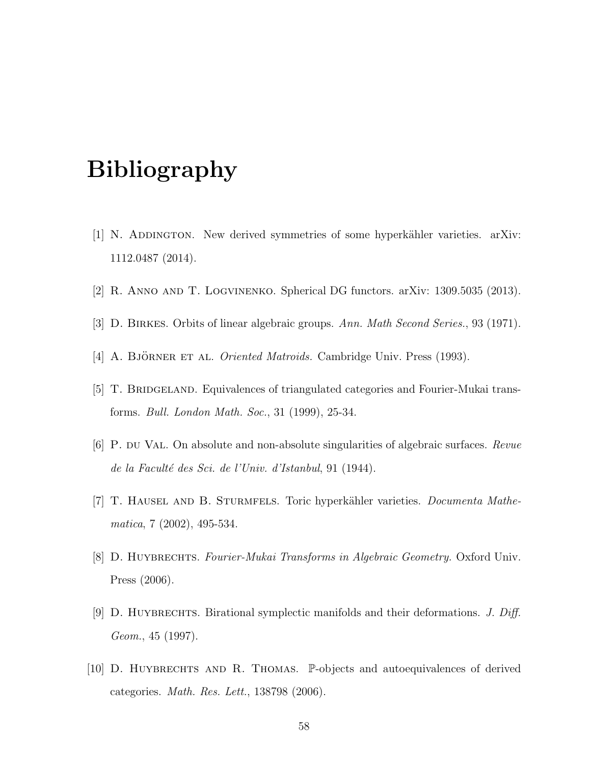# Bibliography

[1] N. Addington. New derived symmetries of some hyperkähler varieties. arXiv: 1112.0487 (2014).

[2] R. Anno and T. Logvinenko. Spherical DG functors. arXiv: 1309.5035 (2013).

[3] D. Birkes. Orbits of linear algebraic groups. *Ann. Math Second Series.*, 93 (1971).

[4] A. Björner et al. *Oriented Matroids.* Cambridge Univ. Press (1993).

[5] T. Bridgeland. Equivalences of triangulated categories and Fourier-Mukai transforms. *Bull. London Math. Soc.*, 31 (1999), 25-34.

[6] P. du Val. On absolute and non-absolute singularities of algebraic surfaces. *Revue de la Faculté des Sci. de l'Univ. d'Istanbul*, 91 (1944).

[7] T. Hausel and B. Sturmfels. Toric hyperkähler varieties. *Documenta Mathematica*, 7 (2002), 495-534.

[8] D. Huybrechts. *Fourier-Mukai Transforms in Algebraic Geometry.* Oxford Univ. Press (2006).

[9] D. Huybrechts. Birational symplectic manifolds and their deformations. *J. Diff. Geom.*, 45 (1997).

[10] D. Huybrechts and R. Thomas. $\mathbb{P}$-objects and autoequivalences of derived categories. *Math. Res. Lett.*, 138798 (2006).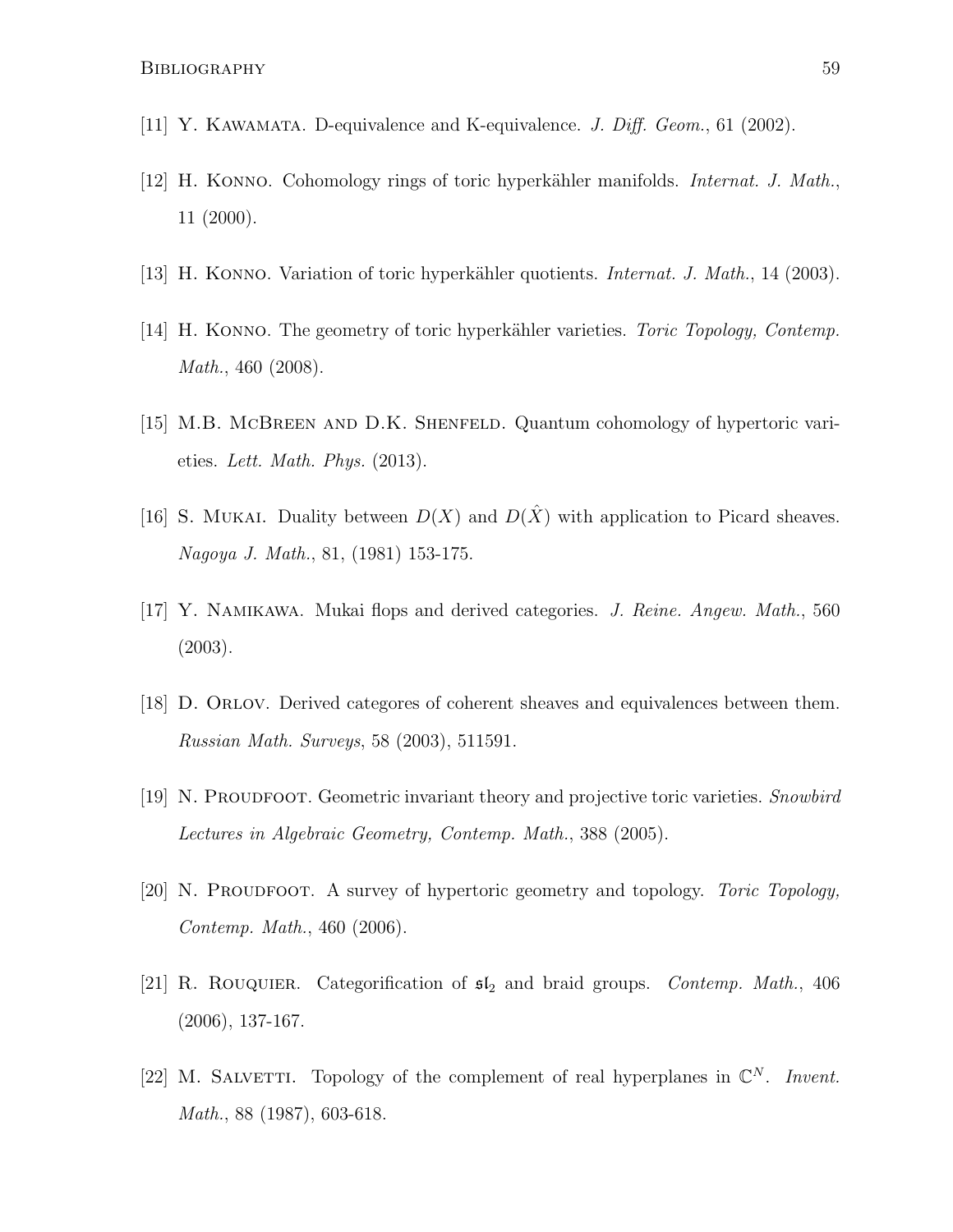[11] Y. Kawamata. D-equivalence and K-equivalence. *J. Diff. Geom.*, 61 (2002).

[12] H. Konno. Cohomology rings of toric hyperkähler manifolds. *Internat. J. Math.*, 11 (2000).

[13] H. Konno. Variation of toric hyperkähler quotients. *Internat. J. Math.*, 14 (2003).

[14] H. Konno. The geometry of toric hyperkähler varieties. *Toric Topology, Contemp. Math.*, 460 (2008).

[15] M.B. McBreen and D.K. Shenfeld. Quantum cohomology of hypertoric varieties. *Lett. Math. Phys.* (2013).

[16] S. Mukai. Duality between $D(X)$ and $D(\hat{X})$ with application to Picard sheaves. *Nagoya J. Math.*, 81, (1981) 153-175.

[17] Y. Namikawa. Mukai flops and derived categories. *J. Reine. Angew. Math.*, 560 (2003).

[18] D. Orlov. Derived categores of coherent sheaves and equivalences between them. *Russian Math. Surveys*, 58 (2003), 511591.

[19] N. Proudfoot. Geometric invariant theory and projective toric varieties. *Snowbird Lectures in Algebraic Geometry, Contemp. Math.*, 388 (2005).

[20] N. Proudfoot. A survey of hypertoric geometry and topology. *Toric Topology, Contemp. Math.*, 460 (2006).

[21] R. Rouquier. Categorification of $\mathfrak{sl}_2$ and braid groups. *Contemp. Math.*, 406 (2006), 137-167.

[22] M. Salvetti. Topology of the complement of real hyperplanes in $\mathbb{C}^N$. *Invent. Math.*, 88 (1987), 603-618.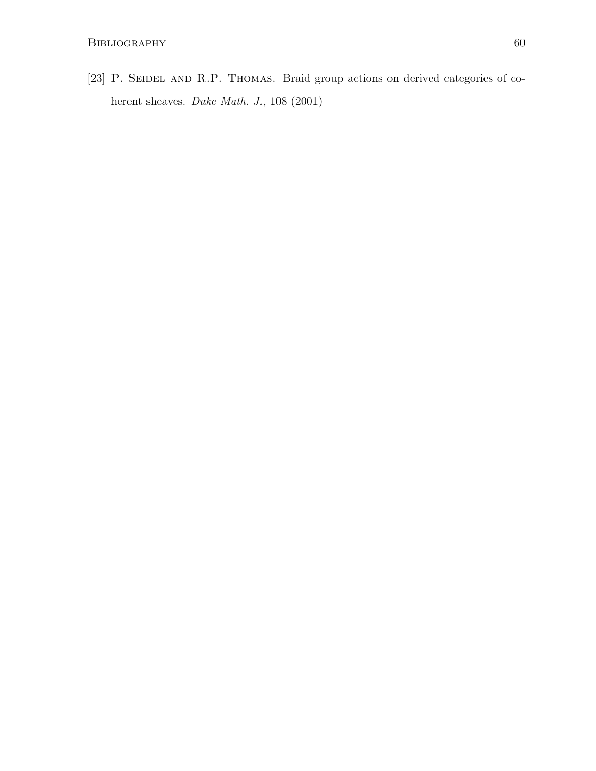[23] P. Seidel and R.P. Thomas. Braid group actions on derived categories of coherent sheaves. *Duke Math. J.,* 108 (2001)